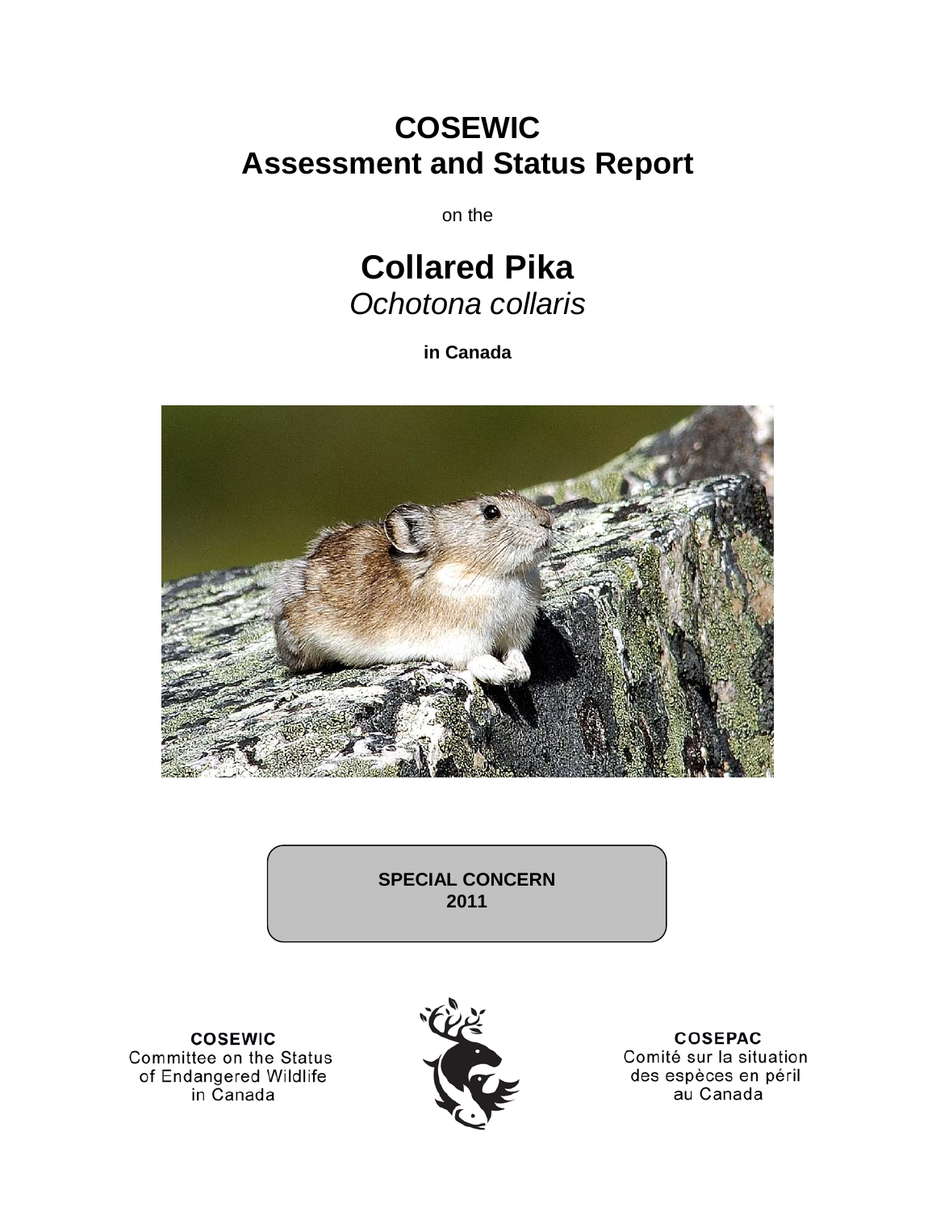# COSEWIC
# Assessment and Status Report

on the

# Collared Pika
*Ochotona collaris*

**in Canada**

**SPECIAL CONCERN**
**2011**

**COSEWIC**
Committee on the Status of Endangered Wildlife in Canada

**COSEPAC**
Comité sur la situation des espèces en péril au Canada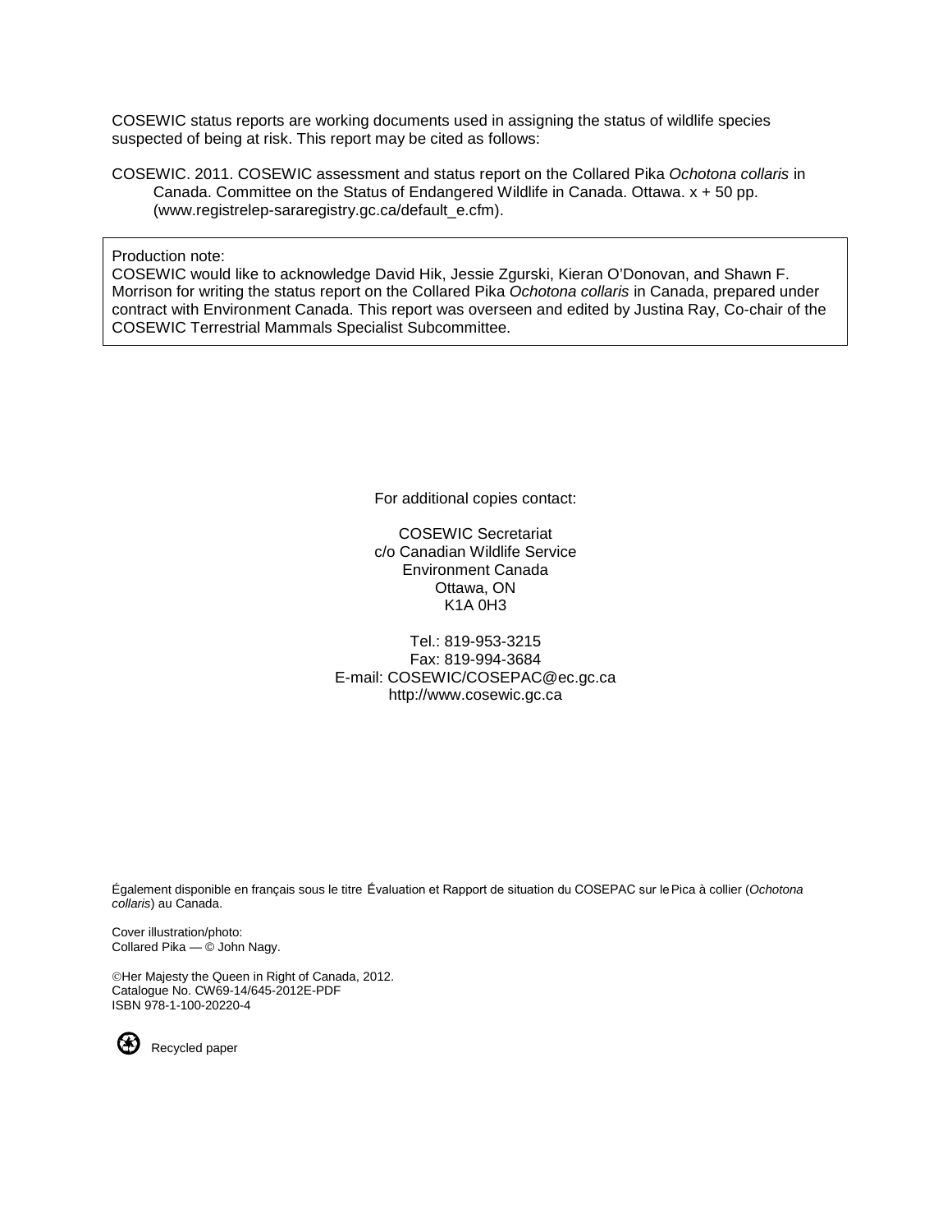COSEWIC status reports are working documents used in assigning the status of wildlife species suspected of being at risk. This report may be cited as follows:

COSEWIC. 2011. COSEWIC assessment and status report on the Collared Pika *Ochotona collaris* in Canada. Committee on the Status of Endangered Wildlife in Canada. Ottawa. x + 50 pp. (www.registrelep-sararegistry.gc.ca/default_e.cfm).

Production note:
COSEWIC would like to acknowledge David Hik, Jessie Zgurski, Kieran O'Donovan, and Shawn F. Morrison for writing the status report on the Collared Pika *Ochotona collaris* in Canada, prepared under contract with Environment Canada. This report was overseen and edited by Justina Ray, Co-chair of the COSEWIC Terrestrial Mammals Specialist Subcommittee.

For additional copies contact:

COSEWIC Secretariat
c/o Canadian Wildlife Service
Environment Canada
Ottawa, ON
K1A 0H3

Tel.: 819-953-3215
Fax: 819-994-3684
E-mail: COSEWIC/COSEPAC@ec.gc.ca
http://www.cosewic.gc.ca

Également disponible en français sous le titre Évaluation et Rapport de situation du COSEPAC sur le Pica à collier (*Ochotona collaris*) au Canada.

Cover illustration/photo:
Collared Pika — © John Nagy.

©Her Majesty the Queen in Right of Canada, 2012.
Catalogue No. CW69-14/645-2012E-PDF
ISBN 978-1-100-20220-4

Recycled paper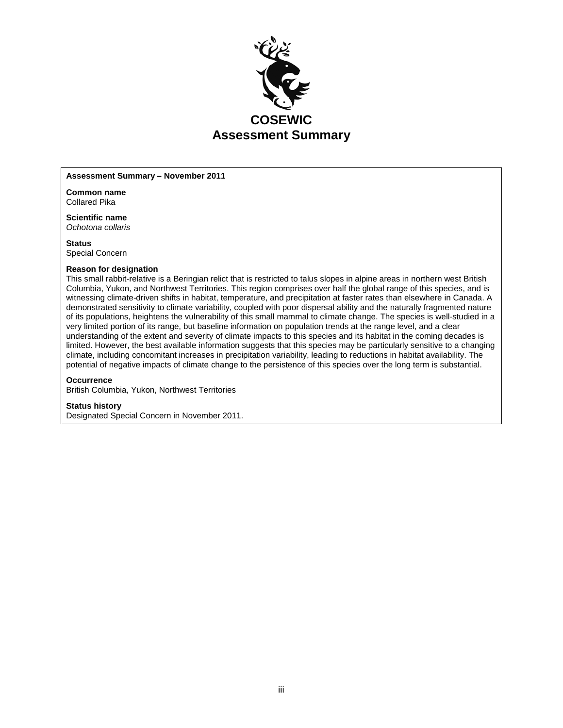# COSEWIC Assessment Summary

**Assessment Summary – November 2011**

**Common name**
Collared Pika

**Scientific name**
*Ochotona collaris*

**Status**
Special Concern

**Reason for designation**
This small rabbit-relative is a Beringian relict that is restricted to talus slopes in alpine areas in northern west British Columbia, Yukon, and Northwest Territories. This region comprises over half the global range of this species, and is witnessing climate-driven shifts in habitat, temperature, and precipitation at faster rates than elsewhere in Canada. A demonstrated sensitivity to climate variability, coupled with poor dispersal ability and the naturally fragmented nature of its populations, heightens the vulnerability of this small mammal to climate change. The species is well-studied in a very limited portion of its range, but baseline information on population trends at the range level, and a clear understanding of the extent and severity of climate impacts to this species and its habitat in the coming decades is limited. However, the best available information suggests that this species may be particularly sensitive to a changing climate, including concomitant increases in precipitation variability, leading to reductions in habitat availability. The potential of negative impacts of climate change to the persistence of this species over the long term is substantial.

**Occurrence**
British Columbia, Yukon, Northwest Territories

**Status history**
Designated Special Concern in November 2011.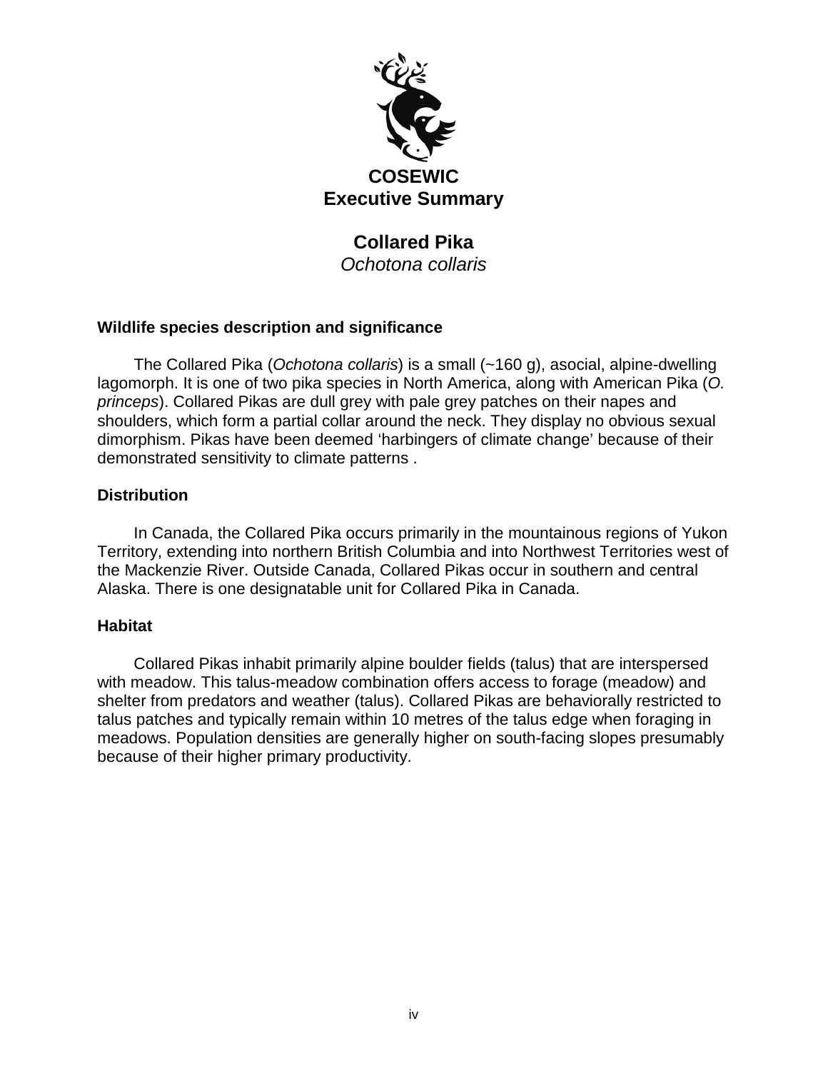# COSEWIC
# Executive Summary

## Collared Pika
*Ochotona collaris*

### Wildlife species description and significance

The Collared Pika (*Ochotona collaris*) is a small (~160 g), asocial, alpine-dwelling lagomorph. It is one of two pika species in North America, along with American Pika (*O. princeps*). Collared Pikas are dull grey with pale grey patches on their napes and shoulders, which form a partial collar around the neck. They display no obvious sexual dimorphism. Pikas have been deemed 'harbingers of climate change' because of their demonstrated sensitivity to climate patterns .

### Distribution

In Canada, the Collared Pika occurs primarily in the mountainous regions of Yukon Territory, extending into northern British Columbia and into Northwest Territories west of the Mackenzie River. Outside Canada, Collared Pikas occur in southern and central Alaska. There is one designatable unit for Collared Pika in Canada.

### Habitat

Collared Pikas inhabit primarily alpine boulder fields (talus) that are interspersed with meadow. This talus-meadow combination offers access to forage (meadow) and shelter from predators and weather (talus). Collared Pikas are behaviorally restricted to talus patches and typically remain within 10 metres of the talus edge when foraging in meadows. Population densities are generally higher on south-facing slopes presumably because of their higher primary productivity.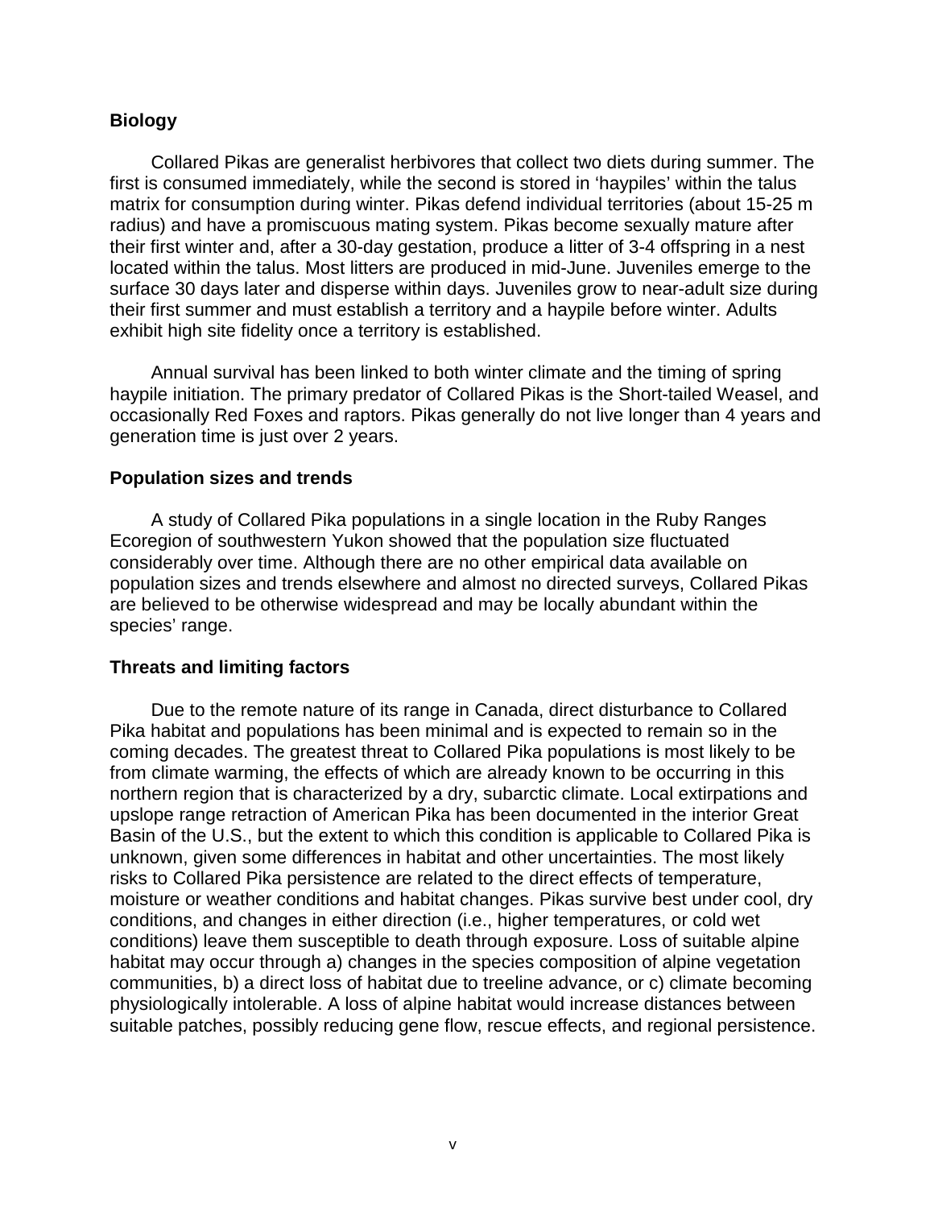## Biology

Collared Pikas are generalist herbivores that collect two diets during summer. The first is consumed immediately, while the second is stored in 'haypiles' within the talus matrix for consumption during winter. Pikas defend individual territories (about 15-25 m radius) and have a promiscuous mating system. Pikas become sexually mature after their first winter and, after a 30-day gestation, produce a litter of 3-4 offspring in a nest located within the talus. Most litters are produced in mid-June. Juveniles emerge to the surface 30 days later and disperse within days. Juveniles grow to near-adult size during their first summer and must establish a territory and a haypile before winter. Adults exhibit high site fidelity once a territory is established.

Annual survival has been linked to both winter climate and the timing of spring haypile initiation. The primary predator of Collared Pikas is the Short-tailed Weasel, and occasionally Red Foxes and raptors. Pikas generally do not live longer than 4 years and generation time is just over 2 years.

## Population sizes and trends

A study of Collared Pika populations in a single location in the Ruby Ranges Ecoregion of southwestern Yukon showed that the population size fluctuated considerably over time. Although there are no other empirical data available on population sizes and trends elsewhere and almost no directed surveys, Collared Pikas are believed to be otherwise widespread and may be locally abundant within the species' range.

## Threats and limiting factors

Due to the remote nature of its range in Canada, direct disturbance to Collared Pika habitat and populations has been minimal and is expected to remain so in the coming decades. The greatest threat to Collared Pika populations is most likely to be from climate warming, the effects of which are already known to be occurring in this northern region that is characterized by a dry, subarctic climate. Local extirpations and upslope range retraction of American Pika has been documented in the interior Great Basin of the U.S., but the extent to which this condition is applicable to Collared Pika is unknown, given some differences in habitat and other uncertainties. The most likely risks to Collared Pika persistence are related to the direct effects of temperature, moisture or weather conditions and habitat changes. Pikas survive best under cool, dry conditions, and changes in either direction (i.e., higher temperatures, or cold wet conditions) leave them susceptible to death through exposure. Loss of suitable alpine habitat may occur through a) changes in the species composition of alpine vegetation communities, b) a direct loss of habitat due to treeline advance, or c) climate becoming physiologically intolerable. A loss of alpine habitat would increase distances between suitable patches, possibly reducing gene flow, rescue effects, and regional persistence.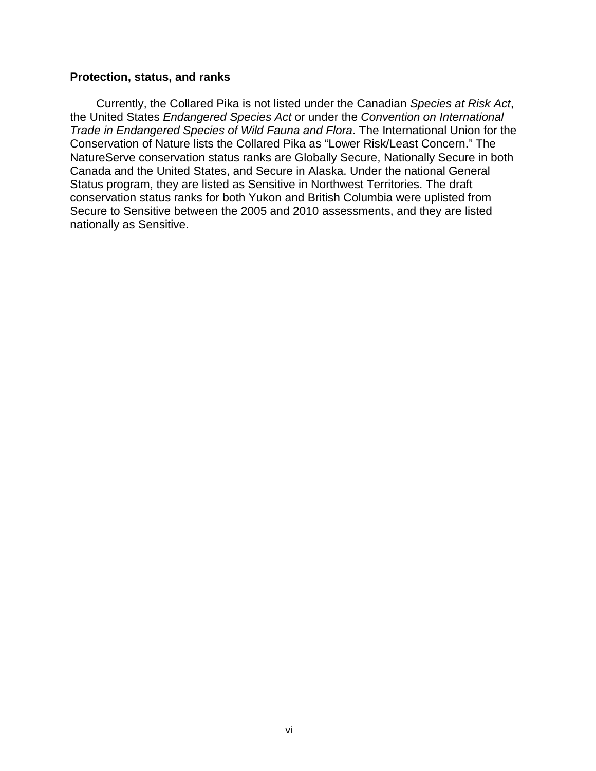**Protection, status, and ranks**

Currently, the Collared Pika is not listed under the Canadian *Species at Risk Act*, the United States *Endangered Species Act* or under the *Convention on International Trade in Endangered Species of Wild Fauna and Flora*. The International Union for the Conservation of Nature lists the Collared Pika as "Lower Risk/Least Concern." The NatureServe conservation status ranks are Globally Secure, Nationally Secure in both Canada and the United States, and Secure in Alaska. Under the national General Status program, they are listed as Sensitive in Northwest Territories. The draft conservation status ranks for both Yukon and British Columbia were uplisted from Secure to Sensitive between the 2005 and 2010 assessments, and they are listed nationally as Sensitive.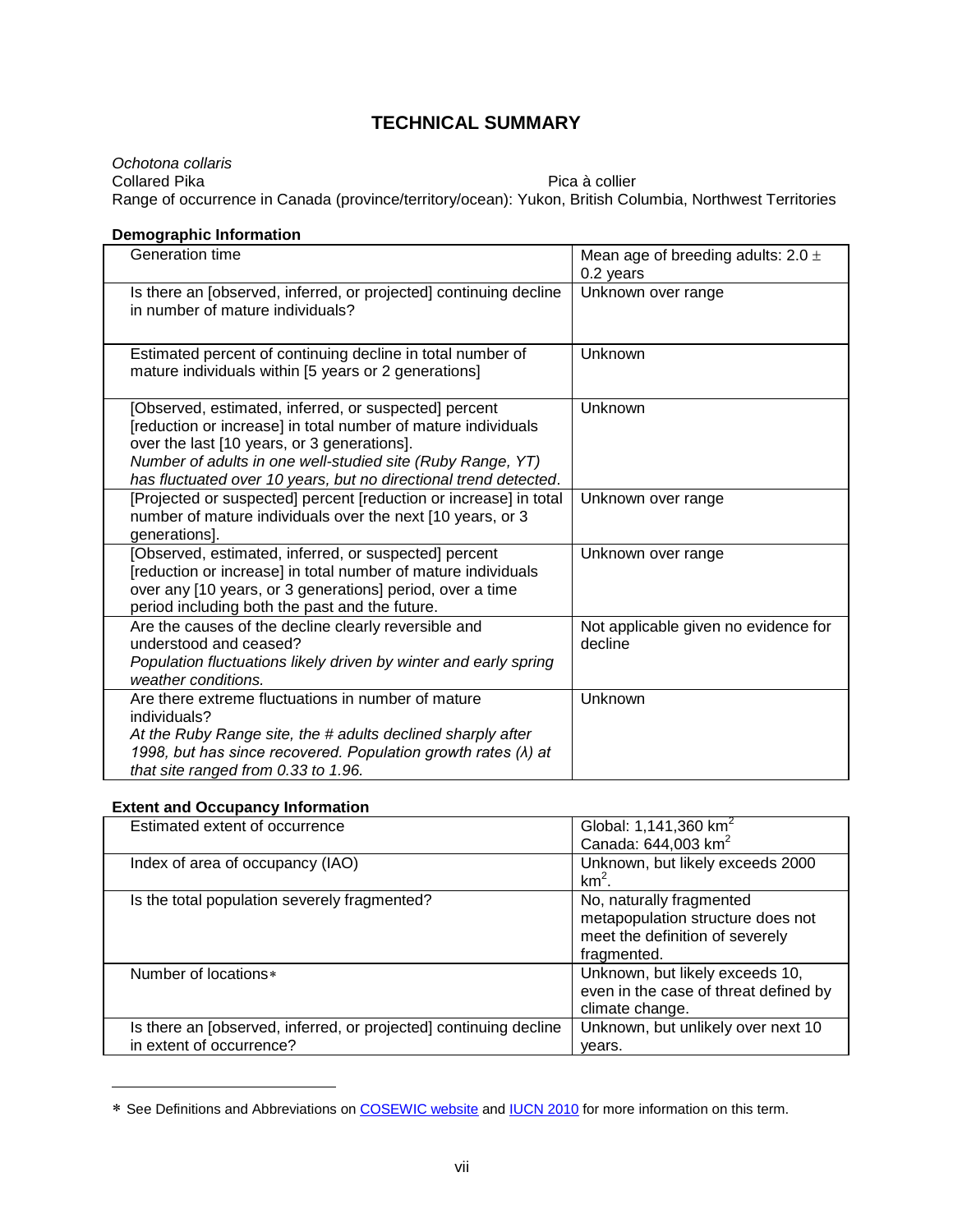# TECHNICAL SUMMARY

*Ochotona collaris*
Collared Pika Pica à collier
Range of occurrence in Canada (province/territory/ocean): Yukon, British Columbia, Northwest Territories

**Demographic Information**

| | |
|---|---|
| Generation time | Mean age of breeding adults: 2.0 ± 0.2 years |
| Is there an [observed, inferred, or projected] continuing decline in number of mature individuals? | Unknown over range |
| Estimated percent of continuing decline in total number of mature individuals within [5 years or 2 generations] | Unknown |
| [Observed, estimated, inferred, or suspected] percent [reduction or increase] in total number of mature individuals over the last [10 years, or 3 generations]. *Number of adults in one well-studied site (Ruby Range, YT) has fluctuated over 10 years, but no directional trend detected.* | Unknown |
| [Projected or suspected] percent [reduction or increase] in total number of mature individuals over the next [10 years, or 3 generations]. | Unknown over range |
| [Observed, estimated, inferred, or suspected] percent [reduction or increase] in total number of mature individuals over any [10 years, or 3 generations] period, over a time period including both the past and the future. | Unknown over range |
| Are the causes of the decline clearly reversible and understood and ceased? *Population fluctuations likely driven by winter and early spring weather conditions.* | Not applicable given no evidence for decline |
| Are there extreme fluctuations in number of mature individuals? *At the Ruby Range site, the # adults declined sharply after 1998, but has since recovered. Population growth rates (λ) at that site ranged from 0.33 to 1.96.* | Unknown |

**Extent and Occupancy Information**

| | |
|---|---|
| Estimated extent of occurrence | Global: 1,141,360 $km^2$<br>Canada: 644,003 $km^2$ |
| Index of area of occupancy (IAO) | Unknown, but likely exceeds 2000 $km^2$. |
| Is the total population severely fragmented? | No, naturally fragmented metapopulation structure does not meet the definition of severely fragmented. |
| Number of locations∗ | Unknown, but likely exceeds 10, even in the case of threat defined by climate change. |
| Is there an [observed, inferred, or projected] continuing decline in extent of occurrence? | Unknown, but unlikely over next 10 years. |

∗ See Definitions and Abbreviations on COSEWIC website and IUCN 2010 for more information on this term.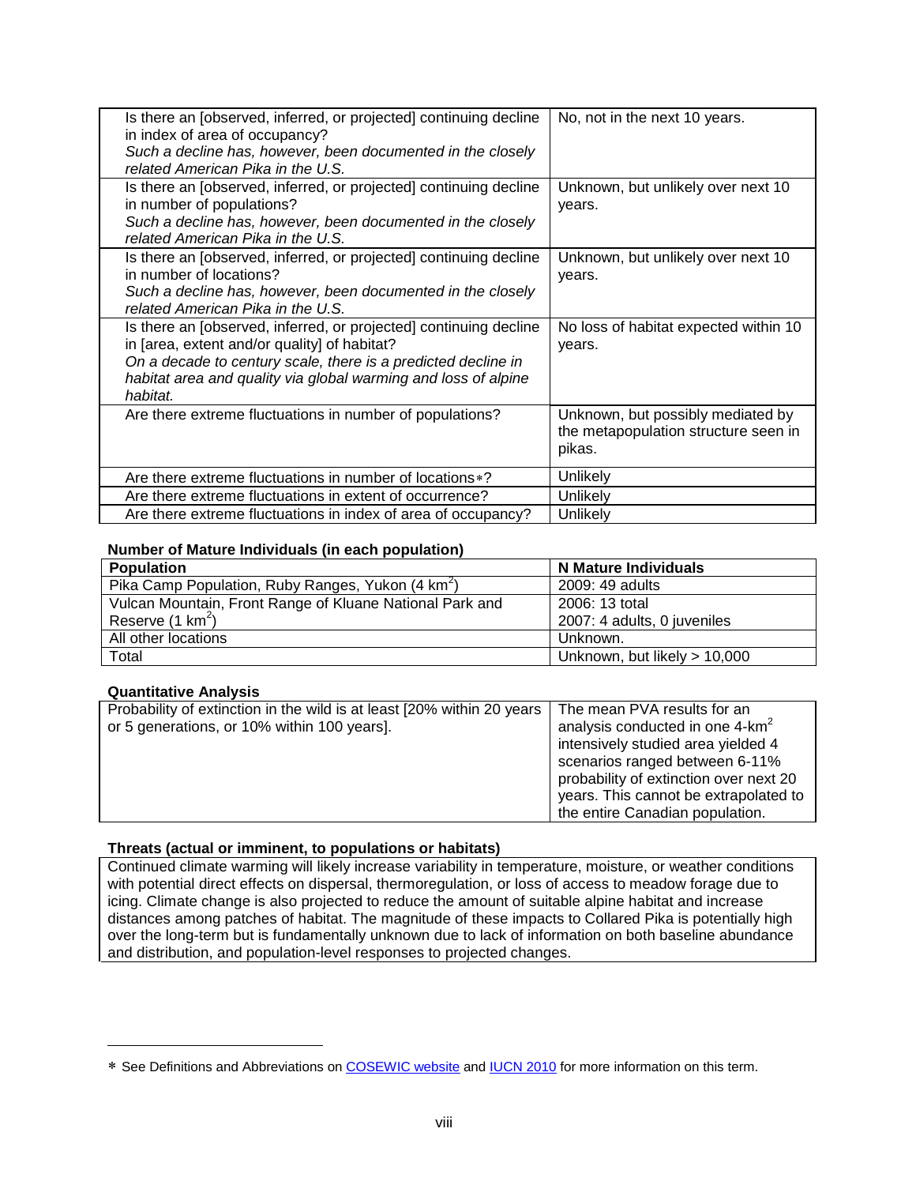| | |
|---|---|
| Is there an [observed, inferred, or projected] continuing decline in index of area of occupancy?<br>*Such a decline has, however, been documented in the closely related American Pika in the U.S.* | No, not in the next 10 years. |
| Is there an [observed, inferred, or projected] continuing decline in number of populations?<br>*Such a decline has, however, been documented in the closely related American Pika in the U.S.* | Unknown, but unlikely over next 10 years. |
| Is there an [observed, inferred, or projected] continuing decline in number of locations?<br>*Such a decline has, however, been documented in the closely related American Pika in the U.S.* | Unknown, but unlikely over next 10 years. |
| Is there an [observed, inferred, or projected] continuing decline in [area, extent and/or quality] of habitat?<br>*On a decade to century scale, there is a predicted decline in habitat area and quality via global warming and loss of alpine habitat.* | No loss of habitat expected within 10 years. |
| Are there extreme fluctuations in number of populations? | Unknown, but possibly mediated by the metapopulation structure seen in pikas. |
| Are there extreme fluctuations in number of locations*? | Unlikely |
| Are there extreme fluctuations in extent of occurrence? | Unlikely |
| Are there extreme fluctuations in index of area of occupancy? | Unlikely |

**Number of Mature Individuals (in each population)**

| Population | N Mature Individuals |
|---|---|
| Pika Camp Population, Ruby Ranges, Yukon (4 $km^2$) | 2009: 49 adults |
| Vulcan Mountain, Front Range of Kluane National Park and Reserve (1 $km^2$) | 2006: 13 total<br>2007: 4 adults, 0 juveniles |
| All other locations | Unknown. |
| Total | Unknown, but likely > 10,000 |

**Quantitative Analysis**

| | |
|---|---|
| Probability of extinction in the wild is at least [20% within 20 years or 5 generations, or 10% within 100 years]. | The mean PVA results for an analysis conducted in one 4-$km^2$ intensively studied area yielded 4 scenarios ranged between 6-11% probability of extinction over next 20 years. This cannot be extrapolated to the entire Canadian population. |

**Threats (actual or imminent, to populations or habitats)**

Continued climate warming will likely increase variability in temperature, moisture, or weather conditions with potential direct effects on dispersal, thermoregulation, or loss of access to meadow forage due to icing. Climate change is also projected to reduce the amount of suitable alpine habitat and increase distances among patches of habitat. The magnitude of these impacts to Collared Pika is potentially high over the long-term but is fundamentally unknown due to lack of information on both baseline abundance and distribution, and population-level responses to projected changes.

---

* See Definitions and Abbreviations on COSEWIC website and IUCN 2010 for more information on this term.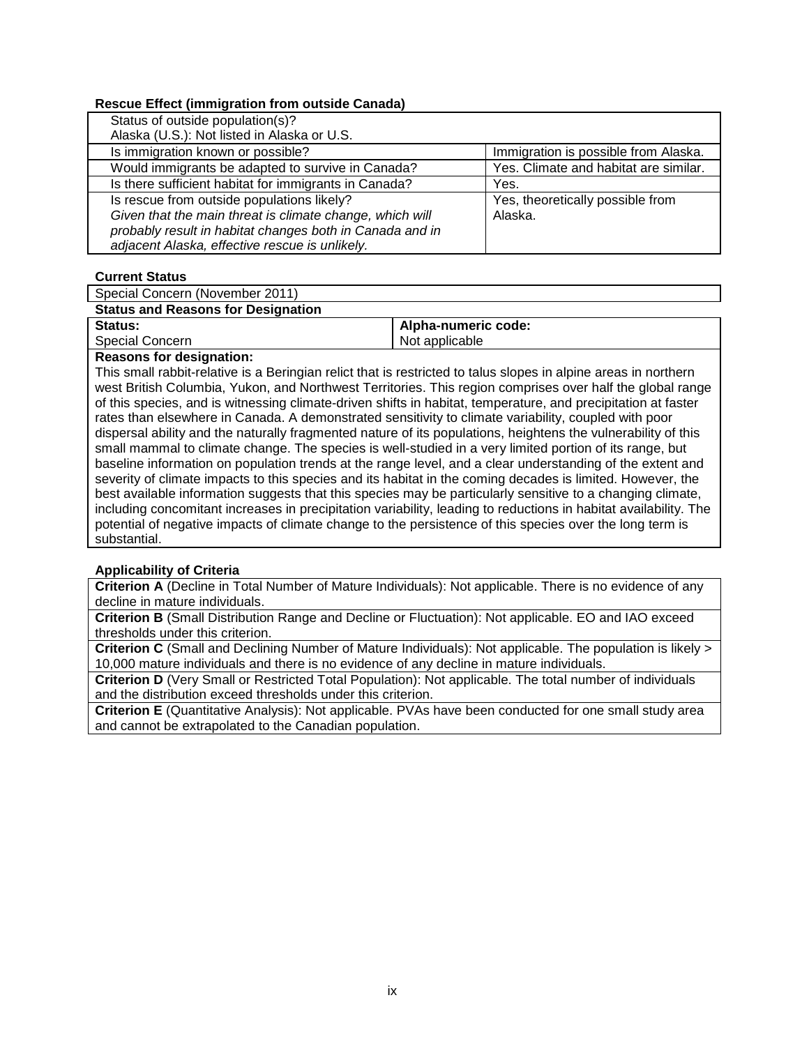**Rescue Effect (immigration from outside Canada)**

| Status of outside population(s)? Alaska (U.S.): Not listed in Alaska or U.S. | |
|---|---|
| Is immigration known or possible? | Immigration is possible from Alaska. |
| Would immigrants be adapted to survive in Canada? | Yes. Climate and habitat are similar. |
| Is there sufficient habitat for immigrants in Canada? | Yes. |
| Is rescue from outside populations likely? *Given that the main threat is climate change, which will probably result in habitat changes both in Canada and in adjacent Alaska, effective rescue is unlikely.* | Yes, theoretically possible from Alaska. |

**Current Status**

| Special Concern (November 2011) |
|---|

**Status and Reasons for Designation**

| **Status:** Special Concern | **Alpha-numeric code:** Not applicable |
|---|---|

**Reasons for designation:**

This small rabbit-relative is a Beringian relict that is restricted to talus slopes in alpine areas in northern west British Columbia, Yukon, and Northwest Territories. This region comprises over half the global range of this species, and is witnessing climate-driven shifts in habitat, temperature, and precipitation at faster rates than elsewhere in Canada. A demonstrated sensitivity to climate variability, coupled with poor dispersal ability and the naturally fragmented nature of its populations, heightens the vulnerability of this small mammal to climate change. The species is well-studied in a very limited portion of its range, but baseline information on population trends at the range level, and a clear understanding of the extent and severity of climate impacts to this species and its habitat in the coming decades is limited. However, the best available information suggests that this species may be particularly sensitive to a changing climate, including concomitant increases in precipitation variability, leading to reductions in habitat availability. The potential of negative impacts of climate change to the persistence of this species over the long term is substantial.

**Applicability of Criteria**

**Criterion A** (Decline in Total Number of Mature Individuals): Not applicable. There is no evidence of any decline in mature individuals.

**Criterion B** (Small Distribution Range and Decline or Fluctuation): Not applicable. EO and IAO exceed thresholds under this criterion.

**Criterion C** (Small and Declining Number of Mature Individuals): Not applicable. The population is likely > 10,000 mature individuals and there is no evidence of any decline in mature individuals.

**Criterion D** (Very Small or Restricted Total Population): Not applicable. The total number of individuals and the distribution exceed thresholds under this criterion.

**Criterion E** (Quantitative Analysis): Not applicable. PVAs have been conducted for one small study area and cannot be extrapolated to the Canadian population.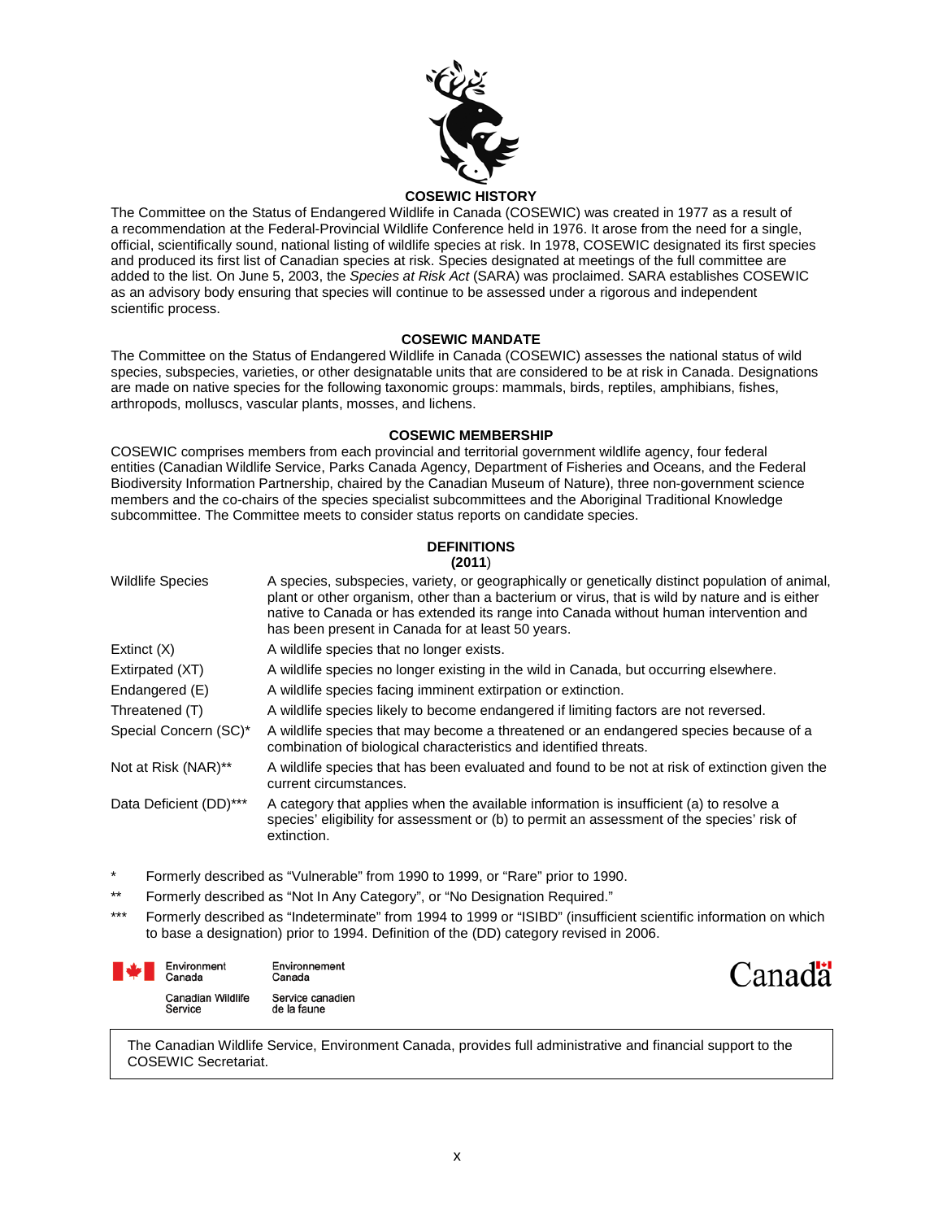### COSEWIC HISTORY

The Committee on the Status of Endangered Wildlife in Canada (COSEWIC) was created in 1977 as a result of a recommendation at the Federal-Provincial Wildlife Conference held in 1976. It arose from the need for a single, official, scientifically sound, national listing of wildlife species at risk. In 1978, COSEWIC designated its first species and produced its first list of Canadian species at risk. Species designated at meetings of the full committee are added to the list. On June 5, 2003, the *Species at Risk Act* (SARA) was proclaimed. SARA establishes COSEWIC as an advisory body ensuring that species will continue to be assessed under a rigorous and independent scientific process.

### COSEWIC MANDATE

The Committee on the Status of Endangered Wildlife in Canada (COSEWIC) assesses the national status of wild species, subspecies, varieties, or other designatable units that are considered to be at risk in Canada. Designations are made on native species for the following taxonomic groups: mammals, birds, reptiles, amphibians, fishes, arthropods, molluscs, vascular plants, mosses, and lichens.

### COSEWIC MEMBERSHIP

COSEWIC comprises members from each provincial and territorial government wildlife agency, four federal entities (Canadian Wildlife Service, Parks Canada Agency, Department of Fisheries and Oceans, and the Federal Biodiversity Information Partnership, chaired by the Canadian Museum of Nature), three non-government science members and the co-chairs of the species specialist subcommittees and the Aboriginal Traditional Knowledge subcommittee. The Committee meets to consider status reports on candidate species.

### DEFINITIONS (2011)

| | |
|---|---|
| Wildlife Species | A species, subspecies, variety, or geographically or genetically distinct population of animal, plant or other organism, other than a bacterium or virus, that is wild by nature and is either native to Canada or has extended its range into Canada without human intervention and has been present in Canada for at least 50 years. |
| Extinct (X) | A wildlife species that no longer exists. |
| Extirpated (XT) | A wildlife species no longer existing in the wild in Canada, but occurring elsewhere. |
| Endangered (E) | A wildlife species facing imminent extirpation or extinction. |
| Threatened (T) | A wildlife species likely to become endangered if limiting factors are not reversed. |
| Special Concern (SC)* | A wildlife species that may become a threatened or an endangered species because of a combination of biological characteristics and identified threats. |
| Not at Risk (NAR)** | A wildlife species that has been evaluated and found to be not at risk of extinction given the current circumstances. |
| Data Deficient (DD)*** | A category that applies when the available information is insufficient (a) to resolve a species' eligibility for assessment or (b) to permit an assessment of the species' risk of extinction. |

\* Formerly described as "Vulnerable" from 1990 to 1999, or "Rare" prior to 1990.

\*\* Formerly described as "Not In Any Category", or "No Designation Required."

\*\*\* Formerly described as "Indeterminate" from 1994 to 1999 or "ISIBD" (insufficient scientific information on which to base a designation) prior to 1994. Definition of the (DD) category revised in 2006.

Environment Canada / Environnement Canada
Canadian Wildlife Service / Service canadien de la faune

Canada

The Canadian Wildlife Service, Environment Canada, provides full administrative and financial support to the COSEWIC Secretariat.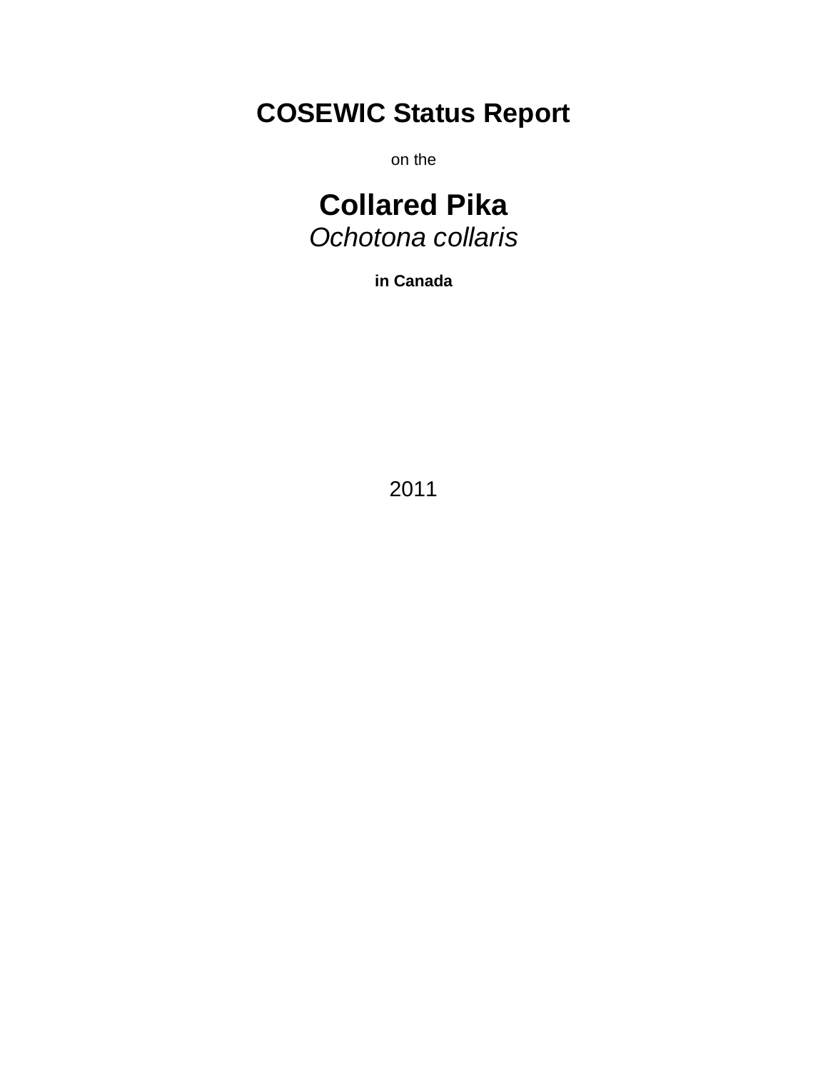# COSEWIC Status Report

on the

# Collared Pika
*Ochotona collaris*

**in Canada**

2011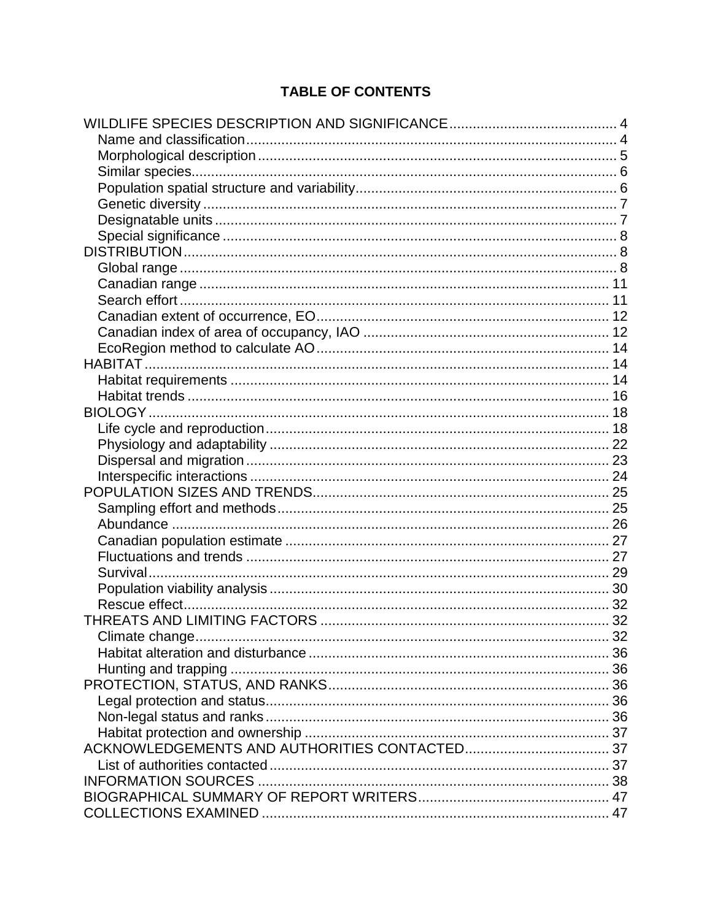# TABLE OF CONTENTS

WILDLIFE SPECIES DESCRIPTION AND SIGNIFICANCE .......................................... 4
- Name and classification .............................................................................................. 4
- Morphological description ........................................................................................... 5
- Similar species ............................................................................................................ 6
- Population spatial structure and variability .................................................................. 6
- Genetic diversity ......................................................................................................... 7
- Designatable units ...................................................................................................... 7
- Special significance .................................................................................................... 8

DISTRIBUTION ................................................................................................................ 8
- Global range ............................................................................................................... 8
- Canadian range ........................................................................................................ 11
- Search effort ............................................................................................................. 11
- Canadian extent of occurrence, EO .......................................................................... 12
- Canadian index of area of occupancy, IAO .............................................................. 12
- EcoRegion method to calculate AO .......................................................................... 14

HABITAT ....................................................................................................................... 14
- Habitat requirements ................................................................................................ 14
- Habitat trends ........................................................................................................... 16

BIOLOGY ...................................................................................................................... 18
- Life cycle and reproduction ....................................................................................... 18
- Physiology and adaptability ...................................................................................... 22
- Dispersal and migration ............................................................................................ 23
- Interspecific interactions ........................................................................................... 24

POPULATION SIZES AND TRENDS ............................................................................ 25
- Sampling effort and methods .................................................................................... 25
- Abundance ............................................................................................................... 26
- Canadian population estimate .................................................................................. 27
- Fluctuations and trends ............................................................................................ 27
- Survival ..................................................................................................................... 29
- Population viability analysis ...................................................................................... 30
- Rescue effect ............................................................................................................ 32

THREATS AND LIMITING FACTORS .......................................................................... 32
- Climate change ......................................................................................................... 32
- Habitat alteration and disturbance ............................................................................ 36
- Hunting and trapping ................................................................................................ 36

PROTECTION, STATUS, AND RANKS ........................................................................ 36
- Legal protection and status ....................................................................................... 36
- Non-legal status and ranks ....................................................................................... 36
- Habitat protection and ownership ............................................................................. 37

ACKNOWLEDGEMENTS AND AUTHORITIES CONTACTED ..................................... 37
- List of authorities contacted ...................................................................................... 37

INFORMATION SOURCES .......................................................................................... 38

BIOGRAPHICAL SUMMARY OF REPORT WRITERS ................................................. 47

COLLECTIONS EXAMINED ......................................................................................... 47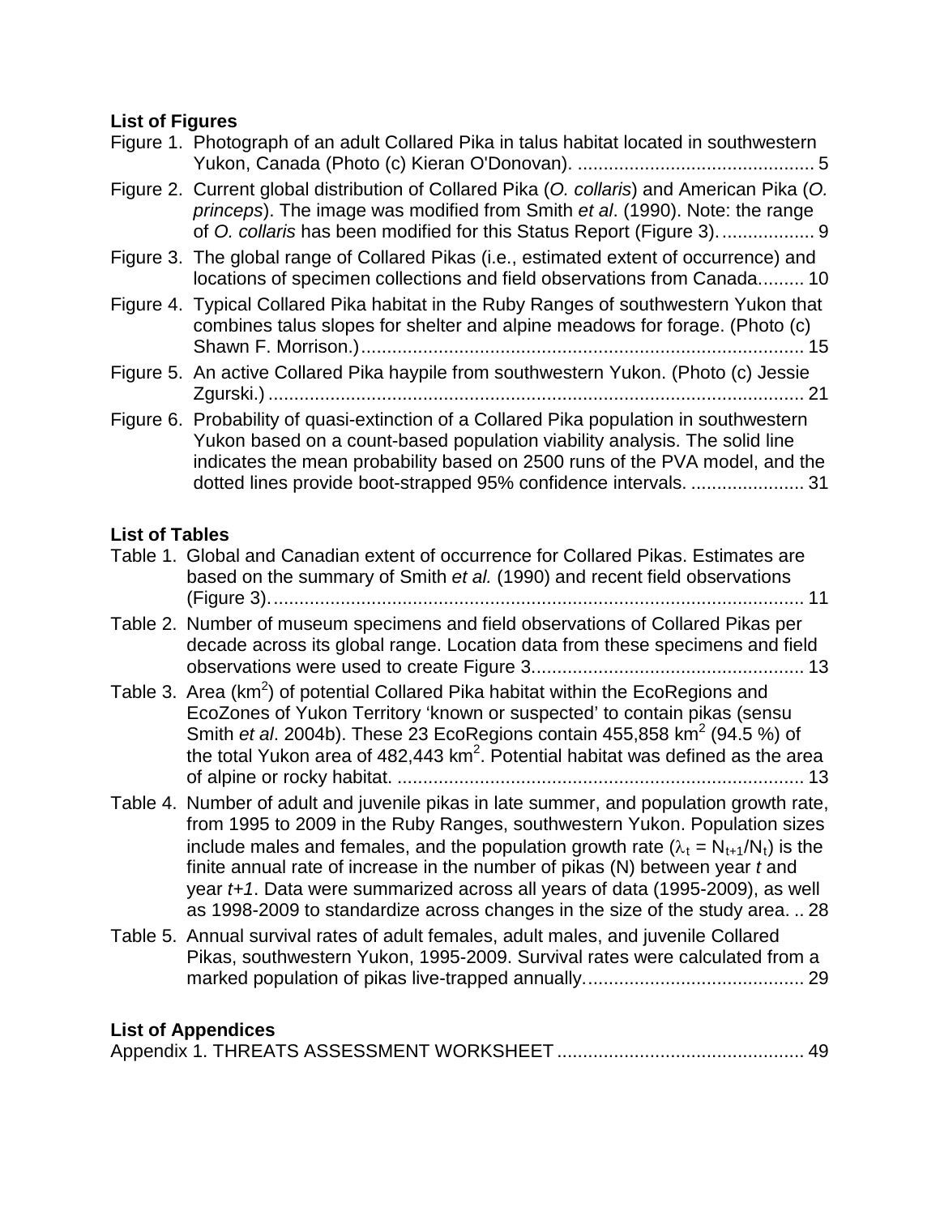**List of Figures**

Figure 1. Photograph of an adult Collared Pika in talus habitat located in southwestern Yukon, Canada (Photo (c) Kieran O'Donovan). .............................................. 5

Figure 2. Current global distribution of Collared Pika (*O. collaris*) and American Pika (*O. princeps*). The image was modified from Smith *et al*. (1990). Note: the range of *O. collaris* has been modified for this Status Report (Figure 3). .................. 9

Figure 3. The global range of Collared Pikas (i.e., estimated extent of occurrence) and locations of specimen collections and field observations from Canada......... 10

Figure 4. Typical Collared Pika habitat in the Ruby Ranges of southwestern Yukon that combines talus slopes for shelter and alpine meadows for forage. (Photo (c) Shawn F. Morrison.)...................................................................................... 15

Figure 5. An active Collared Pika haypile from southwestern Yukon. (Photo (c) Jessie Zgurski.) ........................................................................................................ 21

Figure 6. Probability of quasi-extinction of a Collared Pika population in southwestern Yukon based on a count-based population viability analysis. The solid line indicates the mean probability based on 2500 runs of the PVA model, and the dotted lines provide boot-strapped 95% confidence intervals. ...................... 31

**List of Tables**

Table 1. Global and Canadian extent of occurrence for Collared Pikas. Estimates are based on the summary of Smith *et al.* (1990) and recent field observations (Figure 3)........................................................................................................ 11

Table 2. Number of museum specimens and field observations of Collared Pikas per decade across its global range. Location data from these specimens and field observations were used to create Figure 3..................................................... 13

Table 3. Area (km$^2$) of potential Collared Pika habitat within the EcoRegions and EcoZones of Yukon Territory 'known or suspected' to contain pikas (sensu Smith *et al*. 2004b). These 23 EcoRegions contain 455,858 km$^2$ (94.5 %) of the total Yukon area of 482,443 km$^2$. Potential habitat was defined as the area of alpine or rocky habitat. ............................................................................... 13

Table 4. Number of adult and juvenile pikas in late summer, and population growth rate, from 1995 to 2009 in the Ruby Ranges, southwestern Yukon. Population sizes include males and females, and the population growth rate ($\lambda_t = N_{t+1}/N_t$) is the finite annual rate of increase in the number of pikas (N) between year *t* and year *t+1*. Data were summarized across all years of data (1995-2009), as well as 1998-2009 to standardize across changes in the size of the study area. .. 28

Table 5. Annual survival rates of adult females, adult males, and juvenile Collared Pikas, southwestern Yukon, 1995-2009. Survival rates were calculated from a marked population of pikas live-trapped annually........................................... 29

**List of Appendices**

Appendix 1. THREATS ASSESSMENT WORKSHEET ................................................ 49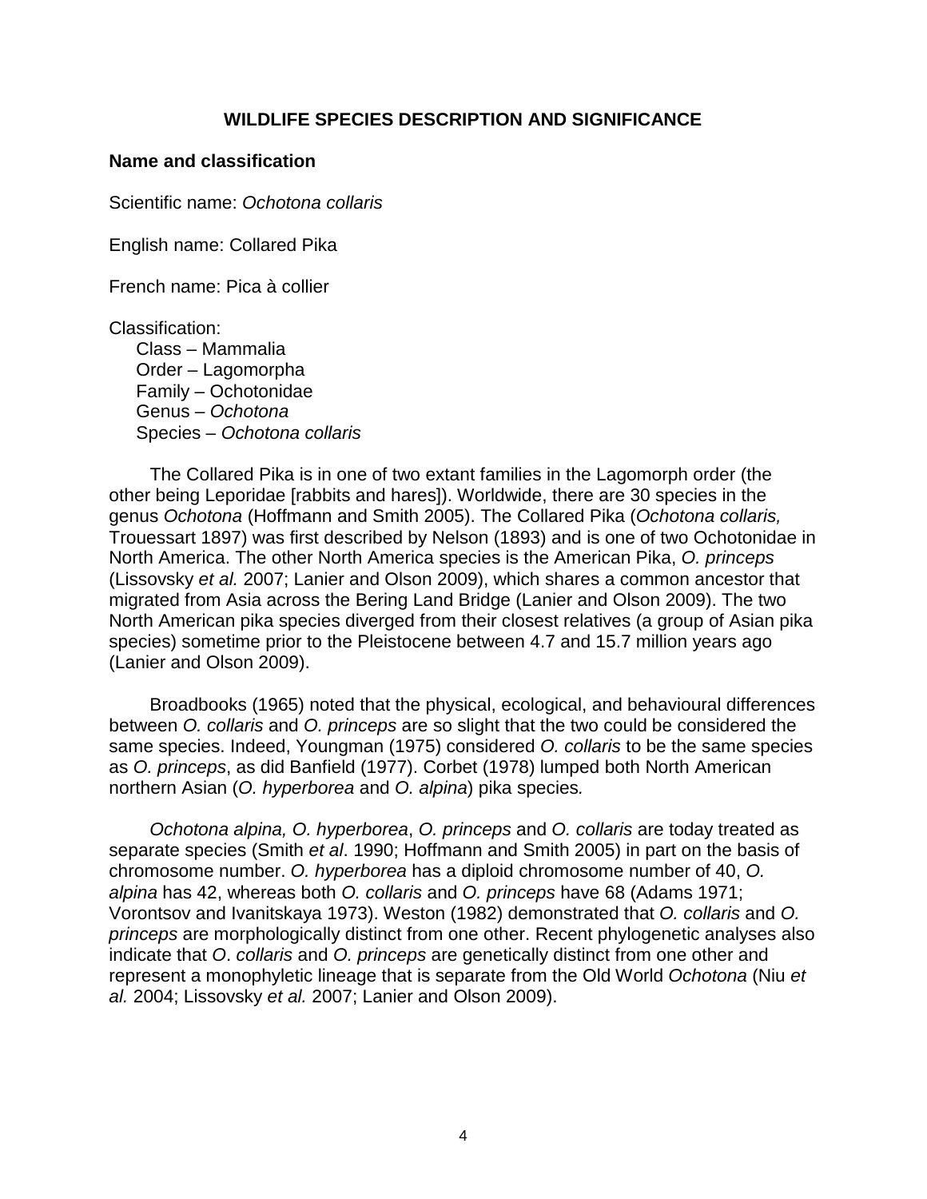## WILDLIFE SPECIES DESCRIPTION AND SIGNIFICANCE

### Name and classification

Scientific name: *Ochotona collaris*

English name: Collared Pika

French name: Pica à collier

Classification:
- Class – Mammalia
- Order – Lagomorpha
- Family – Ochotonidae
- Genus – *Ochotona*
- Species – *Ochotona collaris*

The Collared Pika is in one of two extant families in the Lagomorph order (the other being Leporidae [rabbits and hares]). Worldwide, there are 30 species in the genus *Ochotona* (Hoffmann and Smith 2005). The Collared Pika (*Ochotona collaris,* Trouessart 1897) was first described by Nelson (1893) and is one of two Ochotonidae in North America. The other North America species is the American Pika, *O. princeps* (Lissovsky *et al.* 2007; Lanier and Olson 2009), which shares a common ancestor that migrated from Asia across the Bering Land Bridge (Lanier and Olson 2009). The two North American pika species diverged from their closest relatives (a group of Asian pika species) sometime prior to the Pleistocene between 4.7 and 15.7 million years ago (Lanier and Olson 2009).

Broadbooks (1965) noted that the physical, ecological, and behavioural differences between *O. collaris* and *O. princeps* are so slight that the two could be considered the same species. Indeed, Youngman (1975) considered *O. collaris* to be the same species as *O. princeps*, as did Banfield (1977). Corbet (1978) lumped both North American northern Asian (*O. hyperborea* and *O. alpina*) pika species*.*

*Ochotona alpina, O. hyperborea*, *O. princeps* and *O. collaris* are today treated as separate species (Smith *et al*. 1990; Hoffmann and Smith 2005) in part on the basis of chromosome number. *O. hyperborea* has a diploid chromosome number of 40, *O. alpina* has 42, whereas both *O. collaris* and *O. princeps* have 68 (Adams 1971; Vorontsov and Ivanitskaya 1973). Weston (1982) demonstrated that *O. collaris* and *O. princeps* are morphologically distinct from one other. Recent phylogenetic analyses also indicate that *O*. *collaris* and *O. princeps* are genetically distinct from one other and represent a monophyletic lineage that is separate from the Old World *Ochotona* (Niu *et al.* 2004; Lissovsky *et al.* 2007; Lanier and Olson 2009).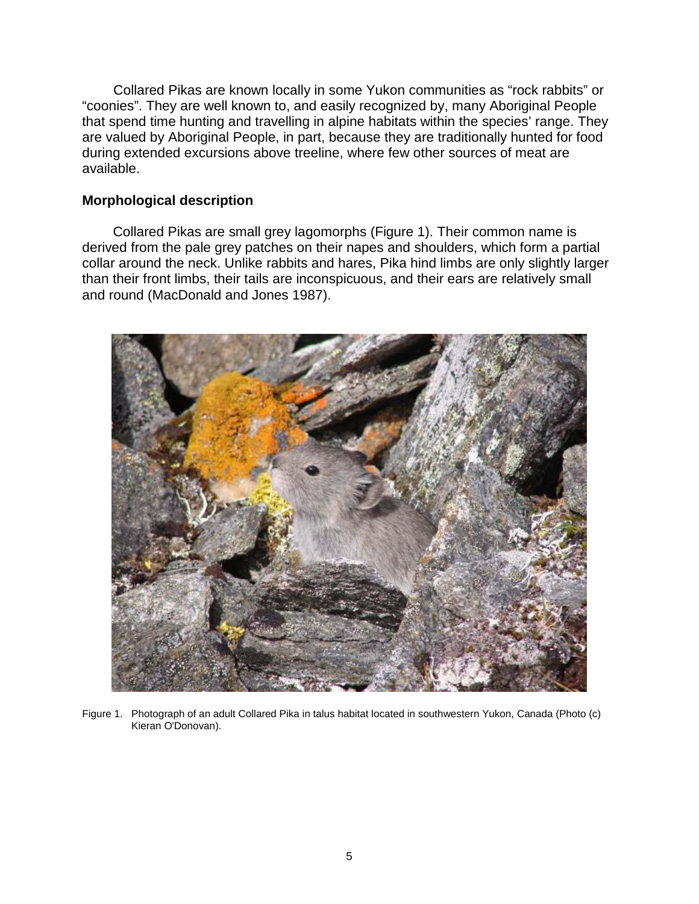Collared Pikas are known locally in some Yukon communities as “rock rabbits” or “coonies”. They are well known to, and easily recognized by, many Aboriginal People that spend time hunting and travelling in alpine habitats within the species’ range. They are valued by Aboriginal People, in part, because they are traditionally hunted for food during extended excursions above treeline, where few other sources of meat are available.

### Morphological description

Collared Pikas are small grey lagomorphs (Figure 1). Their common name is derived from the pale grey patches on their napes and shoulders, which form a partial collar around the neck. Unlike rabbits and hares, Pika hind limbs are only slightly larger than their front limbs, their tails are inconspicuous, and their ears are relatively small and round (MacDonald and Jones 1987).

Figure 1. Photograph of an adult Collared Pika in talus habitat located in southwestern Yukon, Canada (Photo (c) Kieran O'Donovan).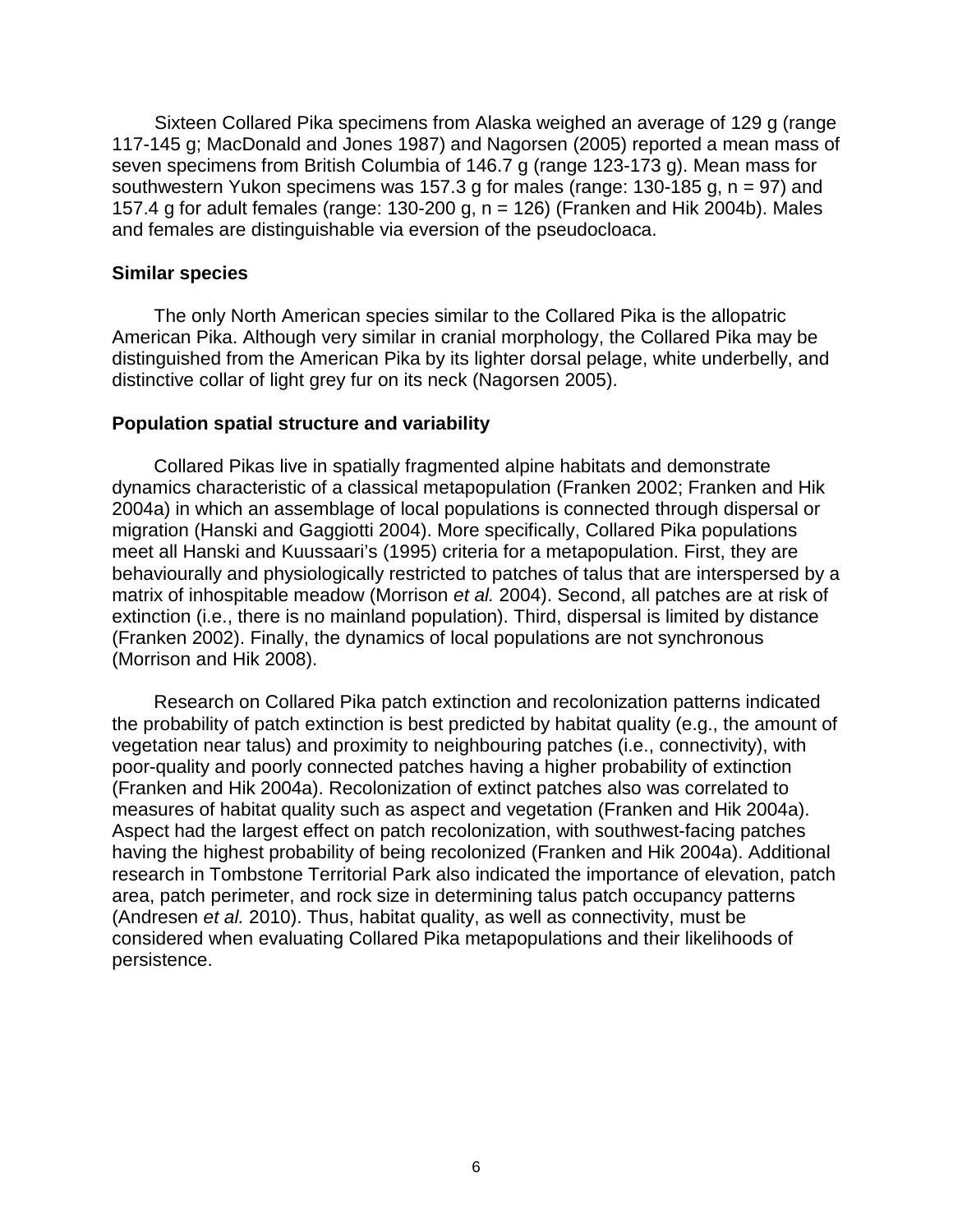Sixteen Collared Pika specimens from Alaska weighed an average of 129 g (range 117-145 g; MacDonald and Jones 1987) and Nagorsen (2005) reported a mean mass of seven specimens from British Columbia of 146.7 g (range 123-173 g). Mean mass for southwestern Yukon specimens was 157.3 g for males (range: 130-185 g, n = 97) and 157.4 g for adult females (range: 130-200 g, n = 126) (Franken and Hik 2004b). Males and females are distinguishable via eversion of the pseudocloaca.

### Similar species

The only North American species similar to the Collared Pika is the allopatric American Pika. Although very similar in cranial morphology, the Collared Pika may be distinguished from the American Pika by its lighter dorsal pelage, white underbelly, and distinctive collar of light grey fur on its neck (Nagorsen 2005).

### Population spatial structure and variability

Collared Pikas live in spatially fragmented alpine habitats and demonstrate dynamics characteristic of a classical metapopulation (Franken 2002; Franken and Hik 2004a) in which an assemblage of local populations is connected through dispersal or migration (Hanski and Gaggiotti 2004). More specifically, Collared Pika populations meet all Hanski and Kuussaari's (1995) criteria for a metapopulation. First, they are behaviourally and physiologically restricted to patches of talus that are interspersed by a matrix of inhospitable meadow (Morrison *et al.* 2004). Second, all patches are at risk of extinction (i.e., there is no mainland population). Third, dispersal is limited by distance (Franken 2002). Finally, the dynamics of local populations are not synchronous (Morrison and Hik 2008).

Research on Collared Pika patch extinction and recolonization patterns indicated the probability of patch extinction is best predicted by habitat quality (e.g., the amount of vegetation near talus) and proximity to neighbouring patches (i.e., connectivity), with poor-quality and poorly connected patches having a higher probability of extinction (Franken and Hik 2004a). Recolonization of extinct patches also was correlated to measures of habitat quality such as aspect and vegetation (Franken and Hik 2004a). Aspect had the largest effect on patch recolonization, with southwest-facing patches having the highest probability of being recolonized (Franken and Hik 2004a). Additional research in Tombstone Territorial Park also indicated the importance of elevation, patch area, patch perimeter, and rock size in determining talus patch occupancy patterns (Andresen *et al.* 2010). Thus, habitat quality, as well as connectivity, must be considered when evaluating Collared Pika metapopulations and their likelihoods of persistence.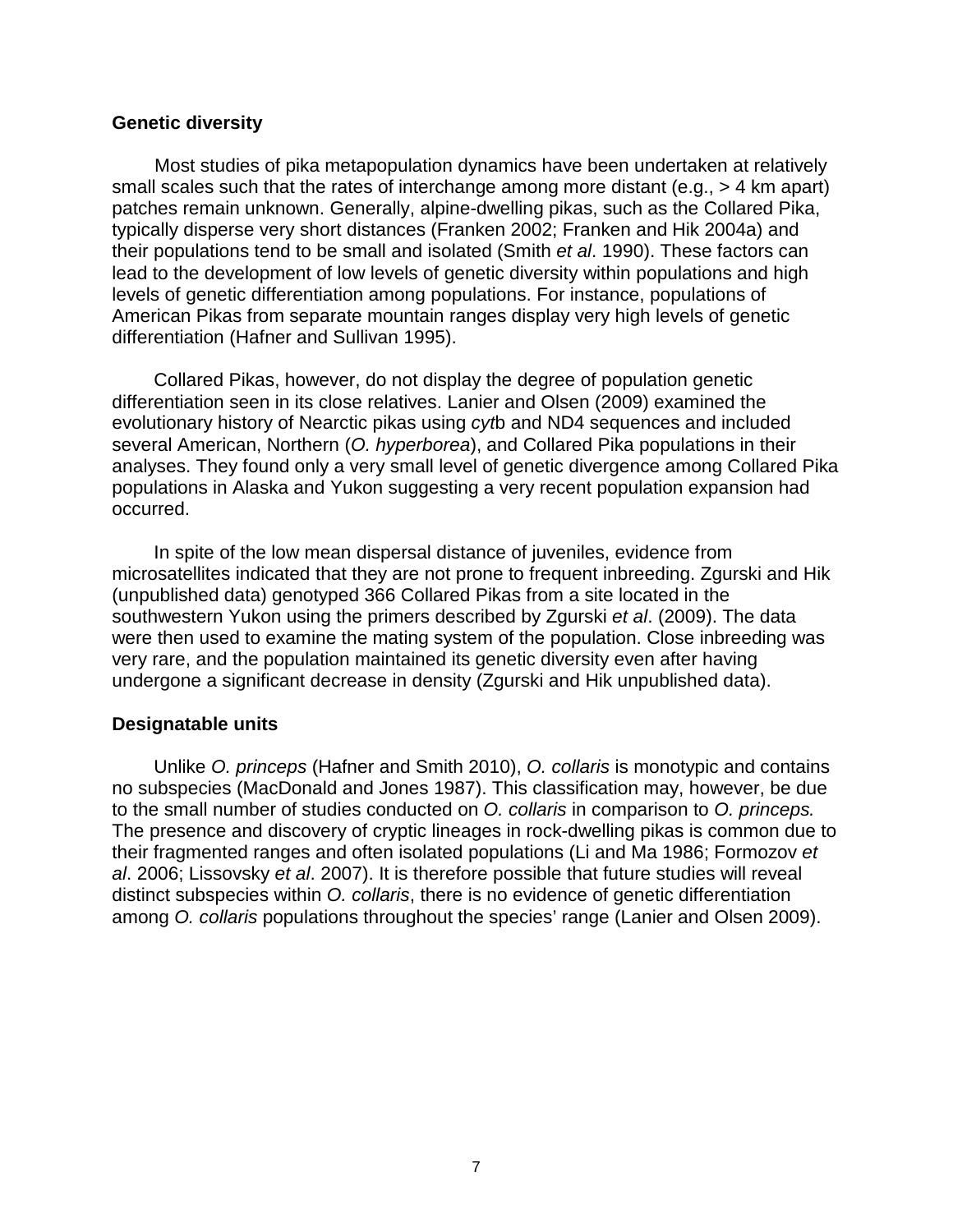### Genetic diversity

Most studies of pika metapopulation dynamics have been undertaken at relatively small scales such that the rates of interchange among more distant (e.g., > 4 km apart) patches remain unknown. Generally, alpine-dwelling pikas, such as the Collared Pika, typically disperse very short distances (Franken 2002; Franken and Hik 2004a) and their populations tend to be small and isolated (Smith *et al*. 1990). These factors can lead to the development of low levels of genetic diversity within populations and high levels of genetic differentiation among populations. For instance, populations of American Pikas from separate mountain ranges display very high levels of genetic differentiation (Hafner and Sullivan 1995).

Collared Pikas, however, do not display the degree of population genetic differentiation seen in its close relatives. Lanier and Olsen (2009) examined the evolutionary history of Nearctic pikas using *cyt*b and ND4 sequences and included several American, Northern (*O. hyperborea*), and Collared Pika populations in their analyses. They found only a very small level of genetic divergence among Collared Pika populations in Alaska and Yukon suggesting a very recent population expansion had occurred.

In spite of the low mean dispersal distance of juveniles, evidence from microsatellites indicated that they are not prone to frequent inbreeding. Zgurski and Hik (unpublished data) genotyped 366 Collared Pikas from a site located in the southwestern Yukon using the primers described by Zgurski *et al*. (2009). The data were then used to examine the mating system of the population. Close inbreeding was very rare, and the population maintained its genetic diversity even after having undergone a significant decrease in density (Zgurski and Hik unpublished data).

### Designatable units

Unlike *O. princeps* (Hafner and Smith 2010), *O. collaris* is monotypic and contains no subspecies (MacDonald and Jones 1987). This classification may, however, be due to the small number of studies conducted on *O. collaris* in comparison to *O. princeps.* The presence and discovery of cryptic lineages in rock-dwelling pikas is common due to their fragmented ranges and often isolated populations (Li and Ma 1986; Formozov *et al*. 2006; Lissovsky *et al*. 2007). It is therefore possible that future studies will reveal distinct subspecies within *O. collaris*, there is no evidence of genetic differentiation among *O. collaris* populations throughout the species' range (Lanier and Olsen 2009).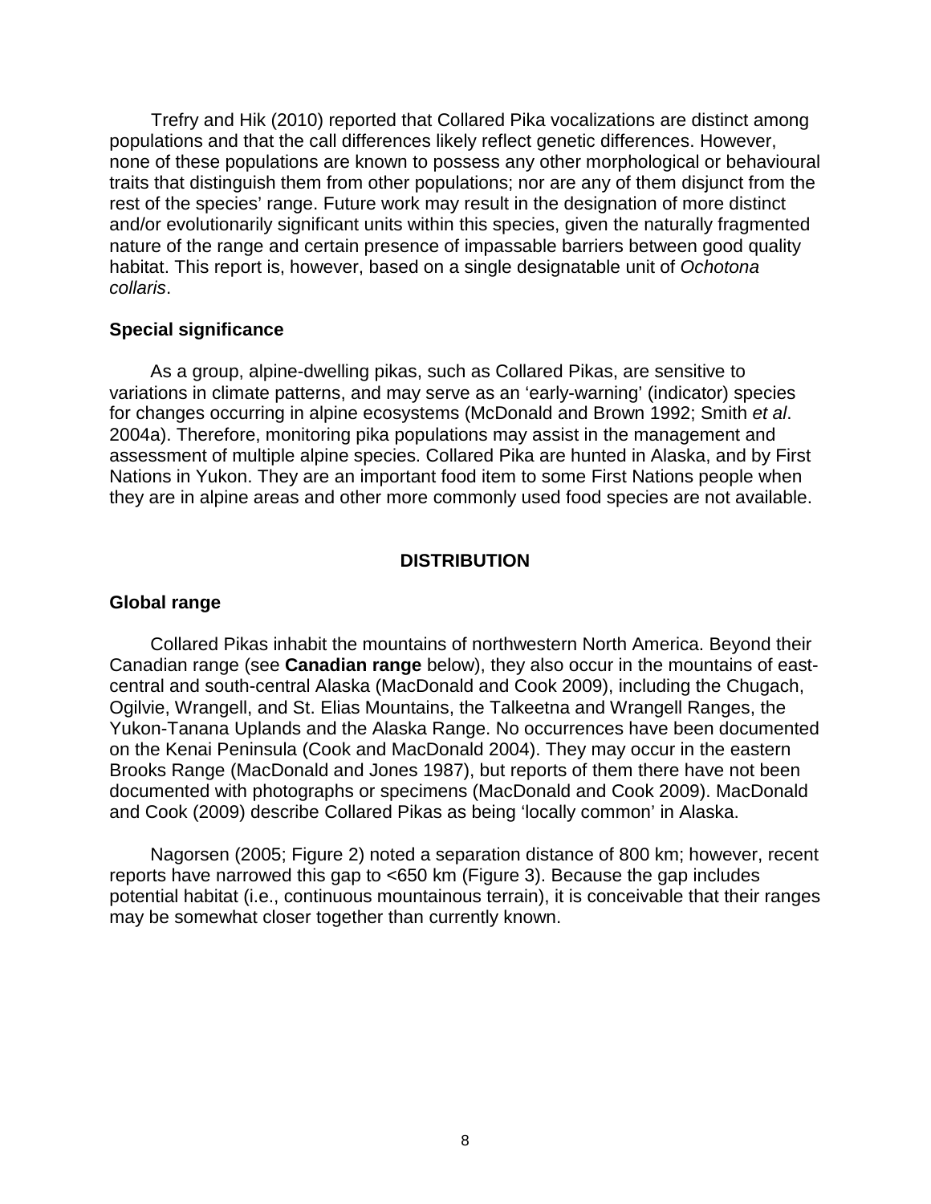Trefry and Hik (2010) reported that Collared Pika vocalizations are distinct among populations and that the call differences likely reflect genetic differences. However, none of these populations are known to possess any other morphological or behavioural traits that distinguish them from other populations; nor are any of them disjunct from the rest of the species' range. Future work may result in the designation of more distinct and/or evolutionarily significant units within this species, given the naturally fragmented nature of the range and certain presence of impassable barriers between good quality habitat. This report is, however, based on a single designatable unit of *Ochotona collaris*.

### Special significance

As a group, alpine-dwelling pikas, such as Collared Pikas, are sensitive to variations in climate patterns, and may serve as an 'early-warning' (indicator) species for changes occurring in alpine ecosystems (McDonald and Brown 1992; Smith *et al*. 2004a). Therefore, monitoring pika populations may assist in the management and assessment of multiple alpine species. Collared Pika are hunted in Alaska, and by First Nations in Yukon. They are an important food item to some First Nations people when they are in alpine areas and other more commonly used food species are not available.

## DISTRIBUTION

### Global range

Collared Pikas inhabit the mountains of northwestern North America. Beyond their Canadian range (see **Canadian range** below), they also occur in the mountains of east-central and south-central Alaska (MacDonald and Cook 2009), including the Chugach, Ogilvie, Wrangell, and St. Elias Mountains, the Talkeetna and Wrangell Ranges, the Yukon-Tanana Uplands and the Alaska Range. No occurrences have been documented on the Kenai Peninsula (Cook and MacDonald 2004). They may occur in the eastern Brooks Range (MacDonald and Jones 1987), but reports of them there have not been documented with photographs or specimens (MacDonald and Cook 2009). MacDonald and Cook (2009) describe Collared Pikas as being 'locally common' in Alaska.

Nagorsen (2005; Figure 2) noted a separation distance of 800 km; however, recent reports have narrowed this gap to <650 km (Figure 3). Because the gap includes potential habitat (i.e., continuous mountainous terrain), it is conceivable that their ranges may be somewhat closer together than currently known.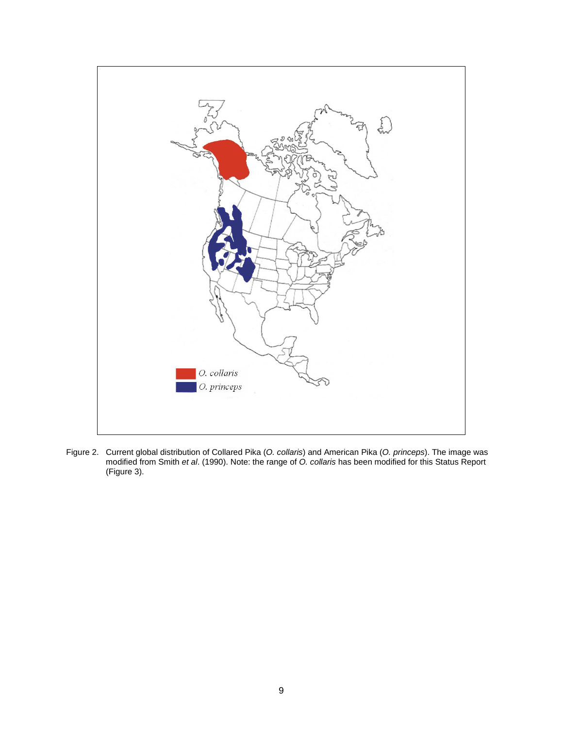Figure 2. Current global distribution of Collared Pika (*O. collaris*) and American Pika (*O. princeps*). The image was modified from Smith *et al*. (1990). Note: the range of *O. collaris* has been modified for this Status Report (Figure 3).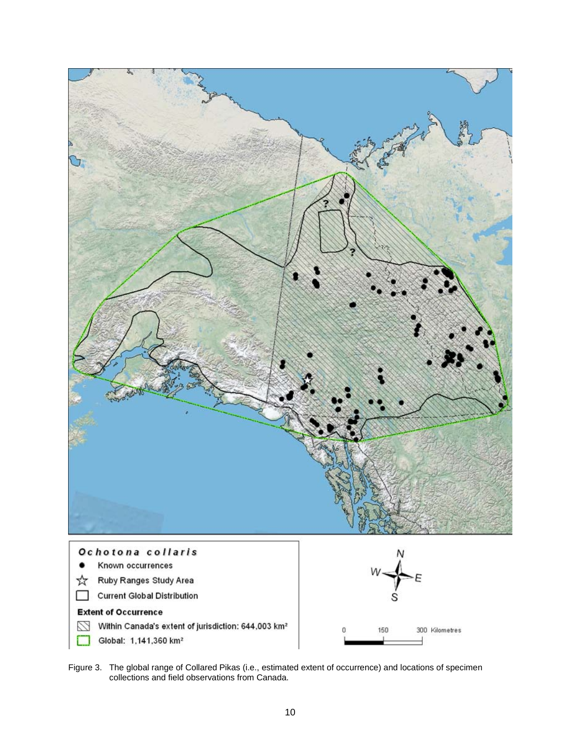Figure 3. The global range of Collared Pikas (i.e., estimated extent of occurrence) and locations of specimen collections and field observations from Canada.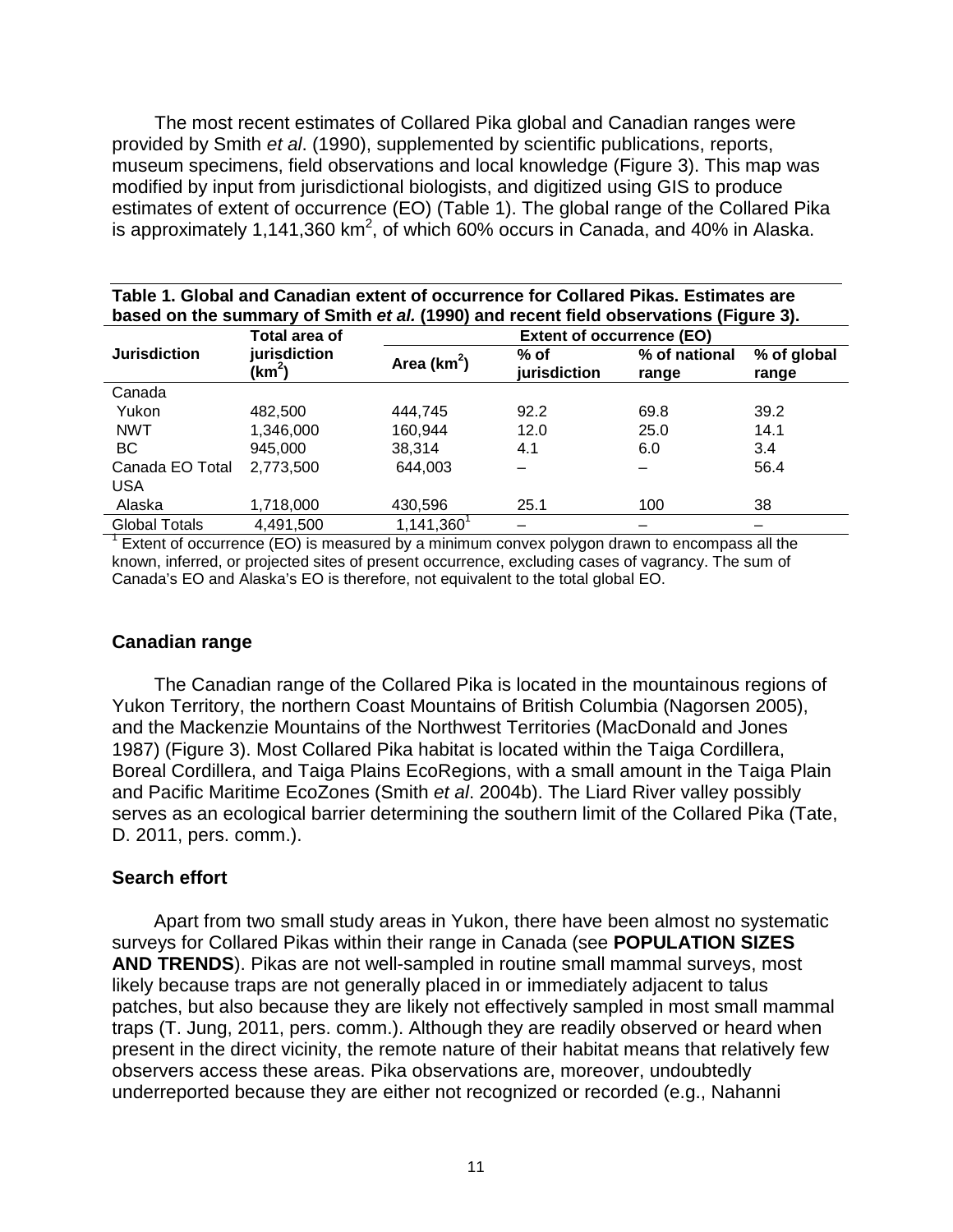The most recent estimates of Collared Pika global and Canadian ranges were provided by Smith *et al*. (1990), supplemented by scientific publications, reports, museum specimens, field observations and local knowledge (Figure 3). This map was modified by input from jurisdictional biologists, and digitized using GIS to produce estimates of extent of occurrence (EO) (Table 1). The global range of the Collared Pika is approximately 1,141,360 km$^2$, of which 60% occurs in Canada, and 40% in Alaska.

**Table 1. Global and Canadian extent of occurrence for Collared Pikas. Estimates are based on the summary of Smith *et al.* (1990) and recent field observations (Figure 3).**

| Jurisdiction | Total area of jurisdiction (km$^2$) | Extent of occurrence (EO) | | | |
|---|---|---|---|---|---|
| | | Area (km$^2$) | % of jurisdiction | % of national range | % of global range |
| Canada | | | | | |
| Yukon | 482,500 | 444,745 | 92.2 | 69.8 | 39.2 |
| NWT | 1,346,000 | 160,944 | 12.0 | 25.0 | 14.1 |
| BC | 945,000 | 38,314 | 4.1 | 6.0 | 3.4 |
| Canada EO Total | 2,773,500 | 644,003 | – | – | 56.4 |
| USA | | | | | |
| Alaska | 1,718,000 | 430,596 | 25.1 | 100 | 38 |
| Global Totals | 4,491,500 | 1,141,360[1] | – | – | – |

[1] Extent of occurrence (EO) is measured by a minimum convex polygon drawn to encompass all the known, inferred, or projected sites of present occurrence, excluding cases of vagrancy. The sum of Canada's EO and Alaska's EO is therefore, not equivalent to the total global EO.

### Canadian range

The Canadian range of the Collared Pika is located in the mountainous regions of Yukon Territory, the northern Coast Mountains of British Columbia (Nagorsen 2005), and the Mackenzie Mountains of the Northwest Territories (MacDonald and Jones 1987) (Figure 3). Most Collared Pika habitat is located within the Taiga Cordillera, Boreal Cordillera, and Taiga Plains EcoRegions, with a small amount in the Taiga Plain and Pacific Maritime EcoZones (Smith *et al*. 2004b). The Liard River valley possibly serves as an ecological barrier determining the southern limit of the Collared Pika (Tate, D. 2011, pers. comm.).

### Search effort

Apart from two small study areas in Yukon, there have been almost no systematic surveys for Collared Pikas within their range in Canada (see **POPULATION SIZES AND TRENDS**). Pikas are not well-sampled in routine small mammal surveys, most likely because traps are not generally placed in or immediately adjacent to talus patches, but also because they are likely not effectively sampled in most small mammal traps (T. Jung, 2011, pers. comm.). Although they are readily observed or heard when present in the direct vicinity, the remote nature of their habitat means that relatively few observers access these areas. Pika observations are, moreover, undoubtedly underreported because they are either not recognized or recorded (e.g., Nahanni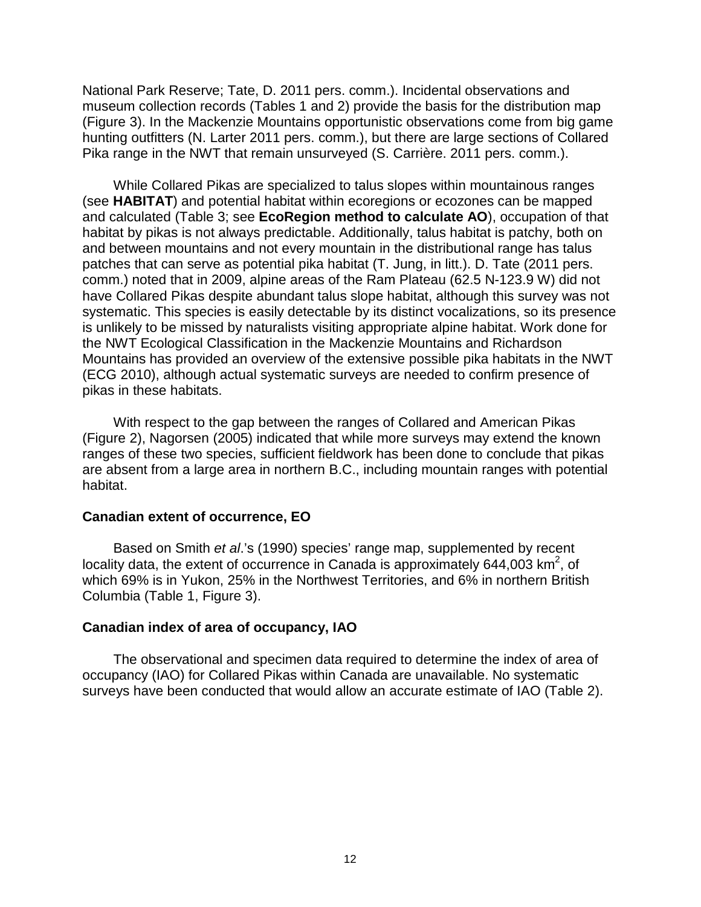National Park Reserve; Tate, D. 2011 pers. comm.). Incidental observations and museum collection records (Tables 1 and 2) provide the basis for the distribution map (Figure 3). In the Mackenzie Mountains opportunistic observations come from big game hunting outfitters (N. Larter 2011 pers. comm.), but there are large sections of Collared Pika range in the NWT that remain unsurveyed (S. Carrière. 2011 pers. comm.).

While Collared Pikas are specialized to talus slopes within mountainous ranges (see **HABITAT**) and potential habitat within ecoregions or ecozones can be mapped and calculated (Table 3; see **EcoRegion method to calculate AO**), occupation of that habitat by pikas is not always predictable. Additionally, talus habitat is patchy, both on and between mountains and not every mountain in the distributional range has talus patches that can serve as potential pika habitat (T. Jung, in litt.). D. Tate (2011 pers. comm.) noted that in 2009, alpine areas of the Ram Plateau (62.5 N-123.9 W) did not have Collared Pikas despite abundant talus slope habitat, although this survey was not systematic. This species is easily detectable by its distinct vocalizations, so its presence is unlikely to be missed by naturalists visiting appropriate alpine habitat. Work done for the NWT Ecological Classification in the Mackenzie Mountains and Richardson Mountains has provided an overview of the extensive possible pika habitats in the NWT (ECG 2010), although actual systematic surveys are needed to confirm presence of pikas in these habitats.

With respect to the gap between the ranges of Collared and American Pikas (Figure 2), Nagorsen (2005) indicated that while more surveys may extend the known ranges of these two species, sufficient fieldwork has been done to conclude that pikas are absent from a large area in northern B.C., including mountain ranges with potential habitat.

### Canadian extent of occurrence, EO

Based on Smith *et al*.'s (1990) species' range map, supplemented by recent locality data, the extent of occurrence in Canada is approximately 644,003 $km^2$, of which 69% is in Yukon, 25% in the Northwest Territories, and 6% in northern British Columbia (Table 1, Figure 3).

### Canadian index of area of occupancy, IAO

The observational and specimen data required to determine the index of area of occupancy (IAO) for Collared Pikas within Canada are unavailable. No systematic surveys have been conducted that would allow an accurate estimate of IAO (Table 2).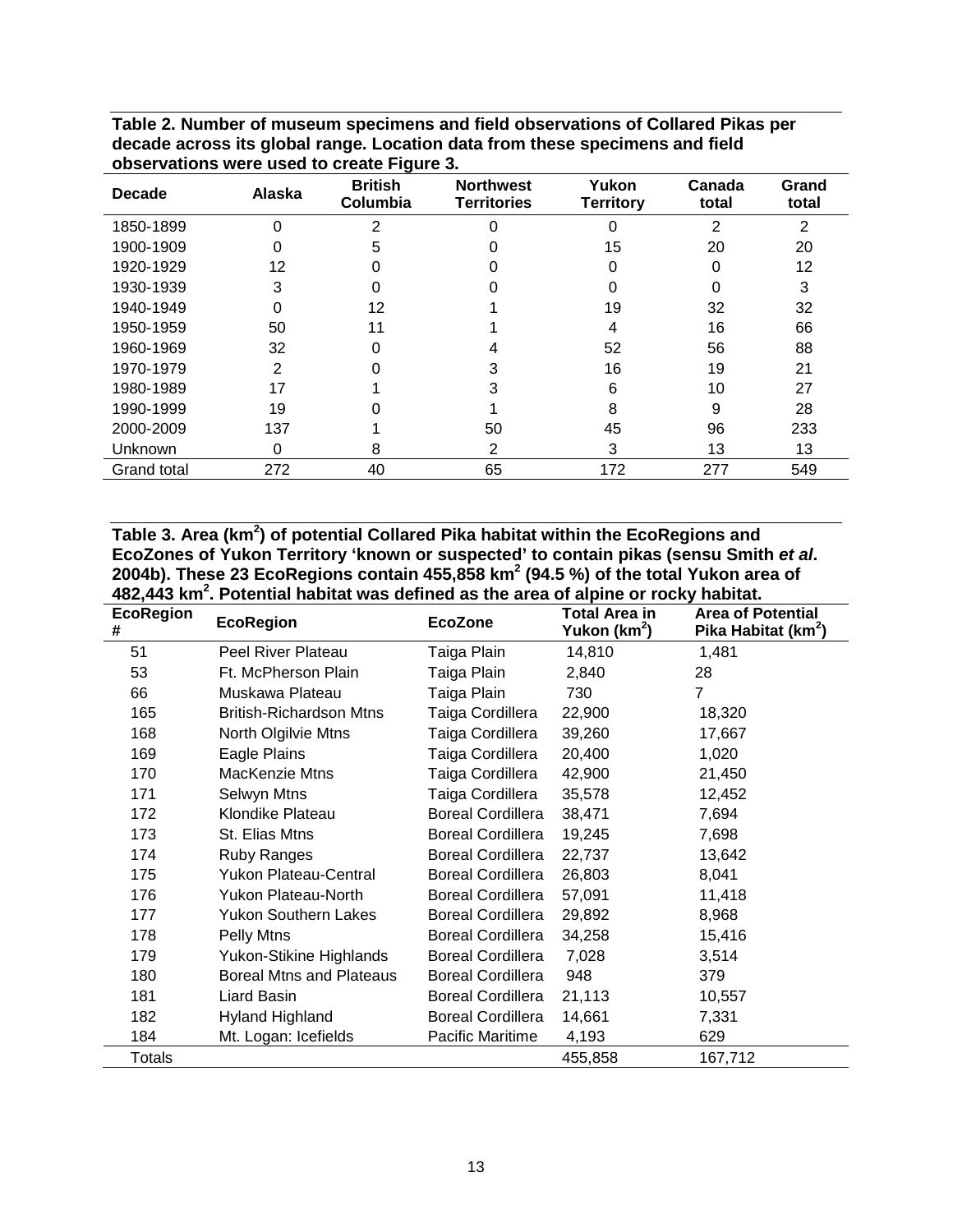**Table 2. Number of museum specimens and field observations of Collared Pikas per decade across its global range. Location data from these specimens and field observations were used to create Figure 3.**

| Decade | Alaska | British Columbia | Northwest Territories | Yukon Territory | Canada total | Grand total |
|---|---|---|---|---|---|---|
| 1850-1899 | 0 | 2 | 0 | 0 | 2 | 2 |
| 1900-1909 | 0 | 5 | 0 | 15 | 20 | 20 |
| 1920-1929 | 12 | 0 | 0 | 0 | 0 | 12 |
| 1930-1939 | 3 | 0 | 0 | 0 | 0 | 3 |
| 1940-1949 | 0 | 12 | 1 | 19 | 32 | 32 |
| 1950-1959 | 50 | 11 | 1 | 4 | 16 | 66 |
| 1960-1969 | 32 | 0 | 4 | 52 | 56 | 88 |
| 1970-1979 | 2 | 0 | 3 | 16 | 19 | 21 |
| 1980-1989 | 17 | 1 | 3 | 6 | 10 | 27 |
| 1990-1999 | 19 | 0 | 1 | 8 | 9 | 28 |
| 2000-2009 | 137 | 1 | 50 | 45 | 96 | 233 |
| Unknown | 0 | 8 | 2 | 3 | 13 | 13 |
| Grand total | 272 | 40 | 65 | 172 | 277 | 549 |

**Table 3. Area ($km^2$) of potential Collared Pika habitat within the EcoRegions and EcoZones of Yukon Territory 'known or suspected' to contain pikas (sensu Smith *et al*. 2004b). These 23 EcoRegions contain 455,858 $km^2$ (94.5 %) of the total Yukon area of 482,443 $km^2$. Potential habitat was defined as the area of alpine or rocky habitat.**

| EcoRegion # | EcoRegion | EcoZone | Total Area in Yukon ($km^2$) | Area of Potential Pika Habitat ($km^2$) |
|---|---|---|---|---|
| 51 | Peel River Plateau | Taiga Plain | 14,810 | 1,481 |
| 53 | Ft. McPherson Plain | Taiga Plain | 2,840 | 28 |
| 66 | Muskawa Plateau | Taiga Plain | 730 | 7 |
| 165 | British-Richardson Mtns | Taiga Cordillera | 22,900 | 18,320 |
| 168 | North Olgilvie Mtns | Taiga Cordillera | 39,260 | 17,667 |
| 169 | Eagle Plains | Taiga Cordillera | 20,400 | 1,020 |
| 170 | MacKenzie Mtns | Taiga Cordillera | 42,900 | 21,450 |
| 171 | Selwyn Mtns | Taiga Cordillera | 35,578 | 12,452 |
| 172 | Klondike Plateau | Boreal Cordillera | 38,471 | 7,694 |
| 173 | St. Elias Mtns | Boreal Cordillera | 19,245 | 7,698 |
| 174 | Ruby Ranges | Boreal Cordillera | 22,737 | 13,642 |
| 175 | Yukon Plateau-Central | Boreal Cordillera | 26,803 | 8,041 |
| 176 | Yukon Plateau-North | Boreal Cordillera | 57,091 | 11,418 |
| 177 | Yukon Southern Lakes | Boreal Cordillera | 29,892 | 8,968 |
| 178 | Pelly Mtns | Boreal Cordillera | 34,258 | 15,416 |
| 179 | Yukon-Stikine Highlands | Boreal Cordillera | 7,028 | 3,514 |
| 180 | Boreal Mtns and Plateaus | Boreal Cordillera | 948 | 379 |
| 181 | Liard Basin | Boreal Cordillera | 21,113 | 10,557 |
| 182 | Hyland Highland | Boreal Cordillera | 14,661 | 7,331 |
| 184 | Mt. Logan: Icefields | Pacific Maritime | 4,193 | 629 |
| Totals | | | 455,858 | 167,712 |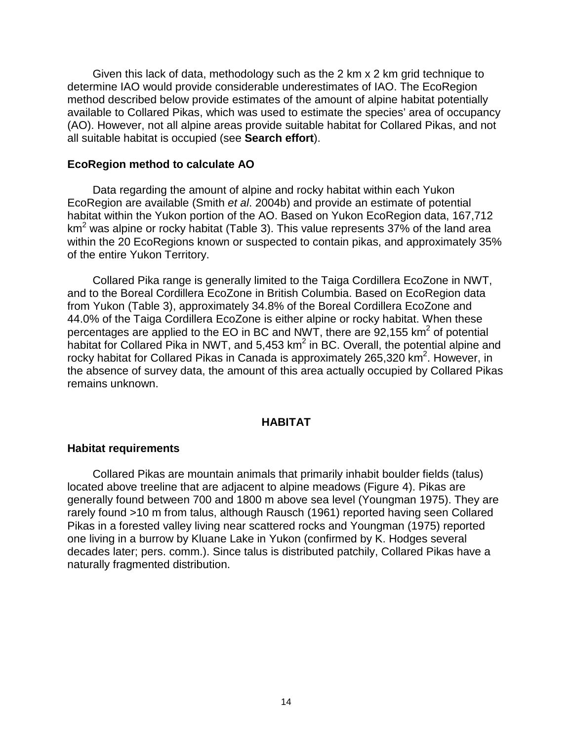Given this lack of data, methodology such as the 2 km x 2 km grid technique to determine IAO would provide considerable underestimates of IAO. The EcoRegion method described below provide estimates of the amount of alpine habitat potentially available to Collared Pikas, which was used to estimate the species' area of occupancy (AO). However, not all alpine areas provide suitable habitat for Collared Pikas, and not all suitable habitat is occupied (see **Search effort**).

### EcoRegion method to calculate AO

Data regarding the amount of alpine and rocky habitat within each Yukon EcoRegion are available (Smith *et al*. 2004b) and provide an estimate of potential habitat within the Yukon portion of the AO. Based on Yukon EcoRegion data, 167,712 $km^2$ was alpine or rocky habitat (Table 3). This value represents 37% of the land area within the 20 EcoRegions known or suspected to contain pikas, and approximately 35% of the entire Yukon Territory.

Collared Pika range is generally limited to the Taiga Cordillera EcoZone in NWT, and to the Boreal Cordillera EcoZone in British Columbia. Based on EcoRegion data from Yukon (Table 3), approximately 34.8% of the Boreal Cordillera EcoZone and 44.0% of the Taiga Cordillera EcoZone is either alpine or rocky habitat. When these percentages are applied to the EO in BC and NWT, there are 92,155 $km^2$ of potential habitat for Collared Pika in NWT, and 5,453 $km^2$ in BC. Overall, the potential alpine and rocky habitat for Collared Pikas in Canada is approximately 265,320 $km^2$. However, in the absence of survey data, the amount of this area actually occupied by Collared Pikas remains unknown.

## HABITAT

### Habitat requirements

Collared Pikas are mountain animals that primarily inhabit boulder fields (talus) located above treeline that are adjacent to alpine meadows (Figure 4). Pikas are generally found between 700 and 1800 m above sea level (Youngman 1975). They are rarely found >10 m from talus, although Rausch (1961) reported having seen Collared Pikas in a forested valley living near scattered rocks and Youngman (1975) reported one living in a burrow by Kluane Lake in Yukon (confirmed by K. Hodges several decades later; pers. comm.). Since talus is distributed patchily, Collared Pikas have a naturally fragmented distribution.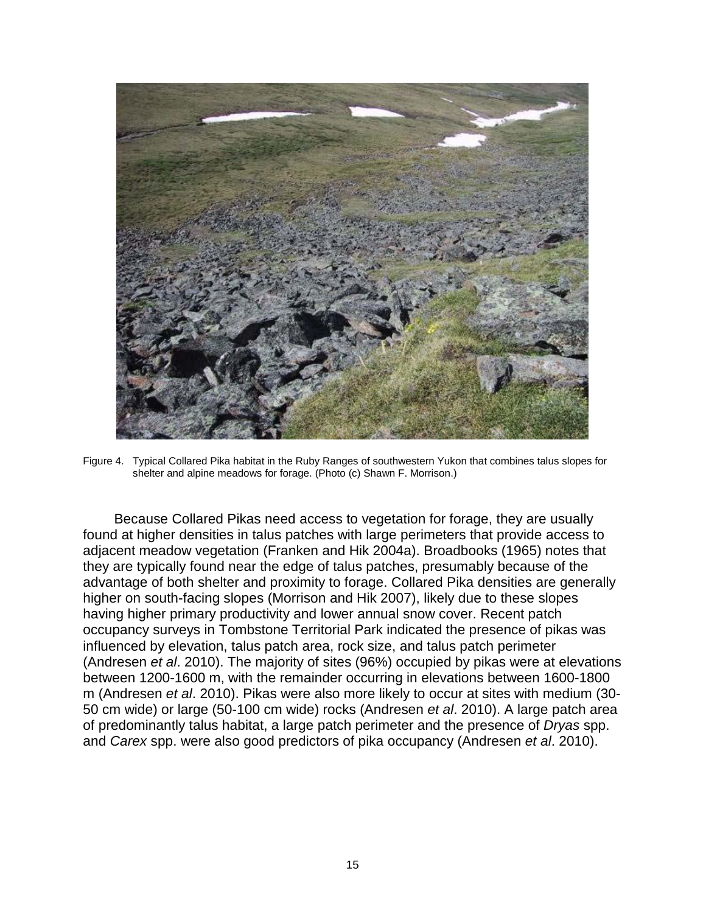Figure 4. Typical Collared Pika habitat in the Ruby Ranges of southwestern Yukon that combines talus slopes for shelter and alpine meadows for forage. (Photo (c) Shawn F. Morrison.)

Because Collared Pikas need access to vegetation for forage, they are usually found at higher densities in talus patches with large perimeters that provide access to adjacent meadow vegetation (Franken and Hik 2004a). Broadbooks (1965) notes that they are typically found near the edge of talus patches, presumably because of the advantage of both shelter and proximity to forage. Collared Pika densities are generally higher on south-facing slopes (Morrison and Hik 2007), likely due to these slopes having higher primary productivity and lower annual snow cover. Recent patch occupancy surveys in Tombstone Territorial Park indicated the presence of pikas was influenced by elevation, talus patch area, rock size, and talus patch perimeter (Andresen *et al*. 2010). The majority of sites (96%) occupied by pikas were at elevations between 1200-1600 m, with the remainder occurring in elevations between 1600-1800 m (Andresen *et al*. 2010). Pikas were also more likely to occur at sites with medium (30-50 cm wide) or large (50-100 cm wide) rocks (Andresen *et al*. 2010). A large patch area of predominantly talus habitat, a large patch perimeter and the presence of *Dryas* spp. and *Carex* spp. were also good predictors of pika occupancy (Andresen *et al*. 2010).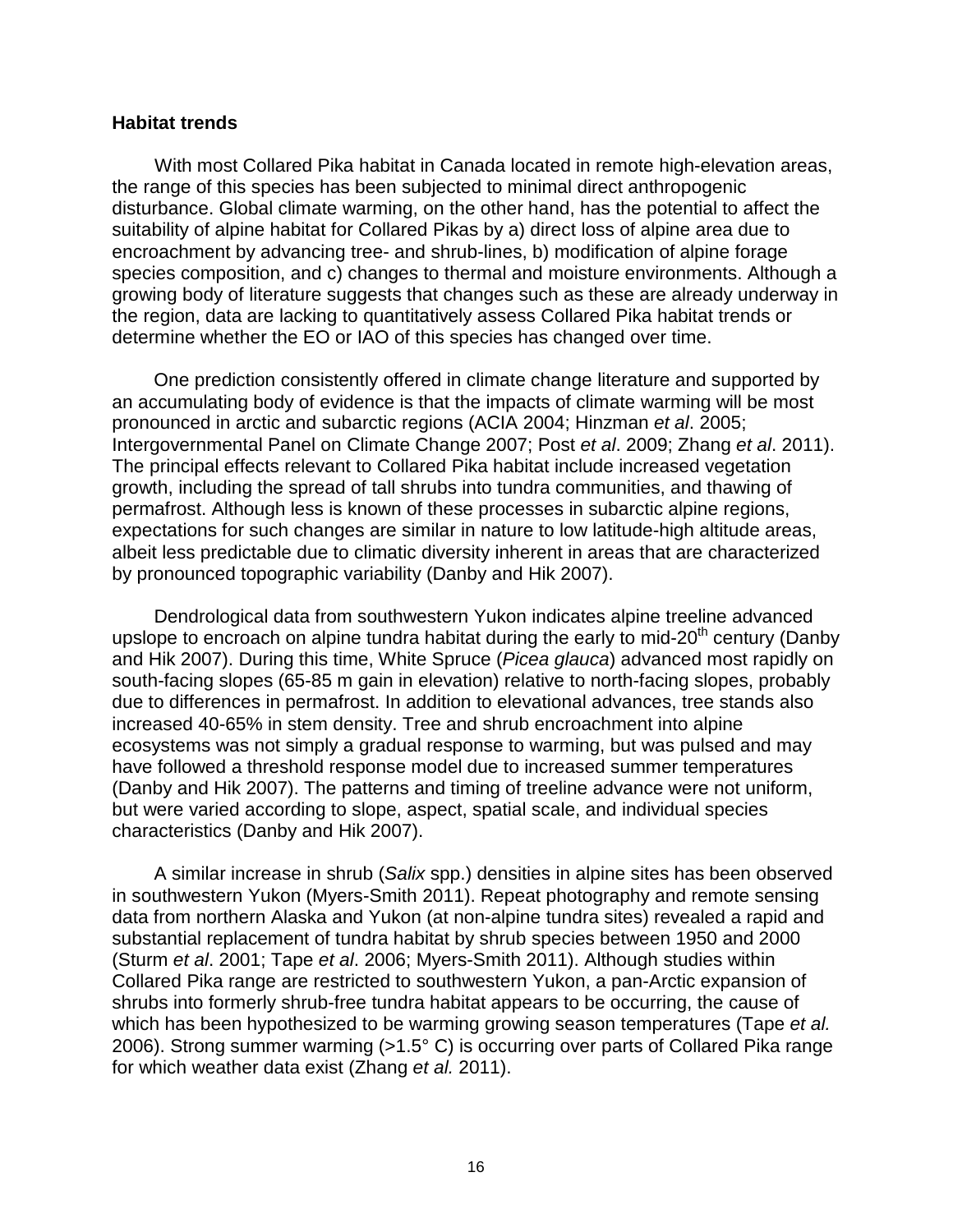**Habitat trends**

With most Collared Pika habitat in Canada located in remote high-elevation areas, the range of this species has been subjected to minimal direct anthropogenic disturbance. Global climate warming, on the other hand, has the potential to affect the suitability of alpine habitat for Collared Pikas by a) direct loss of alpine area due to encroachment by advancing tree- and shrub-lines, b) modification of alpine forage species composition, and c) changes to thermal and moisture environments. Although a growing body of literature suggests that changes such as these are already underway in the region, data are lacking to quantitatively assess Collared Pika habitat trends or determine whether the EO or IAO of this species has changed over time.

One prediction consistently offered in climate change literature and supported by an accumulating body of evidence is that the impacts of climate warming will be most pronounced in arctic and subarctic regions (ACIA 2004; Hinzman *et al*. 2005; Intergovernmental Panel on Climate Change 2007; Post *et al*. 2009; Zhang *et al*. 2011). The principal effects relevant to Collared Pika habitat include increased vegetation growth, including the spread of tall shrubs into tundra communities, and thawing of permafrost. Although less is known of these processes in subarctic alpine regions, expectations for such changes are similar in nature to low latitude-high altitude areas, albeit less predictable due to climatic diversity inherent in areas that are characterized by pronounced topographic variability (Danby and Hik 2007).

Dendrological data from southwestern Yukon indicates alpine treeline advanced upslope to encroach on alpine tundra habitat during the early to mid-20th century (Danby and Hik 2007). During this time, White Spruce (*Picea glauca*) advanced most rapidly on south-facing slopes (65-85 m gain in elevation) relative to north-facing slopes, probably due to differences in permafrost. In addition to elevational advances, tree stands also increased 40-65% in stem density. Tree and shrub encroachment into alpine ecosystems was not simply a gradual response to warming, but was pulsed and may have followed a threshold response model due to increased summer temperatures (Danby and Hik 2007). The patterns and timing of treeline advance were not uniform, but were varied according to slope, aspect, spatial scale, and individual species characteristics (Danby and Hik 2007).

A similar increase in shrub (*Salix* spp.) densities in alpine sites has been observed in southwestern Yukon (Myers-Smith 2011). Repeat photography and remote sensing data from northern Alaska and Yukon (at non-alpine tundra sites) revealed a rapid and substantial replacement of tundra habitat by shrub species between 1950 and 2000 (Sturm *et al*. 2001; Tape *et al*. 2006; Myers-Smith 2011). Although studies within Collared Pika range are restricted to southwestern Yukon, a pan-Arctic expansion of shrubs into formerly shrub-free tundra habitat appears to be occurring, the cause of which has been hypothesized to be warming growing season temperatures (Tape *et al.* 2006). Strong summer warming (>1.5° C) is occurring over parts of Collared Pika range for which weather data exist (Zhang *et al.* 2011).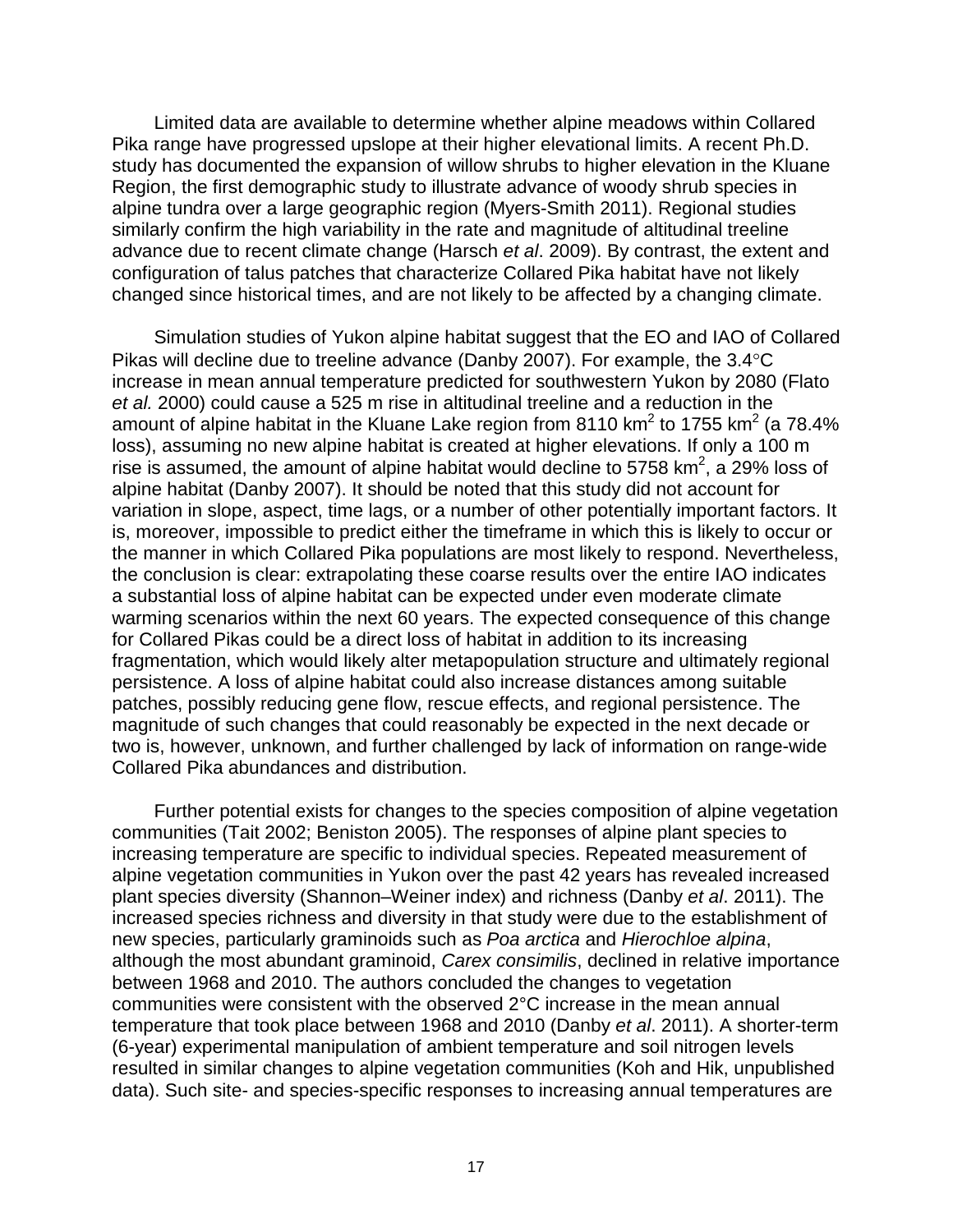Limited data are available to determine whether alpine meadows within Collared Pika range have progressed upslope at their higher elevational limits. A recent Ph.D. study has documented the expansion of willow shrubs to higher elevation in the Kluane Region, the first demographic study to illustrate advance of woody shrub species in alpine tundra over a large geographic region (Myers-Smith 2011). Regional studies similarly confirm the high variability in the rate and magnitude of altitudinal treeline advance due to recent climate change (Harsch *et al*. 2009). By contrast, the extent and configuration of talus patches that characterize Collared Pika habitat have not likely changed since historical times, and are not likely to be affected by a changing climate.

Simulation studies of Yukon alpine habitat suggest that the EO and IAO of Collared Pikas will decline due to treeline advance (Danby 2007). For example, the 3.4°C increase in mean annual temperature predicted for southwestern Yukon by 2080 (Flato *et al.* 2000) could cause a 525 m rise in altitudinal treeline and a reduction in the amount of alpine habitat in the Kluane Lake region from 8110 km$^2$ to 1755 km$^2$ (a 78.4% loss), assuming no new alpine habitat is created at higher elevations. If only a 100 m rise is assumed, the amount of alpine habitat would decline to 5758 km$^2$, a 29% loss of alpine habitat (Danby 2007). It should be noted that this study did not account for variation in slope, aspect, time lags, or a number of other potentially important factors. It is, moreover, impossible to predict either the timeframe in which this is likely to occur or the manner in which Collared Pika populations are most likely to respond. Nevertheless, the conclusion is clear: extrapolating these coarse results over the entire IAO indicates a substantial loss of alpine habitat can be expected under even moderate climate warming scenarios within the next 60 years. The expected consequence of this change for Collared Pikas could be a direct loss of habitat in addition to its increasing fragmentation, which would likely alter metapopulation structure and ultimately regional persistence. A loss of alpine habitat could also increase distances among suitable patches, possibly reducing gene flow, rescue effects, and regional persistence. The magnitude of such changes that could reasonably be expected in the next decade or two is, however, unknown, and further challenged by lack of information on range-wide Collared Pika abundances and distribution.

Further potential exists for changes to the species composition of alpine vegetation communities (Tait 2002; Beniston 2005). The responses of alpine plant species to increasing temperature are specific to individual species. Repeated measurement of alpine vegetation communities in Yukon over the past 42 years has revealed increased plant species diversity (Shannon–Weiner index) and richness (Danby *et al*. 2011). The increased species richness and diversity in that study were due to the establishment of new species, particularly graminoids such as *Poa arctica* and *Hierochloe alpina*, although the most abundant graminoid, *Carex consimilis*, declined in relative importance between 1968 and 2010. The authors concluded the changes to vegetation communities were consistent with the observed 2°C increase in the mean annual temperature that took place between 1968 and 2010 (Danby *et al*. 2011). A shorter-term (6-year) experimental manipulation of ambient temperature and soil nitrogen levels resulted in similar changes to alpine vegetation communities (Koh and Hik, unpublished data). Such site- and species-specific responses to increasing annual temperatures are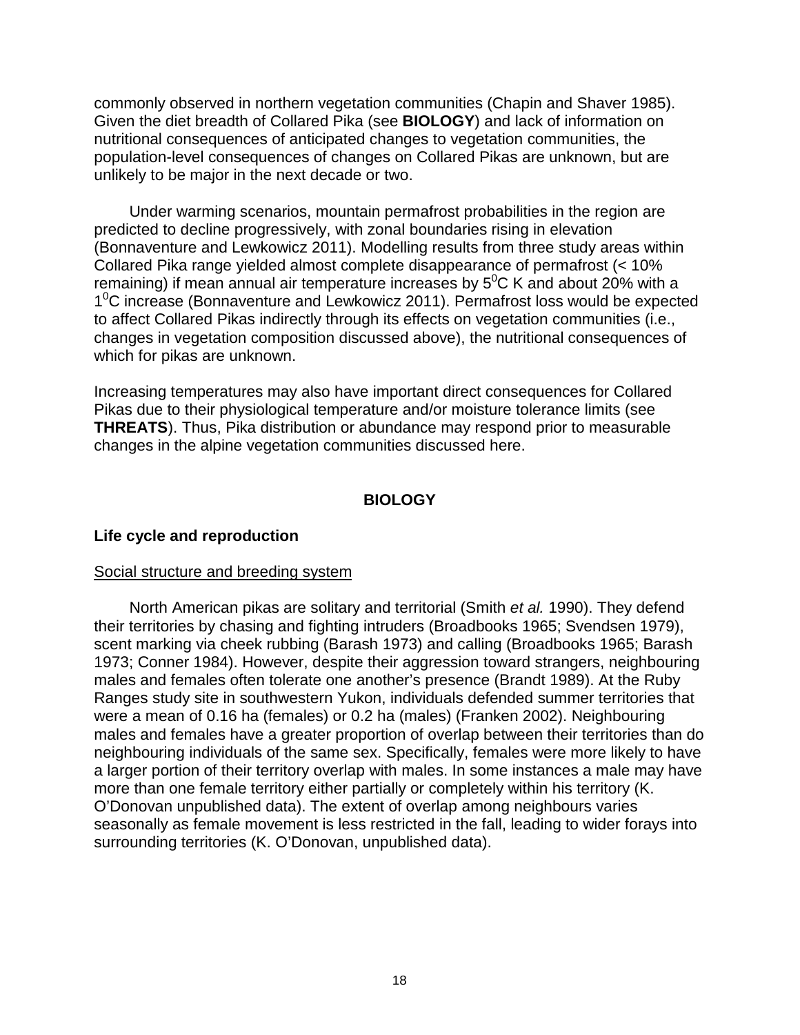commonly observed in northern vegetation communities (Chapin and Shaver 1985). Given the diet breadth of Collared Pika (see **BIOLOGY**) and lack of information on nutritional consequences of anticipated changes to vegetation communities, the population-level consequences of changes on Collared Pikas are unknown, but are unlikely to be major in the next decade or two.

Under warming scenarios, mountain permafrost probabilities in the region are predicted to decline progressively, with zonal boundaries rising in elevation (Bonnaventure and Lewkowicz 2011). Modelling results from three study areas within Collared Pika range yielded almost complete disappearance of permafrost (< 10% remaining) if mean annual air temperature increases by $5^0$C K and about 20% with a $1^0$C increase (Bonnaventure and Lewkowicz 2011). Permafrost loss would be expected to affect Collared Pikas indirectly through its effects on vegetation communities (i.e., changes in vegetation composition discussed above), the nutritional consequences of which for pikas are unknown.

Increasing temperatures may also have important direct consequences for Collared Pikas due to their physiological temperature and/or moisture tolerance limits (see **THREATS**). Thus, Pika distribution or abundance may respond prior to measurable changes in the alpine vegetation communities discussed here.

## BIOLOGY

### Life cycle and reproduction

Social structure and breeding system

North American pikas are solitary and territorial (Smith *et al.* 1990). They defend their territories by chasing and fighting intruders (Broadbooks 1965; Svendsen 1979), scent marking via cheek rubbing (Barash 1973) and calling (Broadbooks 1965; Barash 1973; Conner 1984). However, despite their aggression toward strangers, neighbouring males and females often tolerate one another's presence (Brandt 1989). At the Ruby Ranges study site in southwestern Yukon, individuals defended summer territories that were a mean of 0.16 ha (females) or 0.2 ha (males) (Franken 2002). Neighbouring males and females have a greater proportion of overlap between their territories than do neighbouring individuals of the same sex. Specifically, females were more likely to have a larger portion of their territory overlap with males. In some instances a male may have more than one female territory either partially or completely within his territory (K. O'Donovan unpublished data). The extent of overlap among neighbours varies seasonally as female movement is less restricted in the fall, leading to wider forays into surrounding territories (K. O'Donovan, unpublished data).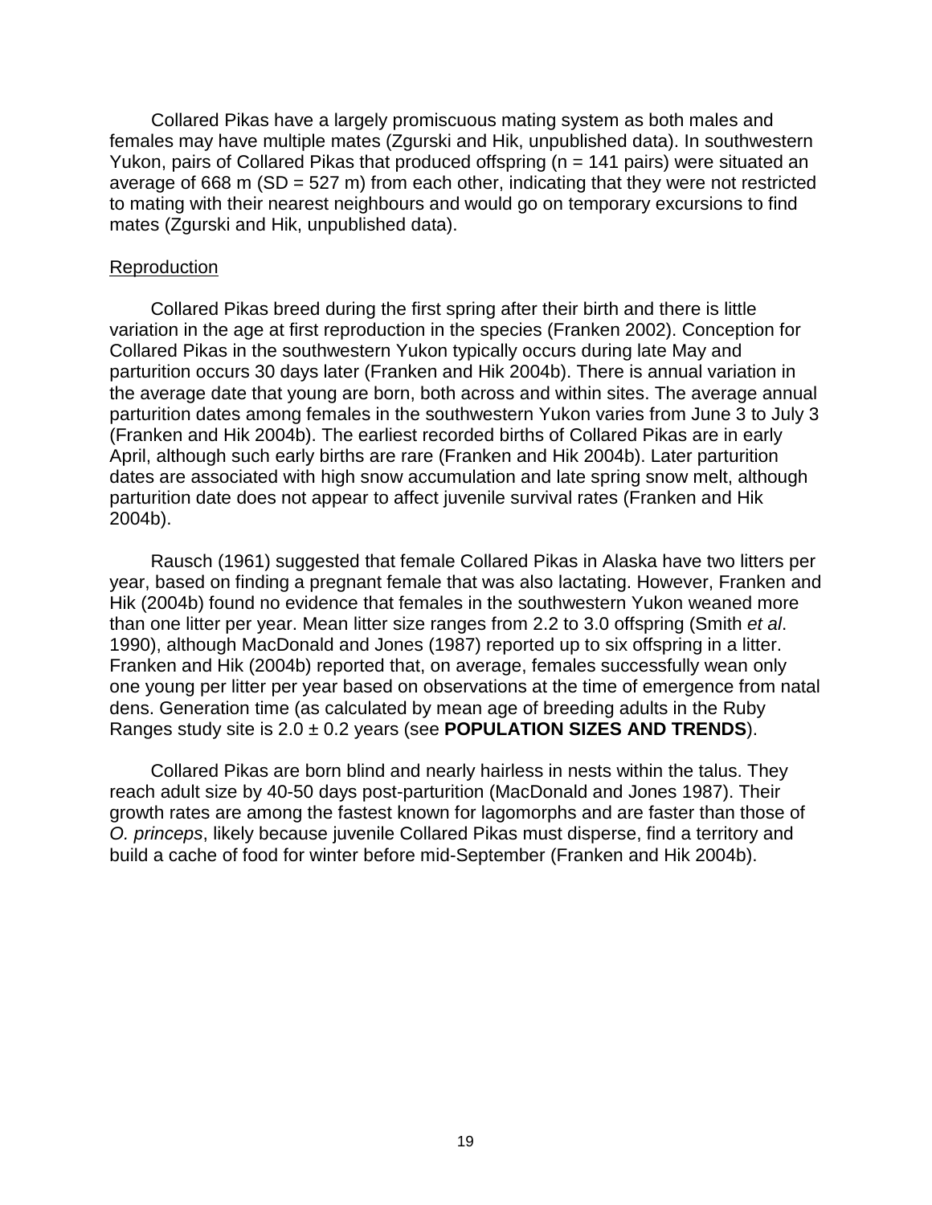Collared Pikas have a largely promiscuous mating system as both males and females may have multiple mates (Zgurski and Hik, unpublished data). In southwestern Yukon, pairs of Collared Pikas that produced offspring (n = 141 pairs) were situated an average of 668 m (SD = 527 m) from each other, indicating that they were not restricted to mating with their nearest neighbours and would go on temporary excursions to find mates (Zgurski and Hik, unpublished data).

## Reproduction

Collared Pikas breed during the first spring after their birth and there is little variation in the age at first reproduction in the species (Franken 2002). Conception for Collared Pikas in the southwestern Yukon typically occurs during late May and parturition occurs 30 days later (Franken and Hik 2004b). There is annual variation in the average date that young are born, both across and within sites. The average annual parturition dates among females in the southwestern Yukon varies from June 3 to July 3 (Franken and Hik 2004b). The earliest recorded births of Collared Pikas are in early April, although such early births are rare (Franken and Hik 2004b). Later parturition dates are associated with high snow accumulation and late spring snow melt, although parturition date does not appear to affect juvenile survival rates (Franken and Hik 2004b).

Rausch (1961) suggested that female Collared Pikas in Alaska have two litters per year, based on finding a pregnant female that was also lactating. However, Franken and Hik (2004b) found no evidence that females in the southwestern Yukon weaned more than one litter per year. Mean litter size ranges from 2.2 to 3.0 offspring (Smith *et al*. 1990), although MacDonald and Jones (1987) reported up to six offspring in a litter. Franken and Hik (2004b) reported that, on average, females successfully wean only one young per litter per year based on observations at the time of emergence from natal dens. Generation time (as calculated by mean age of breeding adults in the Ruby Ranges study site is 2.0 ± 0.2 years (see **POPULATION SIZES AND TRENDS**).

Collared Pikas are born blind and nearly hairless in nests within the talus. They reach adult size by 40-50 days post-parturition (MacDonald and Jones 1987). Their growth rates are among the fastest known for lagomorphs and are faster than those of *O. princeps*, likely because juvenile Collared Pikas must disperse, find a territory and build a cache of food for winter before mid-September (Franken and Hik 2004b).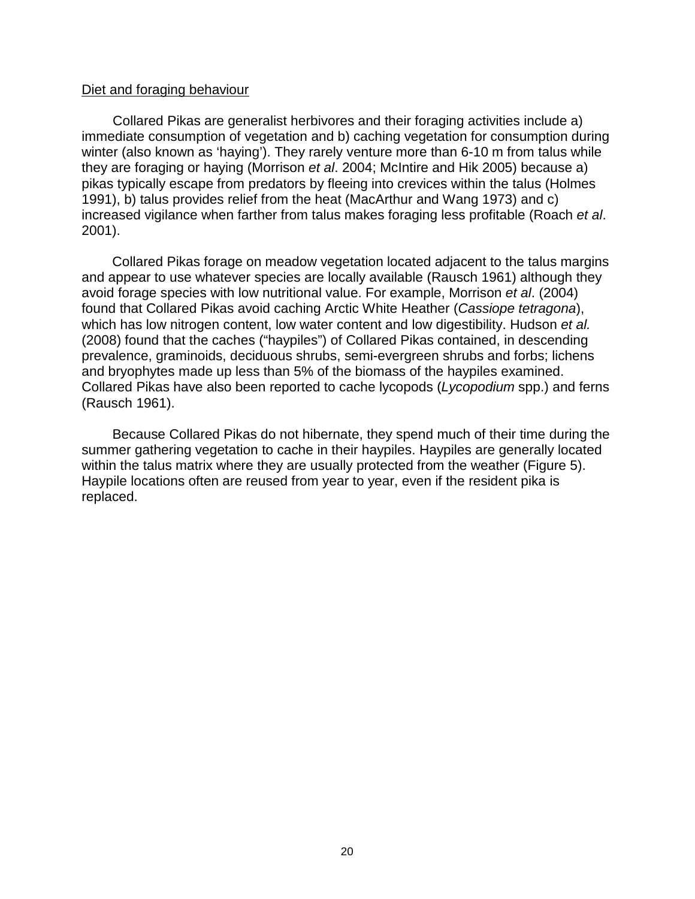Diet and foraging behaviour

Collared Pikas are generalist herbivores and their foraging activities include a) immediate consumption of vegetation and b) caching vegetation for consumption during winter (also known as 'haying'). They rarely venture more than 6-10 m from talus while they are foraging or haying (Morrison *et al*. 2004; McIntire and Hik 2005) because a) pikas typically escape from predators by fleeing into crevices within the talus (Holmes 1991), b) talus provides relief from the heat (MacArthur and Wang 1973) and c) increased vigilance when farther from talus makes foraging less profitable (Roach *et al*. 2001).

Collared Pikas forage on meadow vegetation located adjacent to the talus margins and appear to use whatever species are locally available (Rausch 1961) although they avoid forage species with low nutritional value. For example, Morrison *et al*. (2004) found that Collared Pikas avoid caching Arctic White Heather (*Cassiope tetragona*), which has low nitrogen content, low water content and low digestibility. Hudson *et al.* (2008) found that the caches ("haypiles") of Collared Pikas contained, in descending prevalence, graminoids, deciduous shrubs, semi-evergreen shrubs and forbs; lichens and bryophytes made up less than 5% of the biomass of the haypiles examined. Collared Pikas have also been reported to cache lycopods (*Lycopodium* spp.) and ferns (Rausch 1961).

Because Collared Pikas do not hibernate, they spend much of their time during the summer gathering vegetation to cache in their haypiles. Haypiles are generally located within the talus matrix where they are usually protected from the weather (Figure 5). Haypile locations often are reused from year to year, even if the resident pika is replaced.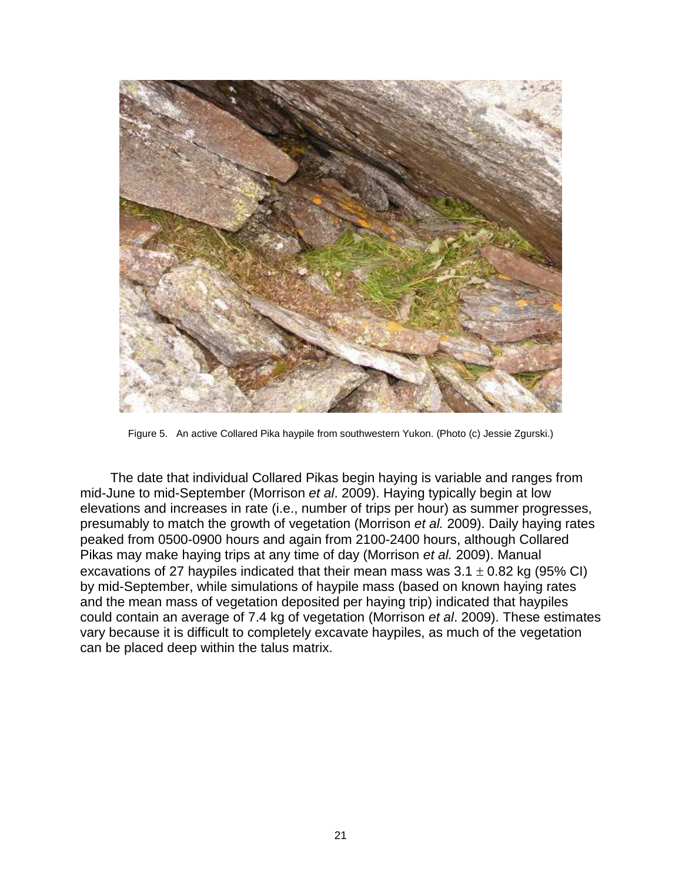Figure 5. An active Collared Pika haypile from southwestern Yukon. (Photo (c) Jessie Zgurski.)

The date that individual Collared Pikas begin haying is variable and ranges from mid-June to mid-September (Morrison *et al*. 2009). Haying typically begin at low elevations and increases in rate (i.e., number of trips per hour) as summer progresses, presumably to match the growth of vegetation (Morrison *et al.* 2009). Daily haying rates peaked from 0500-0900 hours and again from 2100-2400 hours, although Collared Pikas may make haying trips at any time of day (Morrison *et al.* 2009). Manual excavations of 27 haypiles indicated that their mean mass was $3.1 \pm 0.82$ kg (95% CI) by mid-September, while simulations of haypile mass (based on known haying rates and the mean mass of vegetation deposited per haying trip) indicated that haypiles could contain an average of 7.4 kg of vegetation (Morrison *et al*. 2009). These estimates vary because it is difficult to completely excavate haypiles, as much of the vegetation can be placed deep within the talus matrix.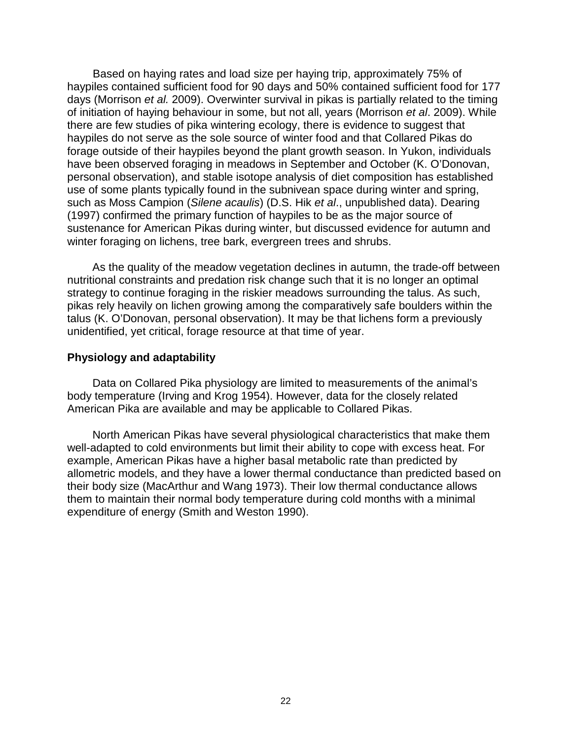Based on haying rates and load size per haying trip, approximately 75% of haypiles contained sufficient food for 90 days and 50% contained sufficient food for 177 days (Morrison *et al.* 2009). Overwinter survival in pikas is partially related to the timing of initiation of haying behaviour in some, but not all, years (Morrison *et al*. 2009). While there are few studies of pika wintering ecology, there is evidence to suggest that haypiles do not serve as the sole source of winter food and that Collared Pikas do forage outside of their haypiles beyond the plant growth season. In Yukon, individuals have been observed foraging in meadows in September and October (K. O'Donovan, personal observation), and stable isotope analysis of diet composition has established use of some plants typically found in the subnivean space during winter and spring, such as Moss Campion (*Silene acaulis*) (D.S. Hik *et al*., unpublished data). Dearing (1997) confirmed the primary function of haypiles to be as the major source of sustenance for American Pikas during winter, but discussed evidence for autumn and winter foraging on lichens, tree bark, evergreen trees and shrubs.

As the quality of the meadow vegetation declines in autumn, the trade-off between nutritional constraints and predation risk change such that it is no longer an optimal strategy to continue foraging in the riskier meadows surrounding the talus. As such, pikas rely heavily on lichen growing among the comparatively safe boulders within the talus (K. O'Donovan, personal observation). It may be that lichens form a previously unidentified, yet critical, forage resource at that time of year.

### Physiology and adaptability

Data on Collared Pika physiology are limited to measurements of the animal's body temperature (Irving and Krog 1954). However, data for the closely related American Pika are available and may be applicable to Collared Pikas.

North American Pikas have several physiological characteristics that make them well-adapted to cold environments but limit their ability to cope with excess heat. For example, American Pikas have a higher basal metabolic rate than predicted by allometric models, and they have a lower thermal conductance than predicted based on their body size (MacArthur and Wang 1973). Their low thermal conductance allows them to maintain their normal body temperature during cold months with a minimal expenditure of energy (Smith and Weston 1990).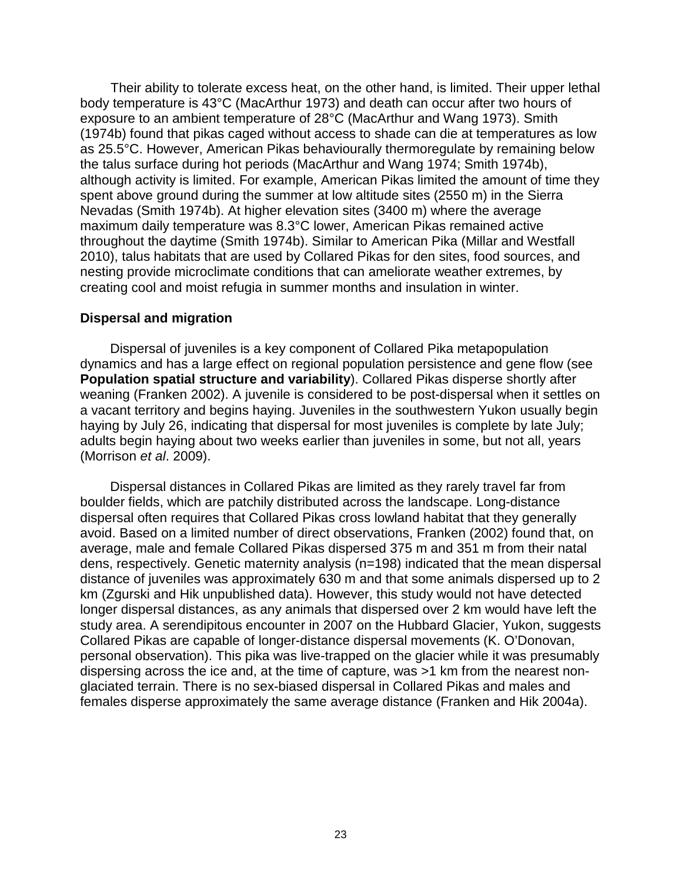Their ability to tolerate excess heat, on the other hand, is limited. Their upper lethal body temperature is 43°C (MacArthur 1973) and death can occur after two hours of exposure to an ambient temperature of 28°C (MacArthur and Wang 1973). Smith (1974b) found that pikas caged without access to shade can die at temperatures as low as 25.5°C. However, American Pikas behaviourally thermoregulate by remaining below the talus surface during hot periods (MacArthur and Wang 1974; Smith 1974b), although activity is limited. For example, American Pikas limited the amount of time they spent above ground during the summer at low altitude sites (2550 m) in the Sierra Nevadas (Smith 1974b). At higher elevation sites (3400 m) where the average maximum daily temperature was 8.3°C lower, American Pikas remained active throughout the daytime (Smith 1974b). Similar to American Pika (Millar and Westfall 2010), talus habitats that are used by Collared Pikas for den sites, food sources, and nesting provide microclimate conditions that can ameliorate weather extremes, by creating cool and moist refugia in summer months and insulation in winter.

### Dispersal and migration

Dispersal of juveniles is a key component of Collared Pika metapopulation dynamics and has a large effect on regional population persistence and gene flow (see **Population spatial structure and variability**). Collared Pikas disperse shortly after weaning (Franken 2002). A juvenile is considered to be post-dispersal when it settles on a vacant territory and begins haying. Juveniles in the southwestern Yukon usually begin haying by July 26, indicating that dispersal for most juveniles is complete by late July; adults begin haying about two weeks earlier than juveniles in some, but not all, years (Morrison *et al*. 2009).

Dispersal distances in Collared Pikas are limited as they rarely travel far from boulder fields, which are patchily distributed across the landscape. Long-distance dispersal often requires that Collared Pikas cross lowland habitat that they generally avoid. Based on a limited number of direct observations, Franken (2002) found that, on average, male and female Collared Pikas dispersed 375 m and 351 m from their natal dens, respectively. Genetic maternity analysis (n=198) indicated that the mean dispersal distance of juveniles was approximately 630 m and that some animals dispersed up to 2 km (Zgurski and Hik unpublished data). However, this study would not have detected longer dispersal distances, as any animals that dispersed over 2 km would have left the study area. A serendipitous encounter in 2007 on the Hubbard Glacier, Yukon, suggests Collared Pikas are capable of longer-distance dispersal movements (K. O'Donovan, personal observation). This pika was live-trapped on the glacier while it was presumably dispersing across the ice and, at the time of capture, was >1 km from the nearest non-glaciated terrain. There is no sex-biased dispersal in Collared Pikas and males and females disperse approximately the same average distance (Franken and Hik 2004a).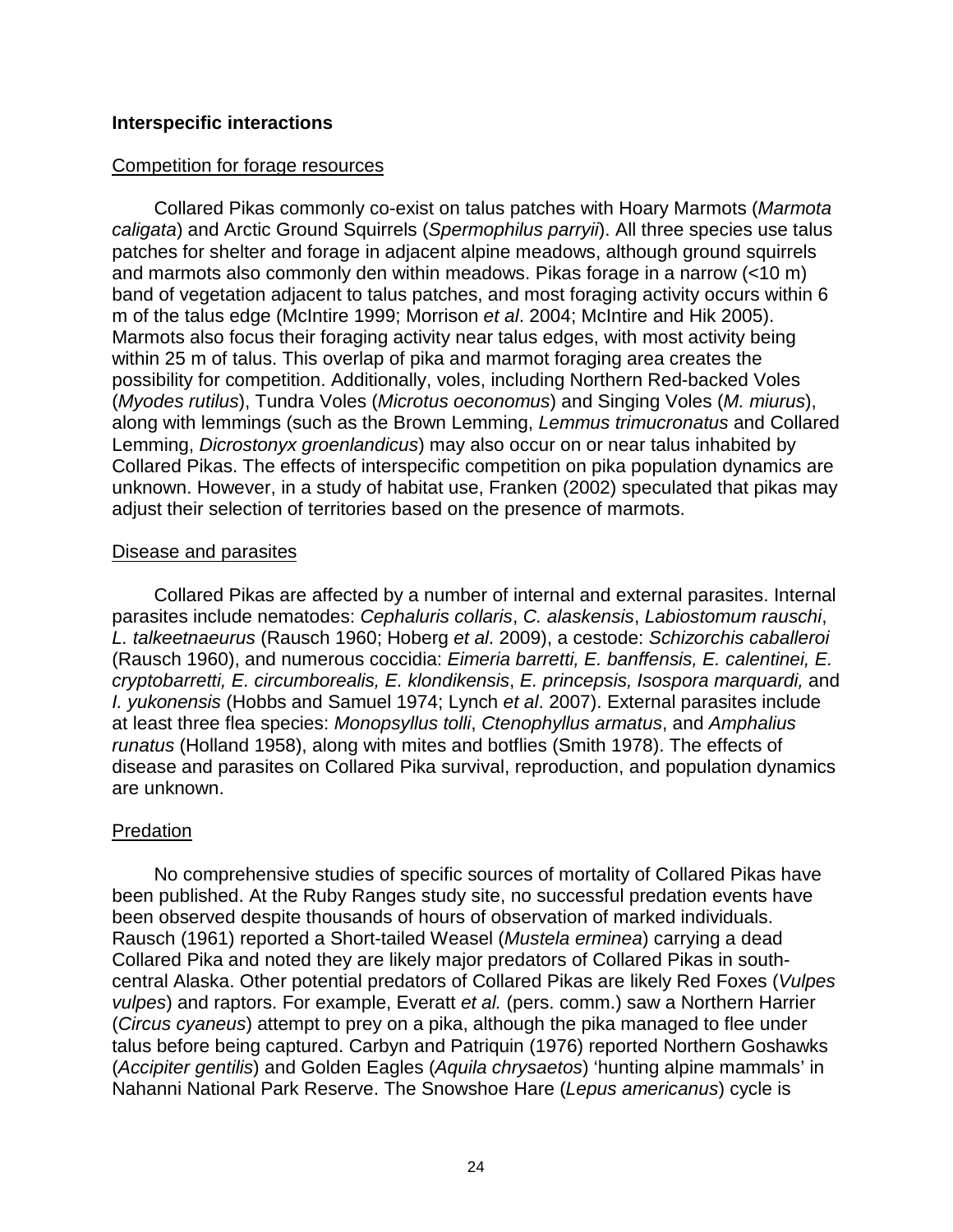### Interspecific interactions

#### Competition for forage resources

Collared Pikas commonly co-exist on talus patches with Hoary Marmots (*Marmota caligata*) and Arctic Ground Squirrels (*Spermophilus parryii*). All three species use talus patches for shelter and forage in adjacent alpine meadows, although ground squirrels and marmots also commonly den within meadows. Pikas forage in a narrow (<10 m) band of vegetation adjacent to talus patches, and most foraging activity occurs within 6 m of the talus edge (McIntire 1999; Morrison *et al*. 2004; McIntire and Hik 2005). Marmots also focus their foraging activity near talus edges, with most activity being within 25 m of talus. This overlap of pika and marmot foraging area creates the possibility for competition. Additionally, voles, including Northern Red-backed Voles (*Myodes rutilus*), Tundra Voles (*Microtus oeconomus*) and Singing Voles (*M. miurus*), along with lemmings (such as the Brown Lemming, *Lemmus trimucronatus* and Collared Lemming, *Dicrostonyx groenlandicus*) may also occur on or near talus inhabited by Collared Pikas. The effects of interspecific competition on pika population dynamics are unknown. However, in a study of habitat use, Franken (2002) speculated that pikas may adjust their selection of territories based on the presence of marmots.

#### Disease and parasites

Collared Pikas are affected by a number of internal and external parasites. Internal parasites include nematodes: *Cephaluris collaris*, *C. alaskensis*, *Labiostomum rauschi*, *L. talkeetnaeurus* (Rausch 1960; Hoberg *et al*. 2009), a cestode: *Schizorchis caballeroi* (Rausch 1960), and numerous coccidia: *Eimeria barretti, E. banffensis, E. calentinei, E. cryptobarretti, E. circumborealis, E. klondikensis*, *E. princepsis, Isospora marquardi,* and *I. yukonensis* (Hobbs and Samuel 1974; Lynch *et al*. 2007). External parasites include at least three flea species: *Monopsyllus tolli*, *Ctenophyllus armatus*, and *Amphalius runatus* (Holland 1958), along with mites and botflies (Smith 1978). The effects of disease and parasites on Collared Pika survival, reproduction, and population dynamics are unknown.

#### Predation

No comprehensive studies of specific sources of mortality of Collared Pikas have been published. At the Ruby Ranges study site, no successful predation events have been observed despite thousands of hours of observation of marked individuals. Rausch (1961) reported a Short-tailed Weasel (*Mustela erminea*) carrying a dead Collared Pika and noted they are likely major predators of Collared Pikas in south-central Alaska. Other potential predators of Collared Pikas are likely Red Foxes (*Vulpes vulpes*) and raptors. For example, Everatt *et al.* (pers. comm.) saw a Northern Harrier (*Circus cyaneus*) attempt to prey on a pika, although the pika managed to flee under talus before being captured. Carbyn and Patriquin (1976) reported Northern Goshawks (*Accipiter gentilis*) and Golden Eagles (*Aquila chrysaetos*) 'hunting alpine mammals' in Nahanni National Park Reserve. The Snowshoe Hare (*Lepus americanus*) cycle is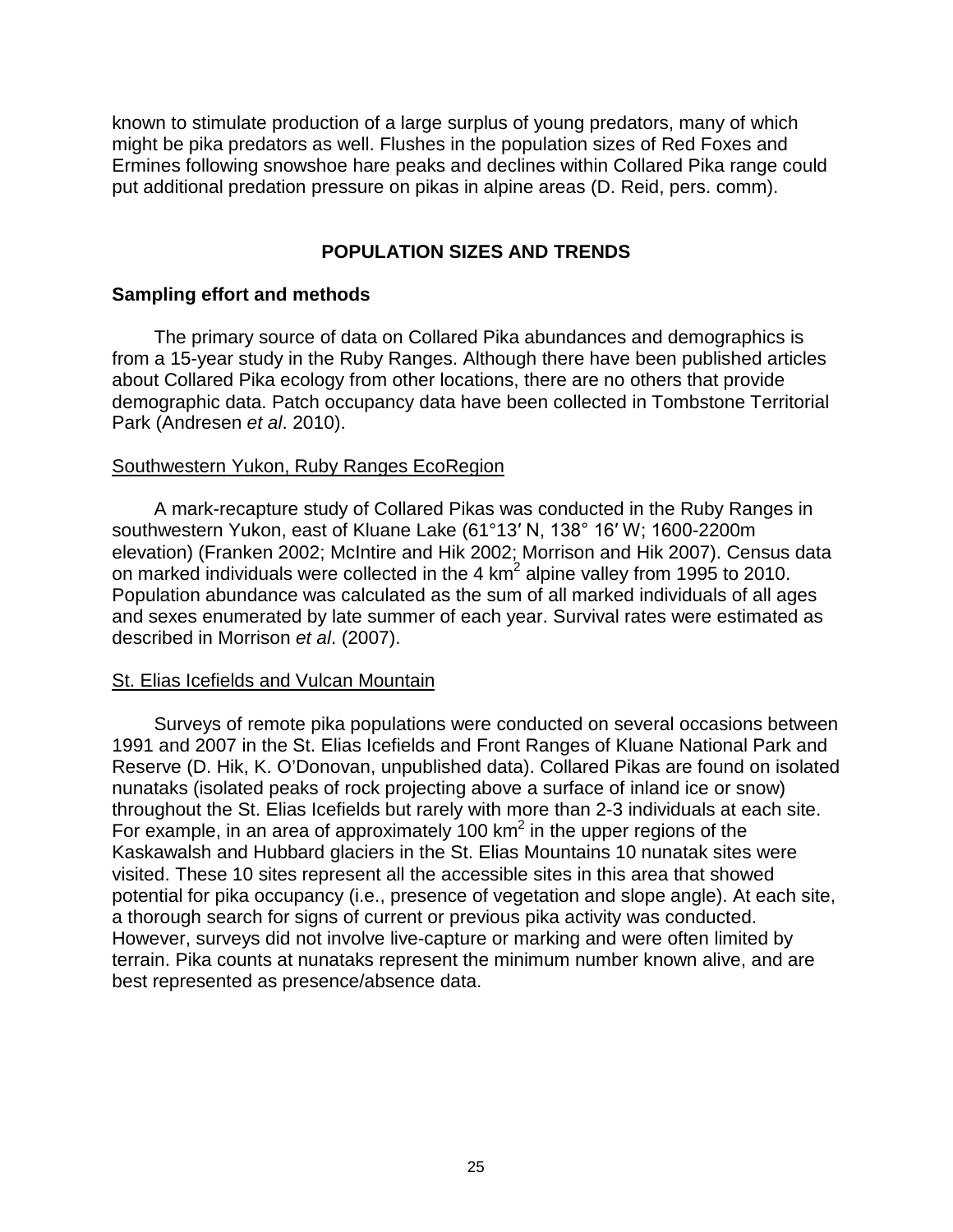known to stimulate production of a large surplus of young predators, many of which might be pika predators as well. Flushes in the population sizes of Red Foxes and Ermines following snowshoe hare peaks and declines within Collared Pika range could put additional predation pressure on pikas in alpine areas (D. Reid, pers. comm).

## POPULATION SIZES AND TRENDS

### Sampling effort and methods

The primary source of data on Collared Pika abundances and demographics is from a 15-year study in the Ruby Ranges. Although there have been published articles about Collared Pika ecology from other locations, there are no others that provide demographic data. Patch occupancy data have been collected in Tombstone Territorial Park (Andresen *et al*. 2010).

#### Southwestern Yukon, Ruby Ranges EcoRegion

A mark-recapture study of Collared Pikas was conducted in the Ruby Ranges in southwestern Yukon, east of Kluane Lake (61°13′ N, 138° 16′ W; 1600-2200m elevation) (Franken 2002; McIntire and Hik 2002; Morrison and Hik 2007). Census data on marked individuals were collected in the 4 $km^2$ alpine valley from 1995 to 2010. Population abundance was calculated as the sum of all marked individuals of all ages and sexes enumerated by late summer of each year. Survival rates were estimated as described in Morrison *et al*. (2007).

#### St. Elias Icefields and Vulcan Mountain

Surveys of remote pika populations were conducted on several occasions between 1991 and 2007 in the St. Elias Icefields and Front Ranges of Kluane National Park and Reserve (D. Hik, K. O'Donovan, unpublished data). Collared Pikas are found on isolated nunataks (isolated peaks of rock projecting above a surface of inland ice or snow) throughout the St. Elias Icefields but rarely with more than 2-3 individuals at each site. For example, in an area of approximately 100 $km^2$ in the upper regions of the Kaskawalsh and Hubbard glaciers in the St. Elias Mountains 10 nunatak sites were visited. These 10 sites represent all the accessible sites in this area that showed potential for pika occupancy (i.e., presence of vegetation and slope angle). At each site, a thorough search for signs of current or previous pika activity was conducted. However, surveys did not involve live-capture or marking and were often limited by terrain. Pika counts at nunataks represent the minimum number known alive, and are best represented as presence/absence data.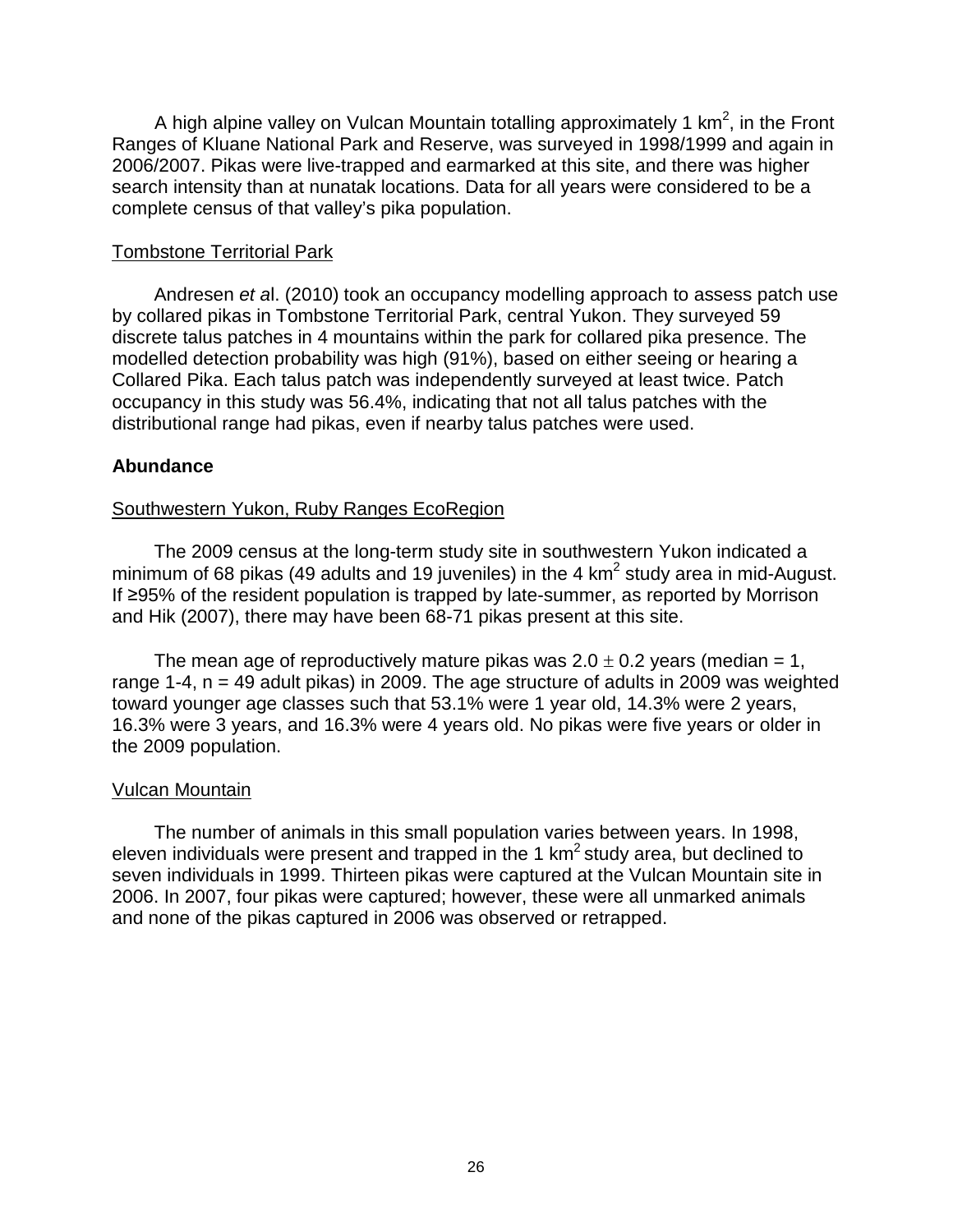A high alpine valley on Vulcan Mountain totalling approximately 1 $km^2$, in the Front Ranges of Kluane National Park and Reserve, was surveyed in 1998/1999 and again in 2006/2007. Pikas were live-trapped and earmarked at this site, and there was higher search intensity than at nunatak locations. Data for all years were considered to be a complete census of that valley's pika population.

Tombstone Territorial Park

Andresen *et a*l. (2010) took an occupancy modelling approach to assess patch use by collared pikas in Tombstone Territorial Park, central Yukon. They surveyed 59 discrete talus patches in 4 mountains within the park for collared pika presence. The modelled detection probability was high (91%), based on either seeing or hearing a Collared Pika. Each talus patch was independently surveyed at least twice. Patch occupancy in this study was 56.4%, indicating that not all talus patches with the distributional range had pikas, even if nearby talus patches were used.

### Abundance

Southwestern Yukon, Ruby Ranges EcoRegion

The 2009 census at the long-term study site in southwestern Yukon indicated a minimum of 68 pikas (49 adults and 19 juveniles) in the 4 $km^2$ study area in mid-August. If ≥95% of the resident population is trapped by late-summer, as reported by Morrison and Hik (2007), there may have been 68-71 pikas present at this site.

The mean age of reproductively mature pikas was $2.0 \pm 0.2$ years (median = 1, range 1-4, n = 49 adult pikas) in 2009. The age structure of adults in 2009 was weighted toward younger age classes such that 53.1% were 1 year old, 14.3% were 2 years, 16.3% were 3 years, and 16.3% were 4 years old. No pikas were five years or older in the 2009 population.

Vulcan Mountain

The number of animals in this small population varies between years. In 1998, eleven individuals were present and trapped in the 1 $km^2$ study area, but declined to seven individuals in 1999. Thirteen pikas were captured at the Vulcan Mountain site in 2006. In 2007, four pikas were captured; however, these were all unmarked animals and none of the pikas captured in 2006 was observed or retrapped.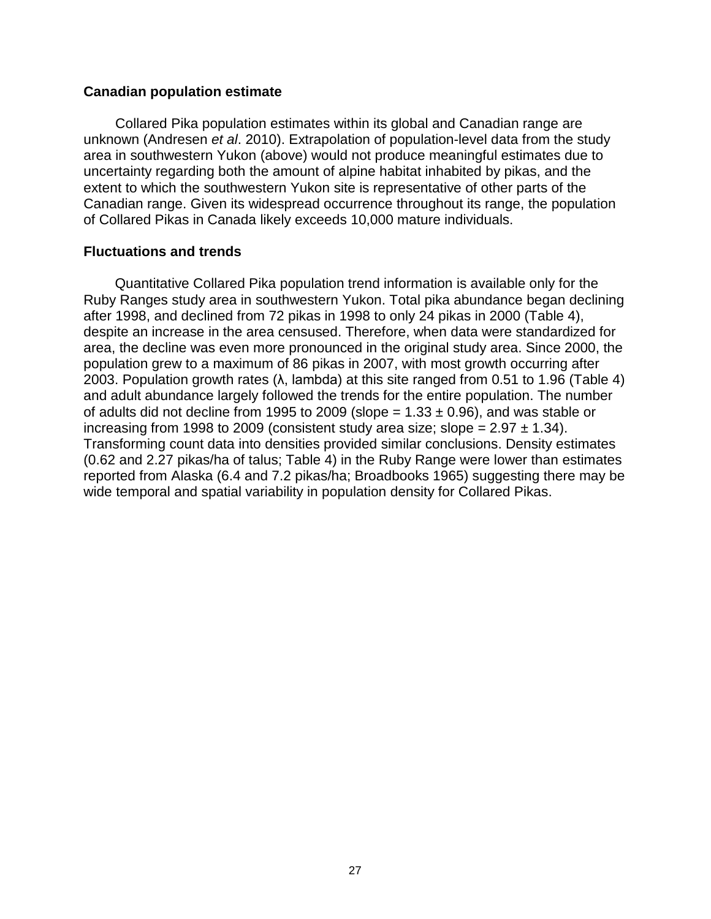### Canadian population estimate

Collared Pika population estimates within its global and Canadian range are unknown (Andresen *et al*. 2010). Extrapolation of population-level data from the study area in southwestern Yukon (above) would not produce meaningful estimates due to uncertainty regarding both the amount of alpine habitat inhabited by pikas, and the extent to which the southwestern Yukon site is representative of other parts of the Canadian range. Given its widespread occurrence throughout its range, the population of Collared Pikas in Canada likely exceeds 10,000 mature individuals.

### Fluctuations and trends

Quantitative Collared Pika population trend information is available only for the Ruby Ranges study area in southwestern Yukon. Total pika abundance began declining after 1998, and declined from 72 pikas in 1998 to only 24 pikas in 2000 (Table 4), despite an increase in the area censused. Therefore, when data were standardized for area, the decline was even more pronounced in the original study area. Since 2000, the population grew to a maximum of 86 pikas in 2007, with most growth occurring after 2003. Population growth rates (λ, lambda) at this site ranged from 0.51 to 1.96 (Table 4) and adult abundance largely followed the trends for the entire population. The number of adults did not decline from 1995 to 2009 (slope = $1.33 \pm 0.96$), and was stable or increasing from 1998 to 2009 (consistent study area size; slope = $2.97 \pm 1.34$). Transforming count data into densities provided similar conclusions. Density estimates (0.62 and 2.27 pikas/ha of talus; Table 4) in the Ruby Range were lower than estimates reported from Alaska (6.4 and 7.2 pikas/ha; Broadbooks 1965) suggesting there may be wide temporal and spatial variability in population density for Collared Pikas.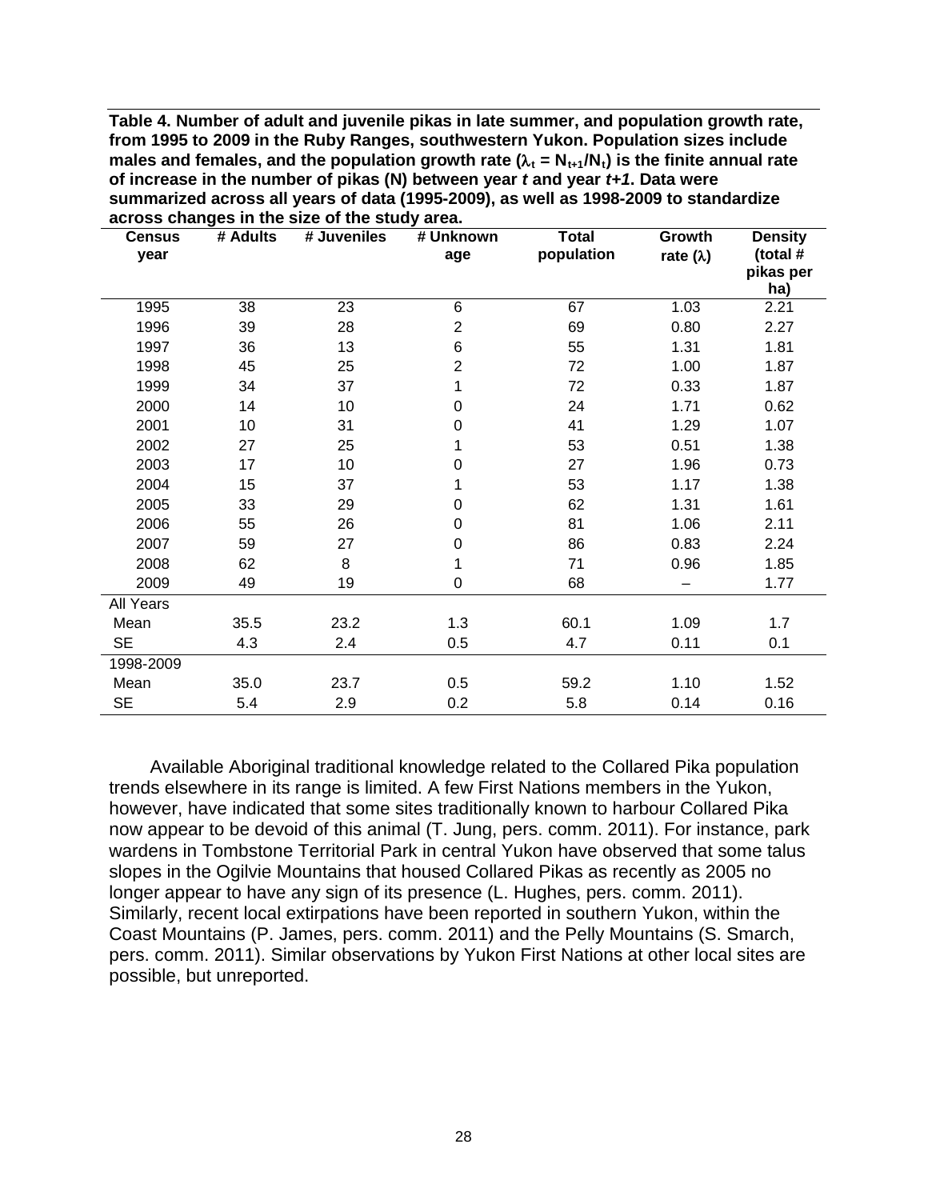**Table 4. Number of adult and juvenile pikas in late summer, and population growth rate, from 1995 to 2009 in the Ruby Ranges, southwestern Yukon. Population sizes include males and females, and the population growth rate ($\lambda_t = N_{t+1}/N_t$) is the finite annual rate of increase in the number of pikas (N) between year *t* and year *t+1*. Data were summarized across all years of data (1995-2009), as well as 1998-2009 to standardize across changes in the size of the study area.**

| Census year | # Adults | # Juveniles | # Unknown age | Total population | Growth rate (λ) | Density (total # pikas per ha) |
|---|---|---|---|---|---|---|
| 1995 | 38 | 23 | 6 | 67 | 1.03 | 2.21 |
| 1996 | 39 | 28 | 2 | 69 | 0.80 | 2.27 |
| 1997 | 36 | 13 | 6 | 55 | 1.31 | 1.81 |
| 1998 | 45 | 25 | 2 | 72 | 1.00 | 1.87 |
| 1999 | 34 | 37 | 1 | 72 | 0.33 | 1.87 |
| 2000 | 14 | 10 | 0 | 24 | 1.71 | 0.62 |
| 2001 | 10 | 31 | 0 | 41 | 1.29 | 1.07 |
| 2002 | 27 | 25 | 1 | 53 | 0.51 | 1.38 |
| 2003 | 17 | 10 | 0 | 27 | 1.96 | 0.73 |
| 2004 | 15 | 37 | 1 | 53 | 1.17 | 1.38 |
| 2005 | 33 | 29 | 0 | 62 | 1.31 | 1.61 |
| 2006 | 55 | 26 | 0 | 81 | 1.06 | 2.11 |
| 2007 | 59 | 27 | 0 | 86 | 0.83 | 2.24 |
| 2008 | 62 | 8 | 1 | 71 | 0.96 | 1.85 |
| 2009 | 49 | 19 | 0 | 68 | – | 1.77 |
| All Years | | | | | | |
| Mean | 35.5 | 23.2 | 1.3 | 60.1 | 1.09 | 1.7 |
| SE | 4.3 | 2.4 | 0.5 | 4.7 | 0.11 | 0.1 |
| 1998-2009 | | | | | | |
| Mean | 35.0 | 23.7 | 0.5 | 59.2 | 1.10 | 1.52 |
| SE | 5.4 | 2.9 | 0.2 | 5.8 | 0.14 | 0.16 |

Available Aboriginal traditional knowledge related to the Collared Pika population trends elsewhere in its range is limited. A few First Nations members in the Yukon, however, have indicated that some sites traditionally known to harbour Collared Pika now appear to be devoid of this animal (T. Jung, pers. comm. 2011). For instance, park wardens in Tombstone Territorial Park in central Yukon have observed that some talus slopes in the Ogilvie Mountains that housed Collared Pikas as recently as 2005 no longer appear to have any sign of its presence (L. Hughes, pers. comm. 2011). Similarly, recent local extirpations have been reported in southern Yukon, within the Coast Mountains (P. James, pers. comm. 2011) and the Pelly Mountains (S. Smarch, pers. comm. 2011). Similar observations by Yukon First Nations at other local sites are possible, but unreported.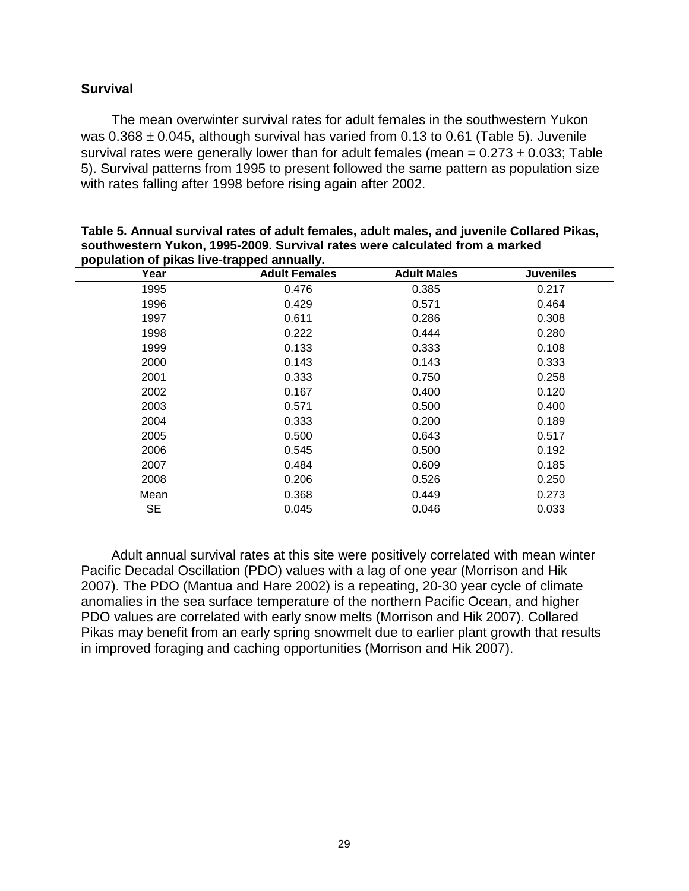### Survival

The mean overwinter survival rates for adult females in the southwestern Yukon was $0.368 \pm 0.045$, although survival has varied from 0.13 to 0.61 (Table 5). Juvenile survival rates were generally lower than for adult females (mean = $0.273 \pm 0.033$; Table 5). Survival patterns from 1995 to present followed the same pattern as population size with rates falling after 1998 before rising again after 2002.

**Table 5. Annual survival rates of adult females, adult males, and juvenile Collared Pikas, southwestern Yukon, 1995-2009. Survival rates were calculated from a marked population of pikas live-trapped annually.**

| Year | Adult Females | Adult Males | Juveniles |
|---|---|---|---|
| 1995 | 0.476 | 0.385 | 0.217 |
| 1996 | 0.429 | 0.571 | 0.464 |
| 1997 | 0.611 | 0.286 | 0.308 |
| 1998 | 0.222 | 0.444 | 0.280 |
| 1999 | 0.133 | 0.333 | 0.108 |
| 2000 | 0.143 | 0.143 | 0.333 |
| 2001 | 0.333 | 0.750 | 0.258 |
| 2002 | 0.167 | 0.400 | 0.120 |
| 2003 | 0.571 | 0.500 | 0.400 |
| 2004 | 0.333 | 0.200 | 0.189 |
| 2005 | 0.500 | 0.643 | 0.517 |
| 2006 | 0.545 | 0.500 | 0.192 |
| 2007 | 0.484 | 0.609 | 0.185 |
| 2008 | 0.206 | 0.526 | 0.250 |
| Mean | 0.368 | 0.449 | 0.273 |
| SE | 0.045 | 0.046 | 0.033 |

Adult annual survival rates at this site were positively correlated with mean winter Pacific Decadal Oscillation (PDO) values with a lag of one year (Morrison and Hik 2007). The PDO (Mantua and Hare 2002) is a repeating, 20-30 year cycle of climate anomalies in the sea surface temperature of the northern Pacific Ocean, and higher PDO values are correlated with early snow melts (Morrison and Hik 2007). Collared Pikas may benefit from an early spring snowmelt due to earlier plant growth that results in improved foraging and caching opportunities (Morrison and Hik 2007).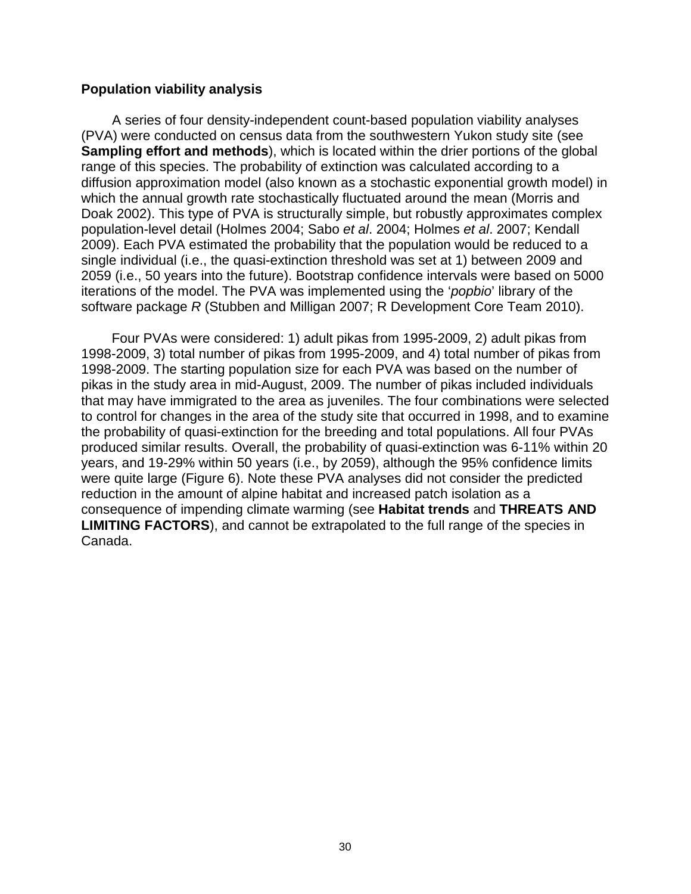**Population viability analysis**

A series of four density-independent count-based population viability analyses (PVA) were conducted on census data from the southwestern Yukon study site (see **Sampling effort and methods**), which is located within the drier portions of the global range of this species. The probability of extinction was calculated according to a diffusion approximation model (also known as a stochastic exponential growth model) in which the annual growth rate stochastically fluctuated around the mean (Morris and Doak 2002). This type of PVA is structurally simple, but robustly approximates complex population-level detail (Holmes 2004; Sabo *et al*. 2004; Holmes *et al*. 2007; Kendall 2009). Each PVA estimated the probability that the population would be reduced to a single individual (i.e., the quasi-extinction threshold was set at 1) between 2009 and 2059 (i.e., 50 years into the future). Bootstrap confidence intervals were based on 5000 iterations of the model. The PVA was implemented using the '*popbio*' library of the software package *R* (Stubben and Milligan 2007; R Development Core Team 2010).

Four PVAs were considered: 1) adult pikas from 1995-2009, 2) adult pikas from 1998-2009, 3) total number of pikas from 1995-2009, and 4) total number of pikas from 1998-2009. The starting population size for each PVA was based on the number of pikas in the study area in mid-August, 2009. The number of pikas included individuals that may have immigrated to the area as juveniles. The four combinations were selected to control for changes in the area of the study site that occurred in 1998, and to examine the probability of quasi-extinction for the breeding and total populations. All four PVAs produced similar results. Overall, the probability of quasi-extinction was 6-11% within 20 years, and 19-29% within 50 years (i.e., by 2059), although the 95% confidence limits were quite large (Figure 6). Note these PVA analyses did not consider the predicted reduction in the amount of alpine habitat and increased patch isolation as a consequence of impending climate warming (see **Habitat trends** and **THREATS AND LIMITING FACTORS**), and cannot be extrapolated to the full range of the species in Canada.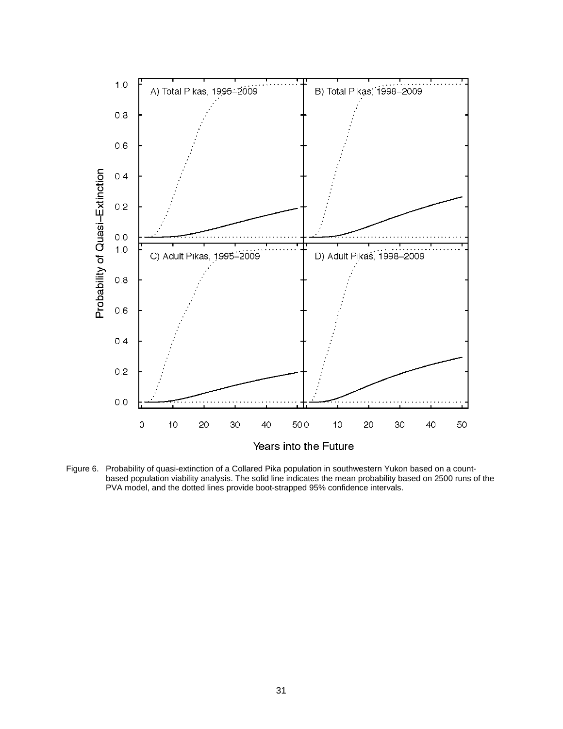Figure 6. Probability of quasi-extinction of a Collared Pika population in southwestern Yukon based on a count-based population viability analysis. The solid line indicates the mean probability based on 2500 runs of the PVA model, and the dotted lines provide boot-strapped 95% confidence intervals.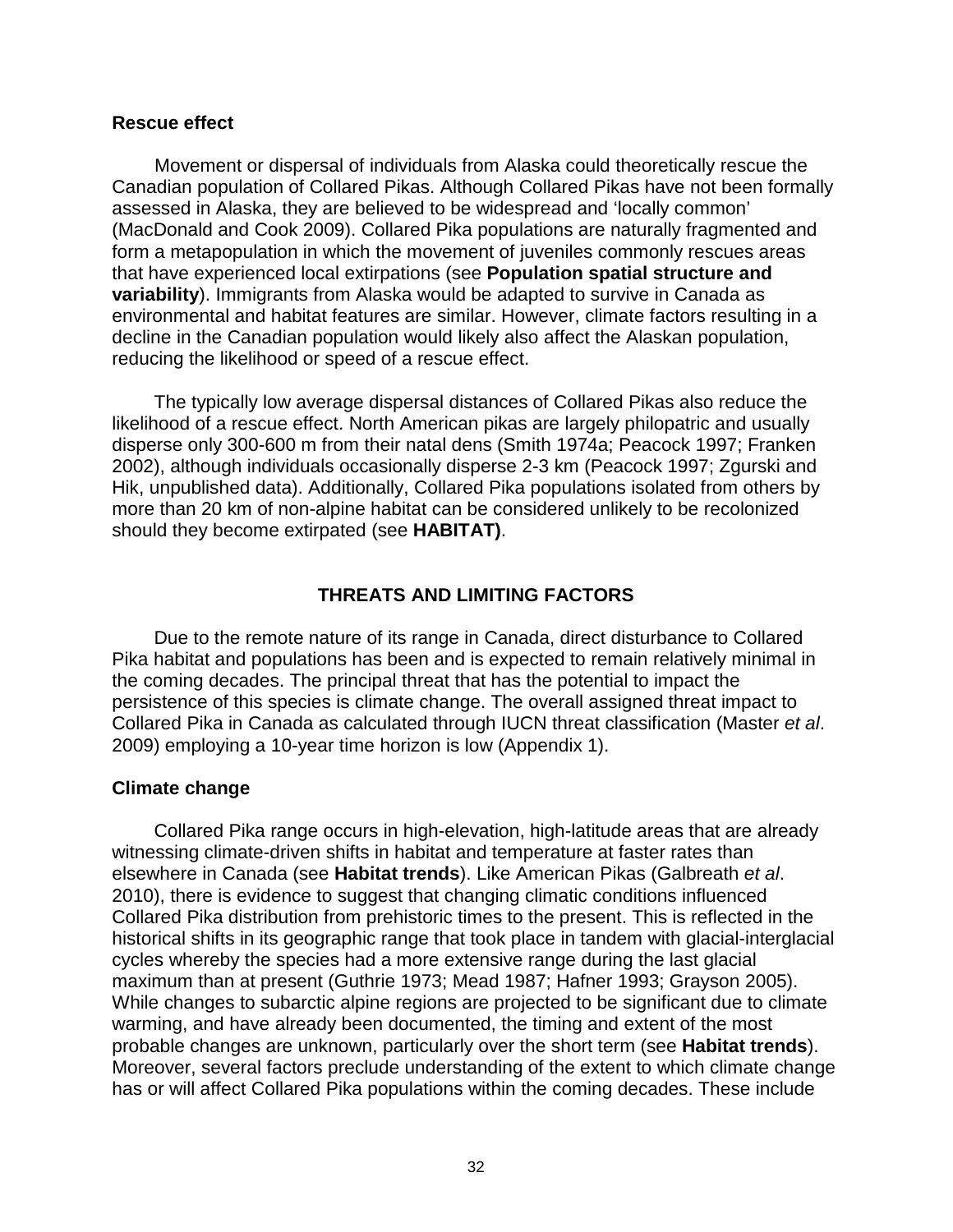### Rescue effect

Movement or dispersal of individuals from Alaska could theoretically rescue the Canadian population of Collared Pikas. Although Collared Pikas have not been formally assessed in Alaska, they are believed to be widespread and 'locally common' (MacDonald and Cook 2009). Collared Pika populations are naturally fragmented and form a metapopulation in which the movement of juveniles commonly rescues areas that have experienced local extirpations (see **Population spatial structure and variability**). Immigrants from Alaska would be adapted to survive in Canada as environmental and habitat features are similar. However, climate factors resulting in a decline in the Canadian population would likely also affect the Alaskan population, reducing the likelihood or speed of a rescue effect.

The typically low average dispersal distances of Collared Pikas also reduce the likelihood of a rescue effect. North American pikas are largely philopatric and usually disperse only 300-600 m from their natal dens (Smith 1974a; Peacock 1997; Franken 2002), although individuals occasionally disperse 2-3 km (Peacock 1997; Zgurski and Hik, unpublished data). Additionally, Collared Pika populations isolated from others by more than 20 km of non-alpine habitat can be considered unlikely to be recolonized should they become extirpated (see **HABITAT)**.

## THREATS AND LIMITING FACTORS

Due to the remote nature of its range in Canada, direct disturbance to Collared Pika habitat and populations has been and is expected to remain relatively minimal in the coming decades. The principal threat that has the potential to impact the persistence of this species is climate change. The overall assigned threat impact to Collared Pika in Canada as calculated through IUCN threat classification (Master *et al*. 2009) employing a 10-year time horizon is low (Appendix 1).

### Climate change

Collared Pika range occurs in high-elevation, high-latitude areas that are already witnessing climate-driven shifts in habitat and temperature at faster rates than elsewhere in Canada (see **Habitat trends**). Like American Pikas (Galbreath *et al*. 2010), there is evidence to suggest that changing climatic conditions influenced Collared Pika distribution from prehistoric times to the present. This is reflected in the historical shifts in its geographic range that took place in tandem with glacial-interglacial cycles whereby the species had a more extensive range during the last glacial maximum than at present (Guthrie 1973; Mead 1987; Hafner 1993; Grayson 2005). While changes to subarctic alpine regions are projected to be significant due to climate warming, and have already been documented, the timing and extent of the most probable changes are unknown, particularly over the short term (see **Habitat trends**). Moreover, several factors preclude understanding of the extent to which climate change has or will affect Collared Pika populations within the coming decades. These include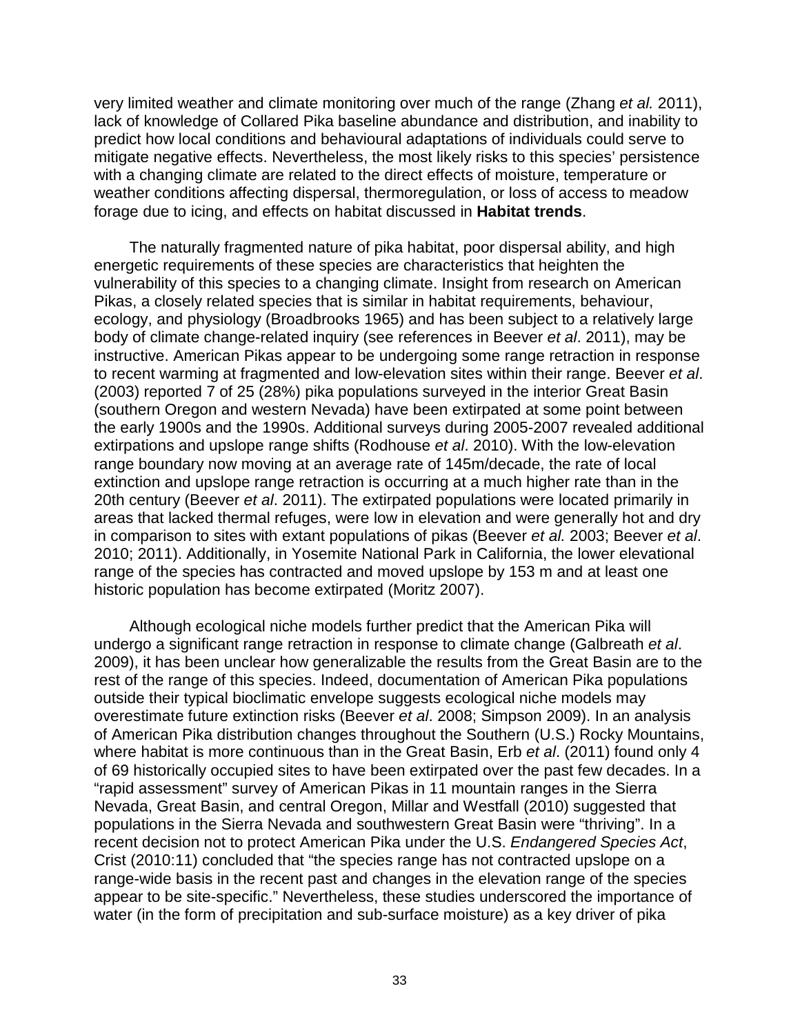very limited weather and climate monitoring over much of the range (Zhang *et al.* 2011), lack of knowledge of Collared Pika baseline abundance and distribution, and inability to predict how local conditions and behavioural adaptations of individuals could serve to mitigate negative effects. Nevertheless, the most likely risks to this species' persistence with a changing climate are related to the direct effects of moisture, temperature or weather conditions affecting dispersal, thermoregulation, or loss of access to meadow forage due to icing, and effects on habitat discussed in **Habitat trends**.

The naturally fragmented nature of pika habitat, poor dispersal ability, and high energetic requirements of these species are characteristics that heighten the vulnerability of this species to a changing climate. Insight from research on American Pikas, a closely related species that is similar in habitat requirements, behaviour, ecology, and physiology (Broadbrooks 1965) and has been subject to a relatively large body of climate change-related inquiry (see references in Beever *et al*. 2011), may be instructive. American Pikas appear to be undergoing some range retraction in response to recent warming at fragmented and low-elevation sites within their range. Beever *et al*. (2003) reported 7 of 25 (28%) pika populations surveyed in the interior Great Basin (southern Oregon and western Nevada) have been extirpated at some point between the early 1900s and the 1990s. Additional surveys during 2005-2007 revealed additional extirpations and upslope range shifts (Rodhouse *et al*. 2010). With the low-elevation range boundary now moving at an average rate of 145m/decade, the rate of local extinction and upslope range retraction is occurring at a much higher rate than in the 20th century (Beever *et al*. 2011). The extirpated populations were located primarily in areas that lacked thermal refuges, were low in elevation and were generally hot and dry in comparison to sites with extant populations of pikas (Beever *et al.* 2003; Beever *et al*. 2010; 2011). Additionally, in Yosemite National Park in California, the lower elevational range of the species has contracted and moved upslope by 153 m and at least one historic population has become extirpated (Moritz 2007).

Although ecological niche models further predict that the American Pika will undergo a significant range retraction in response to climate change (Galbreath *et al*. 2009), it has been unclear how generalizable the results from the Great Basin are to the rest of the range of this species. Indeed, documentation of American Pika populations outside their typical bioclimatic envelope suggests ecological niche models may overestimate future extinction risks (Beever *et al*. 2008; Simpson 2009). In an analysis of American Pika distribution changes throughout the Southern (U.S.) Rocky Mountains, where habitat is more continuous than in the Great Basin, Erb *et al*. (2011) found only 4 of 69 historically occupied sites to have been extirpated over the past few decades. In a "rapid assessment" survey of American Pikas in 11 mountain ranges in the Sierra Nevada, Great Basin, and central Oregon, Millar and Westfall (2010) suggested that populations in the Sierra Nevada and southwestern Great Basin were "thriving". In a recent decision not to protect American Pika under the U.S. *Endangered Species Act*, Crist (2010:11) concluded that "the species range has not contracted upslope on a range-wide basis in the recent past and changes in the elevation range of the species appear to be site-specific." Nevertheless, these studies underscored the importance of water (in the form of precipitation and sub-surface moisture) as a key driver of pika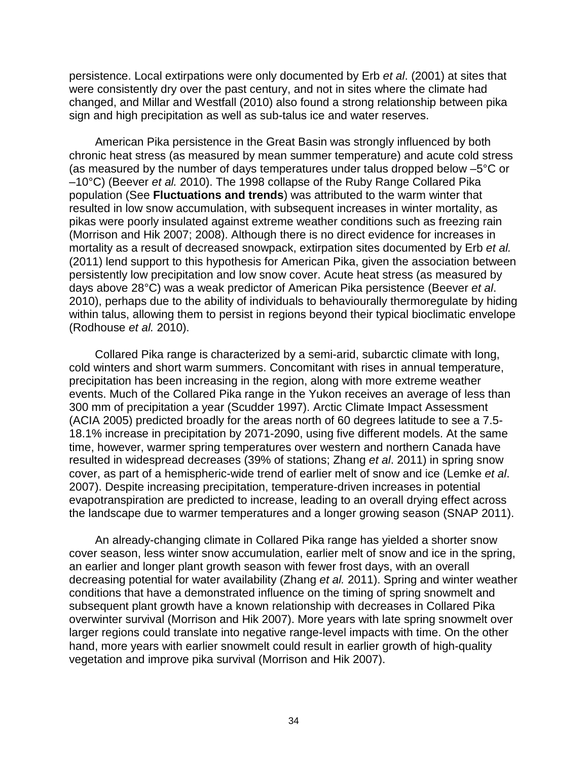persistence. Local extirpations were only documented by Erb *et al*. (2001) at sites that were consistently dry over the past century, and not in sites where the climate had changed, and Millar and Westfall (2010) also found a strong relationship between pika sign and high precipitation as well as sub-talus ice and water reserves.

American Pika persistence in the Great Basin was strongly influenced by both chronic heat stress (as measured by mean summer temperature) and acute cold stress (as measured by the number of days temperatures under talus dropped below –5°C or –10°C) (Beever *et al.* 2010). The 1998 collapse of the Ruby Range Collared Pika population (See **Fluctuations and trends**) was attributed to the warm winter that resulted in low snow accumulation, with subsequent increases in winter mortality, as pikas were poorly insulated against extreme weather conditions such as freezing rain (Morrison and Hik 2007; 2008). Although there is no direct evidence for increases in mortality as a result of decreased snowpack, extirpation sites documented by Erb *et al.* (2011) lend support to this hypothesis for American Pika, given the association between persistently low precipitation and low snow cover. Acute heat stress (as measured by days above 28°C) was a weak predictor of American Pika persistence (Beever *et al*. 2010), perhaps due to the ability of individuals to behaviourally thermoregulate by hiding within talus, allowing them to persist in regions beyond their typical bioclimatic envelope (Rodhouse *et al.* 2010).

Collared Pika range is characterized by a semi-arid, subarctic climate with long, cold winters and short warm summers. Concomitant with rises in annual temperature, precipitation has been increasing in the region, along with more extreme weather events. Much of the Collared Pika range in the Yukon receives an average of less than 300 mm of precipitation a year (Scudder 1997). Arctic Climate Impact Assessment (ACIA 2005) predicted broadly for the areas north of 60 degrees latitude to see a 7.5-18.1% increase in precipitation by 2071-2090, using five different models. At the same time, however, warmer spring temperatures over western and northern Canada have resulted in widespread decreases (39% of stations; Zhang *et al*. 2011) in spring snow cover, as part of a hemispheric-wide trend of earlier melt of snow and ice (Lemke *et al*. 2007). Despite increasing precipitation, temperature-driven increases in potential evapotranspiration are predicted to increase, leading to an overall drying effect across the landscape due to warmer temperatures and a longer growing season (SNAP 2011).

An already-changing climate in Collared Pika range has yielded a shorter snow cover season, less winter snow accumulation, earlier melt of snow and ice in the spring, an earlier and longer plant growth season with fewer frost days, with an overall decreasing potential for water availability (Zhang *et al.* 2011). Spring and winter weather conditions that have a demonstrated influence on the timing of spring snowmelt and subsequent plant growth have a known relationship with decreases in Collared Pika overwinter survival (Morrison and Hik 2007). More years with late spring snowmelt over larger regions could translate into negative range-level impacts with time. On the other hand, more years with earlier snowmelt could result in earlier growth of high-quality vegetation and improve pika survival (Morrison and Hik 2007).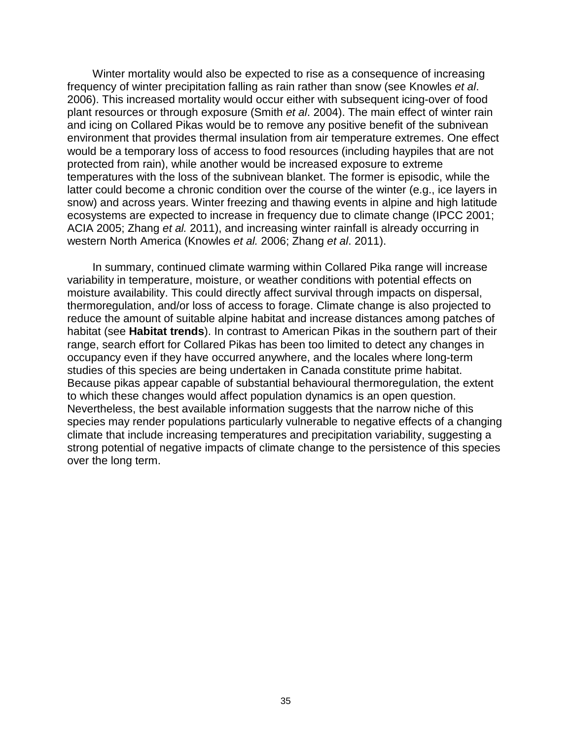Winter mortality would also be expected to rise as a consequence of increasing frequency of winter precipitation falling as rain rather than snow (see Knowles *et al*. 2006). This increased mortality would occur either with subsequent icing-over of food plant resources or through exposure (Smith *et al*. 2004). The main effect of winter rain and icing on Collared Pikas would be to remove any positive benefit of the subnivean environment that provides thermal insulation from air temperature extremes. One effect would be a temporary loss of access to food resources (including haypiles that are not protected from rain), while another would be increased exposure to extreme temperatures with the loss of the subnivean blanket. The former is episodic, while the latter could become a chronic condition over the course of the winter (e.g., ice layers in snow) and across years. Winter freezing and thawing events in alpine and high latitude ecosystems are expected to increase in frequency due to climate change (IPCC 2001; ACIA 2005; Zhang *et al.* 2011), and increasing winter rainfall is already occurring in western North America (Knowles *et al.* 2006; Zhang *et al*. 2011).

In summary, continued climate warming within Collared Pika range will increase variability in temperature, moisture, or weather conditions with potential effects on moisture availability. This could directly affect survival through impacts on dispersal, thermoregulation, and/or loss of access to forage. Climate change is also projected to reduce the amount of suitable alpine habitat and increase distances among patches of habitat (see **Habitat trends**). In contrast to American Pikas in the southern part of their range, search effort for Collared Pikas has been too limited to detect any changes in occupancy even if they have occurred anywhere, and the locales where long-term studies of this species are being undertaken in Canada constitute prime habitat. Because pikas appear capable of substantial behavioural thermoregulation, the extent to which these changes would affect population dynamics is an open question. Nevertheless, the best available information suggests that the narrow niche of this species may render populations particularly vulnerable to negative effects of a changing climate that include increasing temperatures and precipitation variability, suggesting a strong potential of negative impacts of climate change to the persistence of this species over the long term.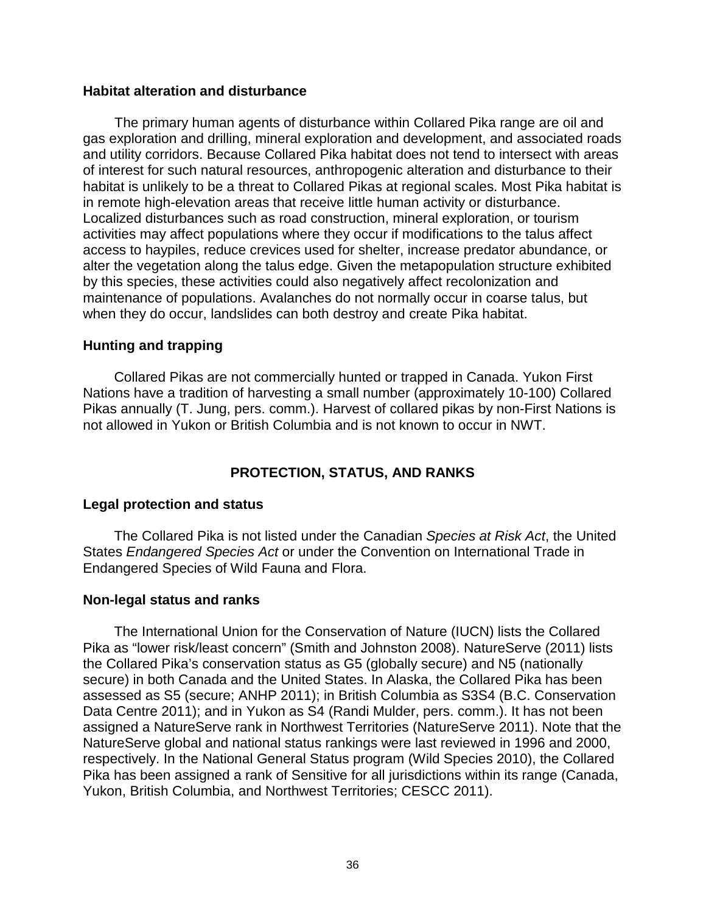### Habitat alteration and disturbance

The primary human agents of disturbance within Collared Pika range are oil and gas exploration and drilling, mineral exploration and development, and associated roads and utility corridors. Because Collared Pika habitat does not tend to intersect with areas of interest for such natural resources, anthropogenic alteration and disturbance to their habitat is unlikely to be a threat to Collared Pikas at regional scales. Most Pika habitat is in remote high-elevation areas that receive little human activity or disturbance. Localized disturbances such as road construction, mineral exploration, or tourism activities may affect populations where they occur if modifications to the talus affect access to haypiles, reduce crevices used for shelter, increase predator abundance, or alter the vegetation along the talus edge. Given the metapopulation structure exhibited by this species, these activities could also negatively affect recolonization and maintenance of populations. Avalanches do not normally occur in coarse talus, but when they do occur, landslides can both destroy and create Pika habitat.

### Hunting and trapping

Collared Pikas are not commercially hunted or trapped in Canada. Yukon First Nations have a tradition of harvesting a small number (approximately 10-100) Collared Pikas annually (T. Jung, pers. comm.). Harvest of collared pikas by non-First Nations is not allowed in Yukon or British Columbia and is not known to occur in NWT.

## PROTECTION, STATUS, AND RANKS

### Legal protection and status

The Collared Pika is not listed under the Canadian *Species at Risk Act*, the United States *Endangered Species Act* or under the Convention on International Trade in Endangered Species of Wild Fauna and Flora.

### Non-legal status and ranks

The International Union for the Conservation of Nature (IUCN) lists the Collared Pika as "lower risk/least concern" (Smith and Johnston 2008). NatureServe (2011) lists the Collared Pika's conservation status as G5 (globally secure) and N5 (nationally secure) in both Canada and the United States. In Alaska, the Collared Pika has been assessed as S5 (secure; ANHP 2011); in British Columbia as S3S4 (B.C. Conservation Data Centre 2011); and in Yukon as S4 (Randi Mulder, pers. comm.). It has not been assigned a NatureServe rank in Northwest Territories (NatureServe 2011). Note that the NatureServe global and national status rankings were last reviewed in 1996 and 2000, respectively. In the National General Status program (Wild Species 2010), the Collared Pika has been assigned a rank of Sensitive for all jurisdictions within its range (Canada, Yukon, British Columbia, and Northwest Territories; CESCC 2011).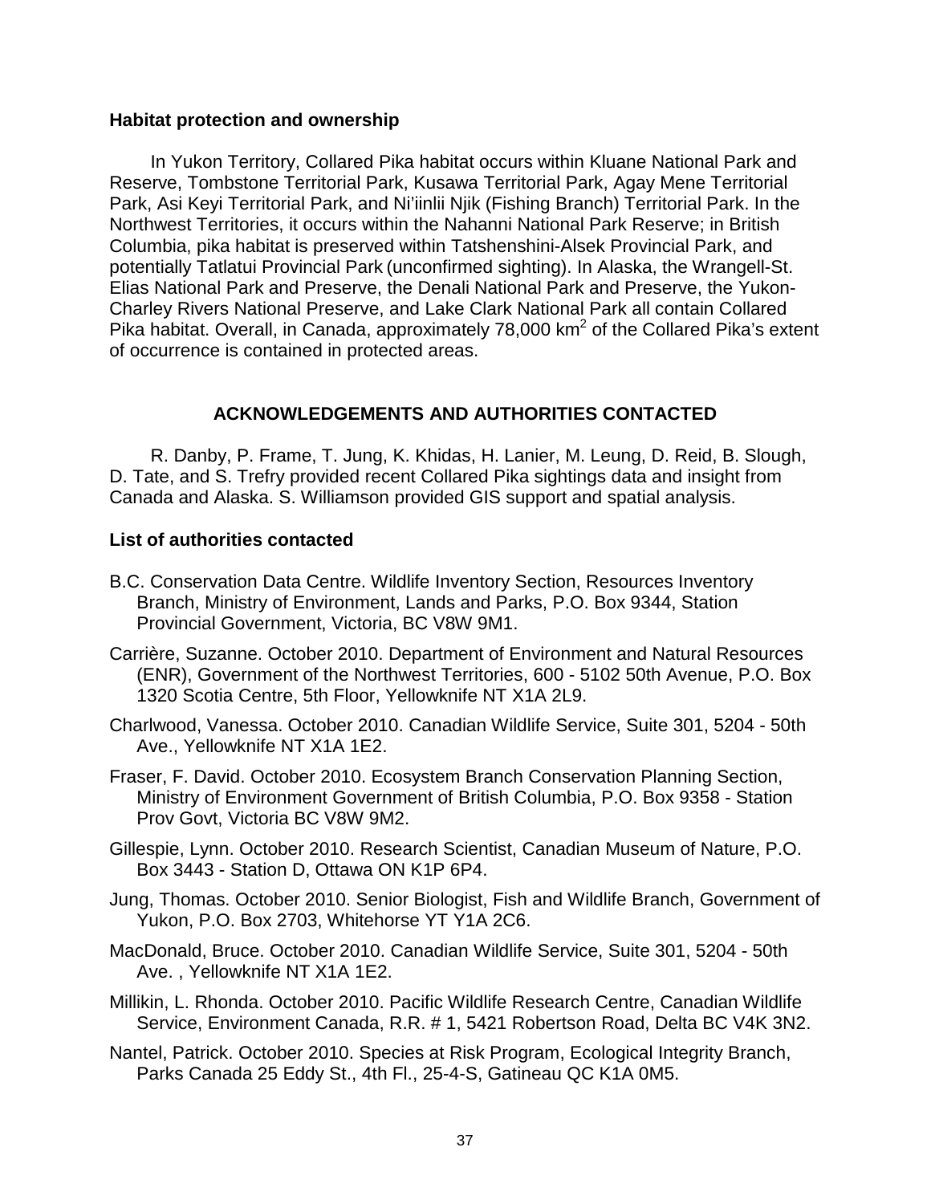### Habitat protection and ownership

In Yukon Territory, Collared Pika habitat occurs within Kluane National Park and Reserve, Tombstone Territorial Park, Kusawa Territorial Park, Agay Mene Territorial Park, Asi Keyi Territorial Park, and Ni'iinlii Njik (Fishing Branch) Territorial Park. In the Northwest Territories, it occurs within the Nahanni National Park Reserve; in British Columbia, pika habitat is preserved within Tatshenshini-Alsek Provincial Park, and potentially Tatlatui Provincial Park (unconfirmed sighting). In Alaska, the Wrangell-St. Elias National Park and Preserve, the Denali National Park and Preserve, the Yukon-Charley Rivers National Preserve, and Lake Clark National Park all contain Collared Pika habitat. Overall, in Canada, approximately 78,000 km$^2$ of the Collared Pika's extent of occurrence is contained in protected areas.

## ACKNOWLEDGEMENTS AND AUTHORITIES CONTACTED

R. Danby, P. Frame, T. Jung, K. Khidas, H. Lanier, M. Leung, D. Reid, B. Slough, D. Tate, and S. Trefry provided recent Collared Pika sightings data and insight from Canada and Alaska. S. Williamson provided GIS support and spatial analysis.

### List of authorities contacted

B.C. Conservation Data Centre. Wildlife Inventory Section, Resources Inventory Branch, Ministry of Environment, Lands and Parks, P.O. Box 9344, Station Provincial Government, Victoria, BC V8W 9M1.

Carrière, Suzanne. October 2010. Department of Environment and Natural Resources (ENR), Government of the Northwest Territories, 600 - 5102 50th Avenue, P.O. Box 1320 Scotia Centre, 5th Floor, Yellowknife NT X1A 2L9.

Charlwood, Vanessa. October 2010. Canadian Wildlife Service, Suite 301, 5204 - 50th Ave., Yellowknife NT X1A 1E2.

Fraser, F. David. October 2010. Ecosystem Branch Conservation Planning Section, Ministry of Environment Government of British Columbia, P.O. Box 9358 - Station Prov Govt, Victoria BC V8W 9M2.

Gillespie, Lynn. October 2010. Research Scientist, Canadian Museum of Nature, P.O. Box 3443 - Station D, Ottawa ON K1P 6P4.

Jung, Thomas. October 2010. Senior Biologist, Fish and Wildlife Branch, Government of Yukon, P.O. Box 2703, Whitehorse YT Y1A 2C6.

MacDonald, Bruce. October 2010. Canadian Wildlife Service, Suite 301, 5204 - 50th Ave. , Yellowknife NT X1A 1E2.

Millikin, L. Rhonda. October 2010. Pacific Wildlife Research Centre, Canadian Wildlife Service, Environment Canada, R.R. # 1, 5421 Robertson Road, Delta BC V4K 3N2.

Nantel, Patrick. October 2010. Species at Risk Program, Ecological Integrity Branch, Parks Canada 25 Eddy St., 4th Fl., 25-4-S, Gatineau QC K1A 0M5.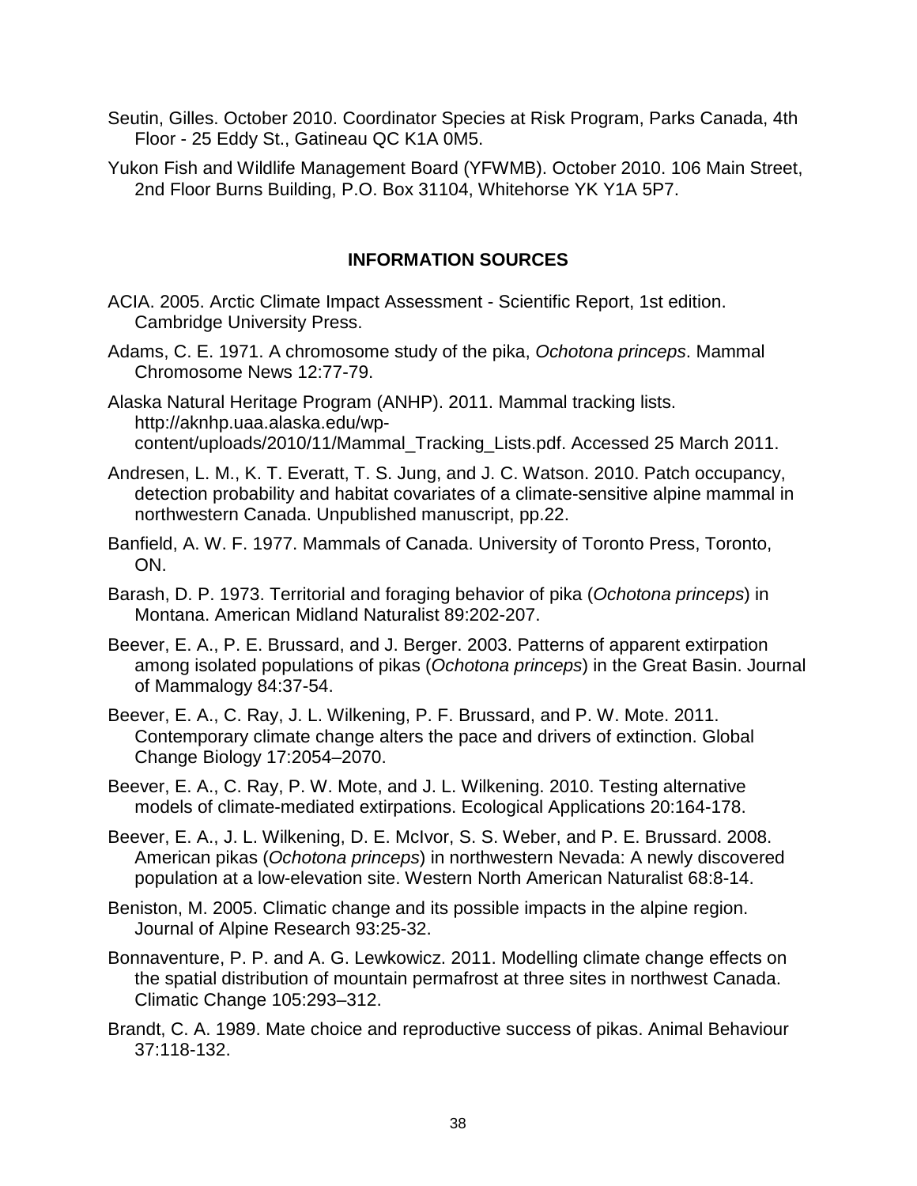Seutin, Gilles. October 2010. Coordinator Species at Risk Program, Parks Canada, 4th Floor - 25 Eddy St., Gatineau QC K1A 0M5.

Yukon Fish and Wildlife Management Board (YFWMB). October 2010. 106 Main Street, 2nd Floor Burns Building, P.O. Box 31104, Whitehorse YK Y1A 5P7.

## INFORMATION SOURCES

ACIA. 2005. Arctic Climate Impact Assessment - Scientific Report, 1st edition. Cambridge University Press.

Adams, C. E. 1971. A chromosome study of the pika, *Ochotona princeps*. Mammal Chromosome News 12:77-79.

Alaska Natural Heritage Program (ANHP). 2011. Mammal tracking lists. http://aknhp.uaa.alaska.edu/wp-content/uploads/2010/11/Mammal_Tracking_Lists.pdf. Accessed 25 March 2011.

Andresen, L. M., K. T. Everatt, T. S. Jung, and J. C. Watson. 2010. Patch occupancy, detection probability and habitat covariates of a climate-sensitive alpine mammal in northwestern Canada. Unpublished manuscript, pp.22.

Banfield, A. W. F. 1977. Mammals of Canada. University of Toronto Press, Toronto, ON.

Barash, D. P. 1973. Territorial and foraging behavior of pika (*Ochotona princeps*) in Montana. American Midland Naturalist 89:202-207.

Beever, E. A., P. E. Brussard, and J. Berger. 2003. Patterns of apparent extirpation among isolated populations of pikas (*Ochotona princeps*) in the Great Basin. Journal of Mammalogy 84:37-54.

Beever, E. A., C. Ray, J. L. Wilkening, P. F. Brussard, and P. W. Mote. 2011. Contemporary climate change alters the pace and drivers of extinction. Global Change Biology 17:2054–2070.

Beever, E. A., C. Ray, P. W. Mote, and J. L. Wilkening. 2010. Testing alternative models of climate-mediated extirpations. Ecological Applications 20:164-178.

Beever, E. A., J. L. Wilkening, D. E. McIvor, S. S. Weber, and P. E. Brussard. 2008. American pikas (*Ochotona princeps*) in northwestern Nevada: A newly discovered population at a low-elevation site. Western North American Naturalist 68:8-14.

Beniston, M. 2005. Climatic change and its possible impacts in the alpine region. Journal of Alpine Research 93:25-32.

Bonnaventure, P. P. and A. G. Lewkowicz. 2011. Modelling climate change effects on the spatial distribution of mountain permafrost at three sites in northwest Canada. Climatic Change 105:293–312.

Brandt, C. A. 1989. Mate choice and reproductive success of pikas. Animal Behaviour 37:118-132.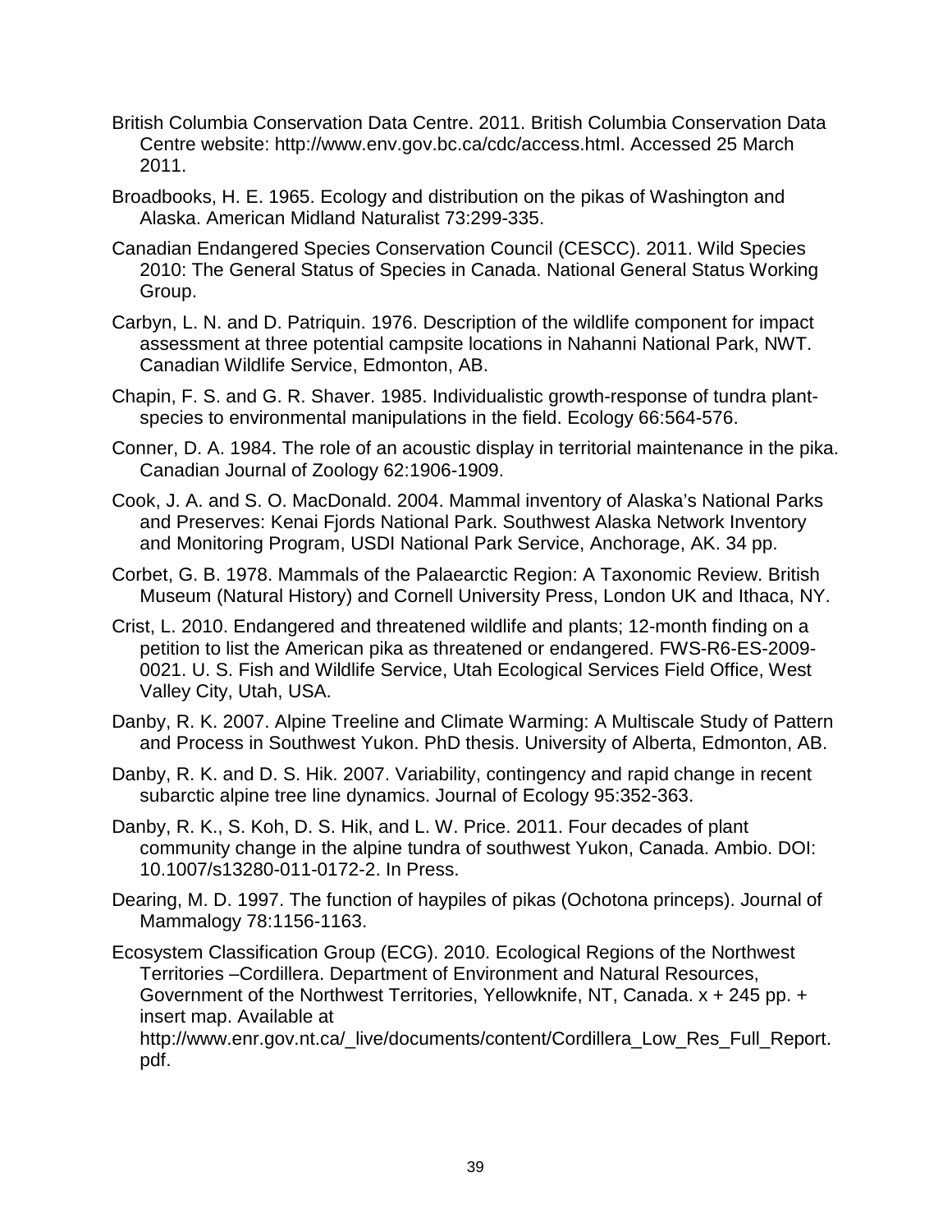British Columbia Conservation Data Centre. 2011. British Columbia Conservation Data Centre website: http://www.env.gov.bc.ca/cdc/access.html. Accessed 25 March 2011.

Broadbooks, H. E. 1965. Ecology and distribution on the pikas of Washington and Alaska. American Midland Naturalist 73:299-335.

Canadian Endangered Species Conservation Council (CESCC). 2011. Wild Species 2010: The General Status of Species in Canada. National General Status Working Group.

Carbyn, L. N. and D. Patriquin. 1976. Description of the wildlife component for impact assessment at three potential campsite locations in Nahanni National Park, NWT. Canadian Wildlife Service, Edmonton, AB.

Chapin, F. S. and G. R. Shaver. 1985. Individualistic growth-response of tundra plant-species to environmental manipulations in the field. Ecology 66:564-576.

Conner, D. A. 1984. The role of an acoustic display in territorial maintenance in the pika. Canadian Journal of Zoology 62:1906-1909.

Cook, J. A. and S. O. MacDonald. 2004. Mammal inventory of Alaska's National Parks and Preserves: Kenai Fjords National Park. Southwest Alaska Network Inventory and Monitoring Program, USDI National Park Service, Anchorage, AK. 34 pp.

Corbet, G. B. 1978. Mammals of the Palaearctic Region: A Taxonomic Review. British Museum (Natural History) and Cornell University Press, London UK and Ithaca, NY.

Crist, L. 2010. Endangered and threatened wildlife and plants; 12-month finding on a petition to list the American pika as threatened or endangered. FWS-R6-ES-2009-0021. U. S. Fish and Wildlife Service, Utah Ecological Services Field Office, West Valley City, Utah, USA.

Danby, R. K. 2007. Alpine Treeline and Climate Warming: A Multiscale Study of Pattern and Process in Southwest Yukon. PhD thesis. University of Alberta, Edmonton, AB.

Danby, R. K. and D. S. Hik. 2007. Variability, contingency and rapid change in recent subarctic alpine tree line dynamics. Journal of Ecology 95:352-363.

Danby, R. K., S. Koh, D. S. Hik, and L. W. Price. 2011. Four decades of plant community change in the alpine tundra of southwest Yukon, Canada. Ambio. DOI: 10.1007/s13280-011-0172-2. In Press.

Dearing, M. D. 1997. The function of haypiles of pikas (Ochotona princeps). Journal of Mammalogy 78:1156-1163.

Ecosystem Classification Group (ECG). 2010. Ecological Regions of the Northwest Territories –Cordillera. Department of Environment and Natural Resources, Government of the Northwest Territories, Yellowknife, NT, Canada. x + 245 pp. + insert map. Available at http://www.enr.gov.nt.ca/_live/documents/content/Cordillera_Low_Res_Full_Report.pdf.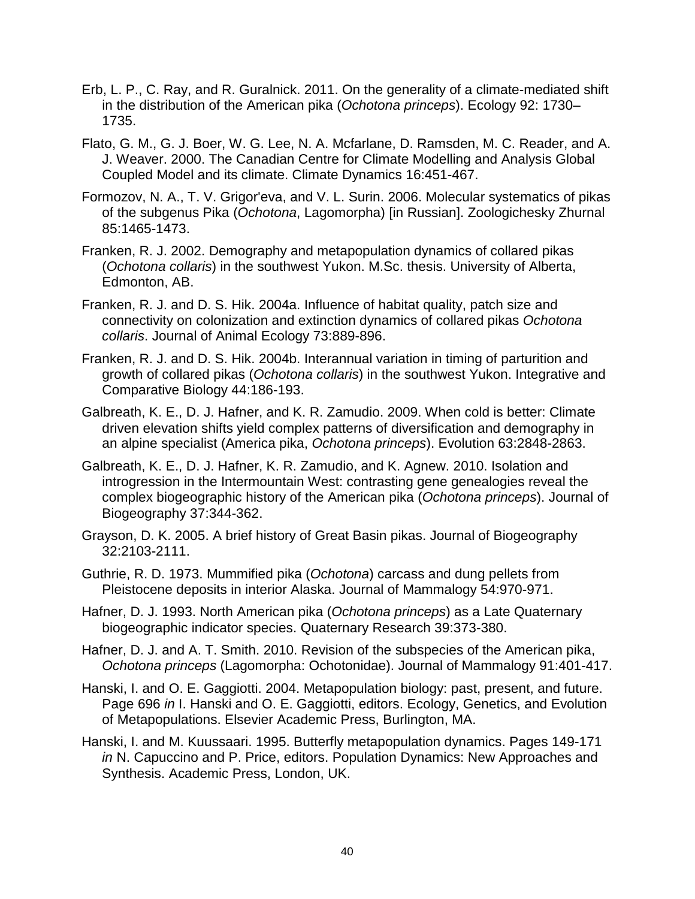Erb, L. P., C. Ray, and R. Guralnick. 2011. On the generality of a climate-mediated shift in the distribution of the American pika (*Ochotona princeps*). Ecology 92: 1730–1735.

Flato, G. M., G. J. Boer, W. G. Lee, N. A. Mcfarlane, D. Ramsden, M. C. Reader, and A. J. Weaver. 2000. The Canadian Centre for Climate Modelling and Analysis Global Coupled Model and its climate. Climate Dynamics 16:451-467.

Formozov, N. A., T. V. Grigor'eva, and V. L. Surin. 2006. Molecular systematics of pikas of the subgenus Pika (*Ochotona*, Lagomorpha) [in Russian]. Zoologichesky Zhurnal 85:1465-1473.

Franken, R. J. 2002. Demography and metapopulation dynamics of collared pikas (*Ochotona collaris*) in the southwest Yukon. M.Sc. thesis. University of Alberta, Edmonton, AB.

Franken, R. J. and D. S. Hik. 2004a. Influence of habitat quality, patch size and connectivity on colonization and extinction dynamics of collared pikas *Ochotona collaris*. Journal of Animal Ecology 73:889-896.

Franken, R. J. and D. S. Hik. 2004b. Interannual variation in timing of parturition and growth of collared pikas (*Ochotona collaris*) in the southwest Yukon. Integrative and Comparative Biology 44:186-193.

Galbreath, K. E., D. J. Hafner, and K. R. Zamudio. 2009. When cold is better: Climate driven elevation shifts yield complex patterns of diversification and demography in an alpine specialist (America pika, *Ochotona princeps*). Evolution 63:2848-2863.

Galbreath, K. E., D. J. Hafner, K. R. Zamudio, and K. Agnew. 2010. Isolation and introgression in the Intermountain West: contrasting gene genealogies reveal the complex biogeographic history of the American pika (*Ochotona princeps*). Journal of Biogeography 37:344-362.

Grayson, D. K. 2005. A brief history of Great Basin pikas. Journal of Biogeography 32:2103-2111.

Guthrie, R. D. 1973. Mummified pika (*Ochotona*) carcass and dung pellets from Pleistocene deposits in interior Alaska. Journal of Mammalogy 54:970-971.

Hafner, D. J. 1993. North American pika (*Ochotona princeps*) as a Late Quaternary biogeographic indicator species. Quaternary Research 39:373-380.

Hafner, D. J. and A. T. Smith. 2010. Revision of the subspecies of the American pika, *Ochotona princeps* (Lagomorpha: Ochotonidae). Journal of Mammalogy 91:401-417.

Hanski, I. and O. E. Gaggiotti. 2004. Metapopulation biology: past, present, and future. Page 696 *in* I. Hanski and O. E. Gaggiotti, editors. Ecology, Genetics, and Evolution of Metapopulations. Elsevier Academic Press, Burlington, MA.

Hanski, I. and M. Kuussaari. 1995. Butterfly metapopulation dynamics. Pages 149-171 *in* N. Capuccino and P. Price, editors. Population Dynamics: New Approaches and Synthesis. Academic Press, London, UK.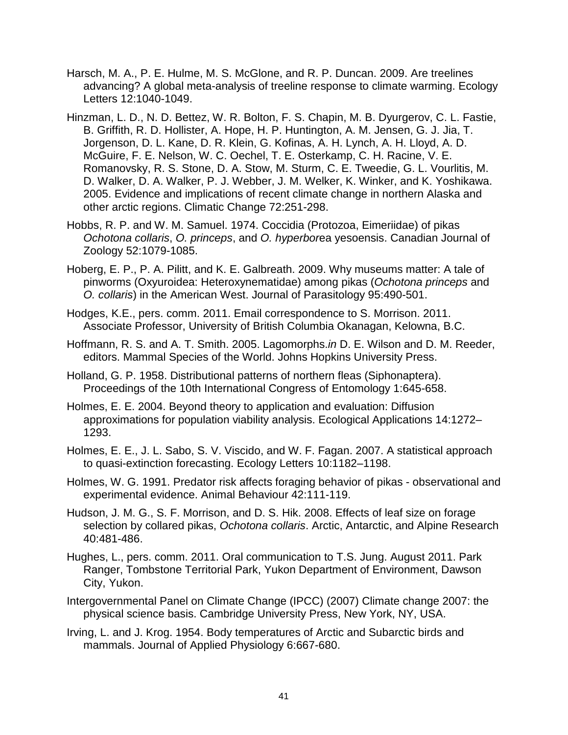Harsch, M. A., P. E. Hulme, M. S. McGlone, and R. P. Duncan. 2009. Are treelines advancing? A global meta-analysis of treeline response to climate warming. Ecology Letters 12:1040-1049.

Hinzman, L. D., N. D. Bettez, W. R. Bolton, F. S. Chapin, M. B. Dyurgerov, C. L. Fastie, B. Griffith, R. D. Hollister, A. Hope, H. P. Huntington, A. M. Jensen, G. J. Jia, T. Jorgenson, D. L. Kane, D. R. Klein, G. Kofinas, A. H. Lynch, A. H. Lloyd, A. D. McGuire, F. E. Nelson, W. C. Oechel, T. E. Osterkamp, C. H. Racine, V. E. Romanovsky, R. S. Stone, D. A. Stow, M. Sturm, C. E. Tweedie, G. L. Vourlitis, M. D. Walker, D. A. Walker, P. J. Webber, J. M. Welker, K. Winker, and K. Yoshikawa. 2005. Evidence and implications of recent climate change in northern Alaska and other arctic regions. Climatic Change 72:251-298.

Hobbs, R. P. and W. M. Samuel. 1974. Coccidia (Protozoa, Eimeriidae) of pikas *Ochotona collaris*, *O. princeps*, and *O. hyperbor*ea yesoensis. Canadian Journal of Zoology 52:1079-1085.

Hoberg, E. P., P. A. Pilitt, and K. E. Galbreath. 2009. Why museums matter: A tale of pinworms (Oxyuroidea: Heteroxynematidae) among pikas (*Ochotona princeps* and *O. collaris*) in the American West. Journal of Parasitology 95:490-501.

Hodges, K.E., pers. comm. 2011. Email correspondence to S. Morrison. 2011. Associate Professor, University of British Columbia Okanagan, Kelowna, B.C.

Hoffmann, R. S. and A. T. Smith. 2005. Lagomorphs.*in* D. E. Wilson and D. M. Reeder, editors. Mammal Species of the World. Johns Hopkins University Press.

Holland, G. P. 1958. Distributional patterns of northern fleas (Siphonaptera). Proceedings of the 10th International Congress of Entomology 1:645-658.

Holmes, E. E. 2004. Beyond theory to application and evaluation: Diffusion approximations for population viability analysis. Ecological Applications 14:1272–1293.

Holmes, E. E., J. L. Sabo, S. V. Viscido, and W. F. Fagan. 2007. A statistical approach to quasi-extinction forecasting. Ecology Letters 10:1182–1198.

Holmes, W. G. 1991. Predator risk affects foraging behavior of pikas - observational and experimental evidence. Animal Behaviour 42:111-119.

Hudson, J. M. G., S. F. Morrison, and D. S. Hik. 2008. Effects of leaf size on forage selection by collared pikas, *Ochotona collaris*. Arctic, Antarctic, and Alpine Research 40:481-486.

Hughes, L., pers. comm. 2011. Oral communication to T.S. Jung. August 2011. Park Ranger, Tombstone Territorial Park, Yukon Department of Environment, Dawson City, Yukon.

Intergovernmental Panel on Climate Change (IPCC) (2007) Climate change 2007: the physical science basis. Cambridge University Press, New York, NY, USA.

Irving, L. and J. Krog. 1954. Body temperatures of Arctic and Subarctic birds and mammals. Journal of Applied Physiology 6:667-680.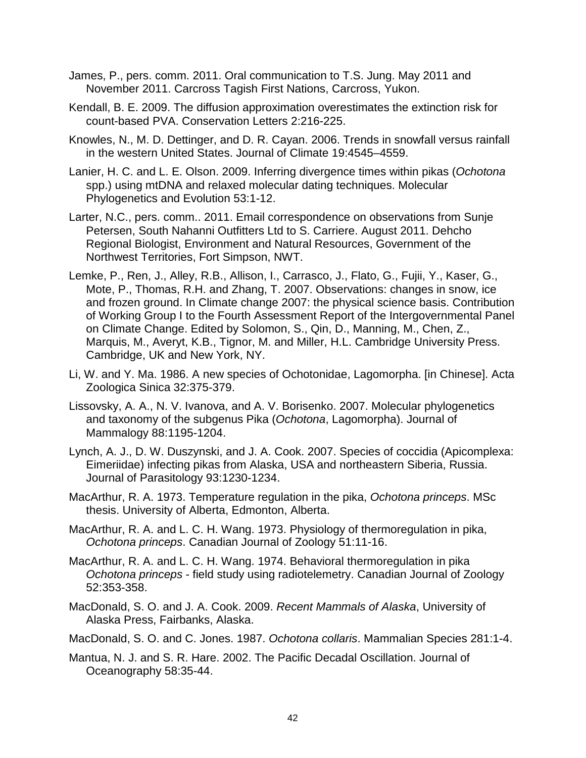James, P., pers. comm. 2011. Oral communication to T.S. Jung. May 2011 and November 2011. Carcross Tagish First Nations, Carcross, Yukon.

Kendall, B. E. 2009. The diffusion approximation overestimates the extinction risk for count-based PVA. Conservation Letters 2:216-225.

Knowles, N., M. D. Dettinger, and D. R. Cayan. 2006. Trends in snowfall versus rainfall in the western United States. Journal of Climate 19:4545–4559.

Lanier, H. C. and L. E. Olson. 2009. Inferring divergence times within pikas (*Ochotona* spp.) using mtDNA and relaxed molecular dating techniques. Molecular Phylogenetics and Evolution 53:1-12.

Larter, N.C., pers. comm.. 2011. Email correspondence on observations from Sunje Petersen, South Nahanni Outfitters Ltd to S. Carriere. August 2011. Dehcho Regional Biologist, Environment and Natural Resources, Government of the Northwest Territories, Fort Simpson, NWT.

Lemke, P., Ren, J., Alley, R.B., Allison, I., Carrasco, J., Flato, G., Fujii, Y., Kaser, G., Mote, P., Thomas, R.H. and Zhang, T. 2007. Observations: changes in snow, ice and frozen ground. In Climate change 2007: the physical science basis. Contribution of Working Group I to the Fourth Assessment Report of the Intergovernmental Panel on Climate Change. Edited by Solomon, S., Qin, D., Manning, M., Chen, Z., Marquis, M., Averyt, K.B., Tignor, M. and Miller, H.L. Cambridge University Press. Cambridge, UK and New York, NY.

Li, W. and Y. Ma. 1986. A new species of Ochotonidae, Lagomorpha. [in Chinese]. Acta Zoologica Sinica 32:375-379.

Lissovsky, A. A., N. V. Ivanova, and A. V. Borisenko. 2007. Molecular phylogenetics and taxonomy of the subgenus Pika (*Ochotona*, Lagomorpha). Journal of Mammalogy 88:1195-1204.

Lynch, A. J., D. W. Duszynski, and J. A. Cook. 2007. Species of coccidia (Apicomplexa: Eimeriidae) infecting pikas from Alaska, USA and northeastern Siberia, Russia. Journal of Parasitology 93:1230-1234.

MacArthur, R. A. 1973. Temperature regulation in the pika, *Ochotona princeps*. MSc thesis. University of Alberta, Edmonton, Alberta.

MacArthur, R. A. and L. C. H. Wang. 1973. Physiology of thermoregulation in pika, *Ochotona princeps*. Canadian Journal of Zoology 51:11-16.

MacArthur, R. A. and L. C. H. Wang. 1974. Behavioral thermoregulation in pika *Ochotona princeps* - field study using radiotelemetry. Canadian Journal of Zoology 52:353-358.

MacDonald, S. O. and J. A. Cook. 2009. *Recent Mammals of Alaska*, University of Alaska Press, Fairbanks, Alaska.

MacDonald, S. O. and C. Jones. 1987. *Ochotona collaris*. Mammalian Species 281:1-4.

Mantua, N. J. and S. R. Hare. 2002. The Pacific Decadal Oscillation. Journal of Oceanography 58:35-44.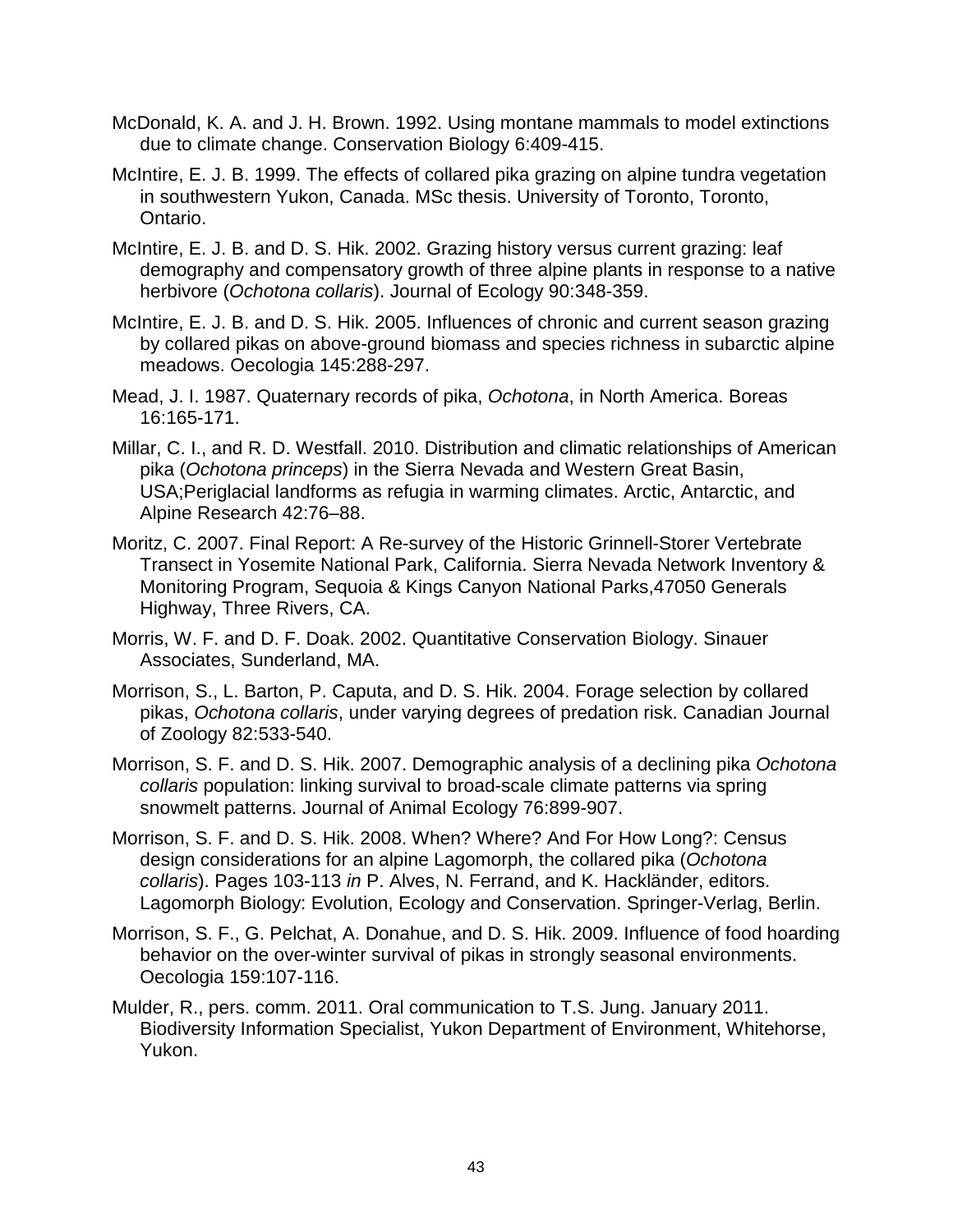McDonald, K. A. and J. H. Brown. 1992. Using montane mammals to model extinctions due to climate change. Conservation Biology 6:409-415.

McIntire, E. J. B. 1999. The effects of collared pika grazing on alpine tundra vegetation in southwestern Yukon, Canada. MSc thesis. University of Toronto, Toronto, Ontario.

McIntire, E. J. B. and D. S. Hik. 2002. Grazing history versus current grazing: leaf demography and compensatory growth of three alpine plants in response to a native herbivore (*Ochotona collaris*). Journal of Ecology 90:348-359.

McIntire, E. J. B. and D. S. Hik. 2005. Influences of chronic and current season grazing by collared pikas on above-ground biomass and species richness in subarctic alpine meadows. Oecologia 145:288-297.

Mead, J. I. 1987. Quaternary records of pika, *Ochotona*, in North America. Boreas 16:165-171.

Millar, C. I., and R. D. Westfall. 2010. Distribution and climatic relationships of American pika (*Ochotona princeps*) in the Sierra Nevada and Western Great Basin, USA;Periglacial landforms as refugia in warming climates. Arctic, Antarctic, and Alpine Research 42:76–88.

Moritz, C. 2007. Final Report: A Re-survey of the Historic Grinnell-Storer Vertebrate Transect in Yosemite National Park, California. Sierra Nevada Network Inventory & Monitoring Program, Sequoia & Kings Canyon National Parks,47050 Generals Highway, Three Rivers, CA.

Morris, W. F. and D. F. Doak. 2002. Quantitative Conservation Biology. Sinauer Associates, Sunderland, MA.

Morrison, S., L. Barton, P. Caputa, and D. S. Hik. 2004. Forage selection by collared pikas, *Ochotona collaris*, under varying degrees of predation risk. Canadian Journal of Zoology 82:533-540.

Morrison, S. F. and D. S. Hik. 2007. Demographic analysis of a declining pika *Ochotona collaris* population: linking survival to broad-scale climate patterns via spring snowmelt patterns. Journal of Animal Ecology 76:899-907.

Morrison, S. F. and D. S. Hik. 2008. When? Where? And For How Long?: Census design considerations for an alpine Lagomorph, the collared pika (*Ochotona collaris*). Pages 103-113 *in* P. Alves, N. Ferrand, and K. Hackländer, editors. Lagomorph Biology: Evolution, Ecology and Conservation. Springer-Verlag, Berlin.

Morrison, S. F., G. Pelchat, A. Donahue, and D. S. Hik. 2009. Influence of food hoarding behavior on the over-winter survival of pikas in strongly seasonal environments. Oecologia 159:107-116.

Mulder, R., pers. comm. 2011. Oral communication to T.S. Jung. January 2011. Biodiversity Information Specialist, Yukon Department of Environment, Whitehorse, Yukon.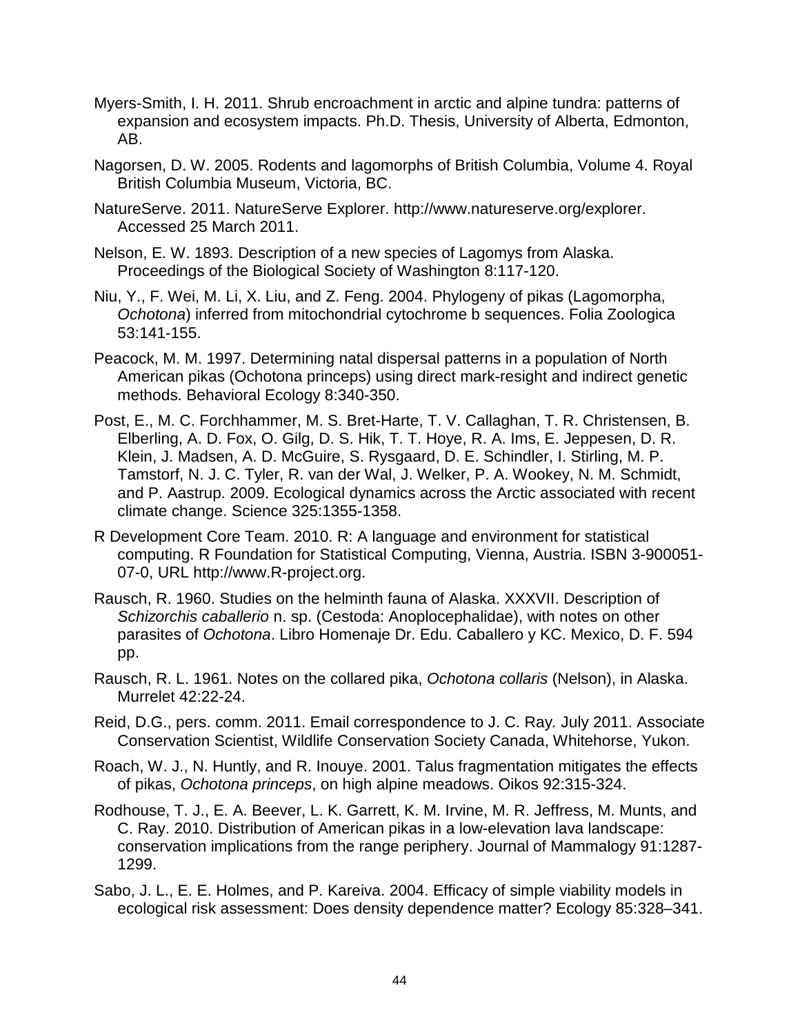Myers-Smith, I. H. 2011. Shrub encroachment in arctic and alpine tundra: patterns of expansion and ecosystem impacts. Ph.D. Thesis, University of Alberta, Edmonton, AB.

Nagorsen, D. W. 2005. Rodents and lagomorphs of British Columbia, Volume 4. Royal British Columbia Museum, Victoria, BC.

NatureServe. 2011. NatureServe Explorer. http://www.natureserve.org/explorer. Accessed 25 March 2011.

Nelson, E. W. 1893. Description of a new species of Lagomys from Alaska. Proceedings of the Biological Society of Washington 8:117-120.

Niu, Y., F. Wei, M. Li, X. Liu, and Z. Feng. 2004. Phylogeny of pikas (Lagomorpha, *Ochotona*) inferred from mitochondrial cytochrome b sequences. Folia Zoologica 53:141-155.

Peacock, M. M. 1997. Determining natal dispersal patterns in a population of North American pikas (Ochotona princeps) using direct mark-resight and indirect genetic methods. Behavioral Ecology 8:340-350.

Post, E., M. C. Forchhammer, M. S. Bret-Harte, T. V. Callaghan, T. R. Christensen, B. Elberling, A. D. Fox, O. Gilg, D. S. Hik, T. T. Hoye, R. A. Ims, E. Jeppesen, D. R. Klein, J. Madsen, A. D. McGuire, S. Rysgaard, D. E. Schindler, I. Stirling, M. P. Tamstorf, N. J. C. Tyler, R. van der Wal, J. Welker, P. A. Wookey, N. M. Schmidt, and P. Aastrup. 2009. Ecological dynamics across the Arctic associated with recent climate change. Science 325:1355-1358.

R Development Core Team. 2010. R: A language and environment for statistical computing. R Foundation for Statistical Computing, Vienna, Austria. ISBN 3-900051-07-0, URL http://www.R-project.org.

Rausch, R. 1960. Studies on the helminth fauna of Alaska. XXXVII. Description of *Schizorchis caballerio* n. sp. (Cestoda: Anoplocephalidae), with notes on other parasites of *Ochotona*. Libro Homenaje Dr. Edu. Caballero y KC. Mexico, D. F. 594 pp.

Rausch, R. L. 1961. Notes on the collared pika, *Ochotona collaris* (Nelson), in Alaska. Murrelet 42:22-24.

Reid, D.G., pers. comm. 2011. Email correspondence to J. C. Ray. July 2011. Associate Conservation Scientist, Wildlife Conservation Society Canada, Whitehorse, Yukon.

Roach, W. J., N. Huntly, and R. Inouye. 2001. Talus fragmentation mitigates the effects of pikas, *Ochotona princeps*, on high alpine meadows. Oikos 92:315-324.

Rodhouse, T. J., E. A. Beever, L. K. Garrett, K. M. Irvine, M. R. Jeffress, M. Munts, and C. Ray. 2010. Distribution of American pikas in a low-elevation lava landscape: conservation implications from the range periphery. Journal of Mammalogy 91:1287-1299.

Sabo, J. L., E. E. Holmes, and P. Kareiva. 2004. Efficacy of simple viability models in ecological risk assessment: Does density dependence matter? Ecology 85:328–341.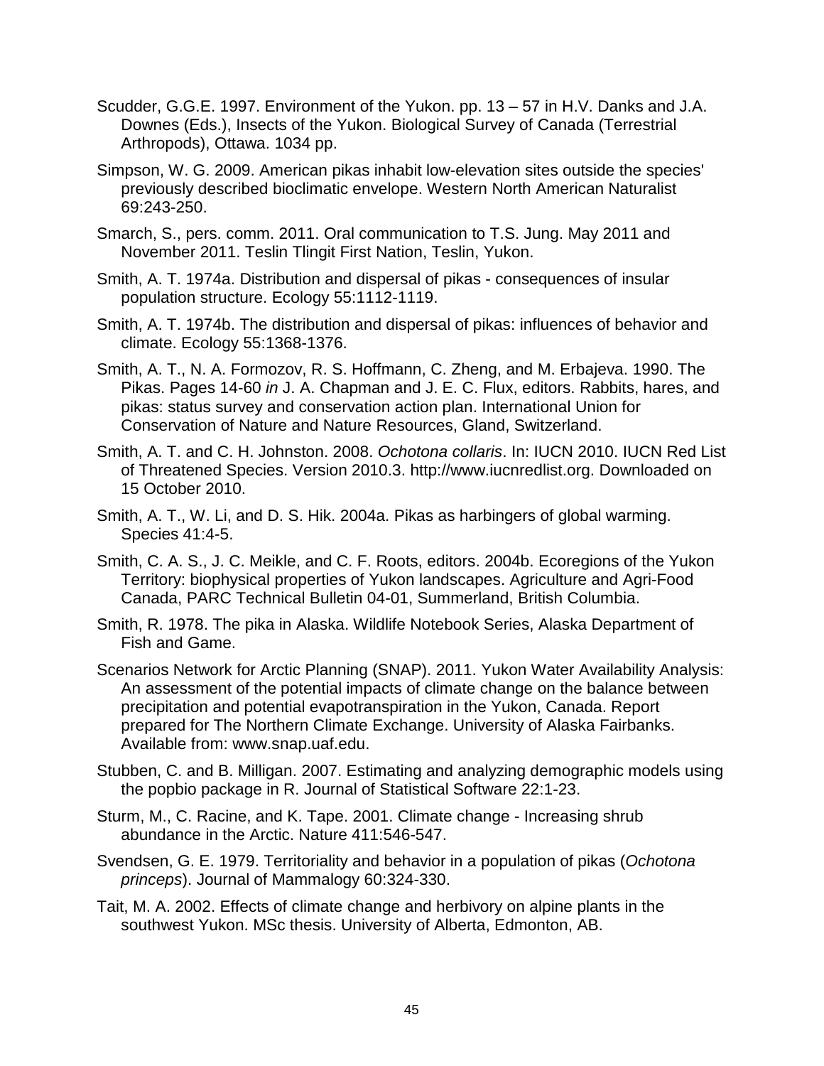Scudder, G.G.E. 1997. Environment of the Yukon. pp. 13 – 57 in H.V. Danks and J.A. Downes (Eds.), Insects of the Yukon. Biological Survey of Canada (Terrestrial Arthropods), Ottawa. 1034 pp.

Simpson, W. G. 2009. American pikas inhabit low-elevation sites outside the species' previously described bioclimatic envelope. Western North American Naturalist 69:243-250.

Smarch, S., pers. comm. 2011. Oral communication to T.S. Jung. May 2011 and November 2011. Teslin Tlingit First Nation, Teslin, Yukon.

Smith, A. T. 1974a. Distribution and dispersal of pikas - consequences of insular population structure. Ecology 55:1112-1119.

Smith, A. T. 1974b. The distribution and dispersal of pikas: influences of behavior and climate. Ecology 55:1368-1376.

Smith, A. T., N. A. Formozov, R. S. Hoffmann, C. Zheng, and M. Erbajeva. 1990. The Pikas. Pages 14-60 *in* J. A. Chapman and J. E. C. Flux, editors. Rabbits, hares, and pikas: status survey and conservation action plan. International Union for Conservation of Nature and Nature Resources, Gland, Switzerland.

Smith, A. T. and C. H. Johnston. 2008. *Ochotona collaris*. In: IUCN 2010. IUCN Red List of Threatened Species. Version 2010.3. http://www.iucnredlist.org. Downloaded on 15 October 2010.

Smith, A. T., W. Li, and D. S. Hik. 2004a. Pikas as harbingers of global warming. Species 41:4-5.

Smith, C. A. S., J. C. Meikle, and C. F. Roots, editors. 2004b. Ecoregions of the Yukon Territory: biophysical properties of Yukon landscapes. Agriculture and Agri-Food Canada, PARC Technical Bulletin 04-01, Summerland, British Columbia.

Smith, R. 1978. The pika in Alaska. Wildlife Notebook Series, Alaska Department of Fish and Game.

Scenarios Network for Arctic Planning (SNAP). 2011. Yukon Water Availability Analysis: An assessment of the potential impacts of climate change on the balance between precipitation and potential evapotranspiration in the Yukon, Canada. Report prepared for The Northern Climate Exchange. University of Alaska Fairbanks. Available from: www.snap.uaf.edu.

Stubben, C. and B. Milligan. 2007. Estimating and analyzing demographic models using the popbio package in R. Journal of Statistical Software 22:1-23.

Sturm, M., C. Racine, and K. Tape. 2001. Climate change - Increasing shrub abundance in the Arctic. Nature 411:546-547.

Svendsen, G. E. 1979. Territoriality and behavior in a population of pikas (*Ochotona princeps*). Journal of Mammalogy 60:324-330.

Tait, M. A. 2002. Effects of climate change and herbivory on alpine plants in the southwest Yukon. MSc thesis. University of Alberta, Edmonton, AB.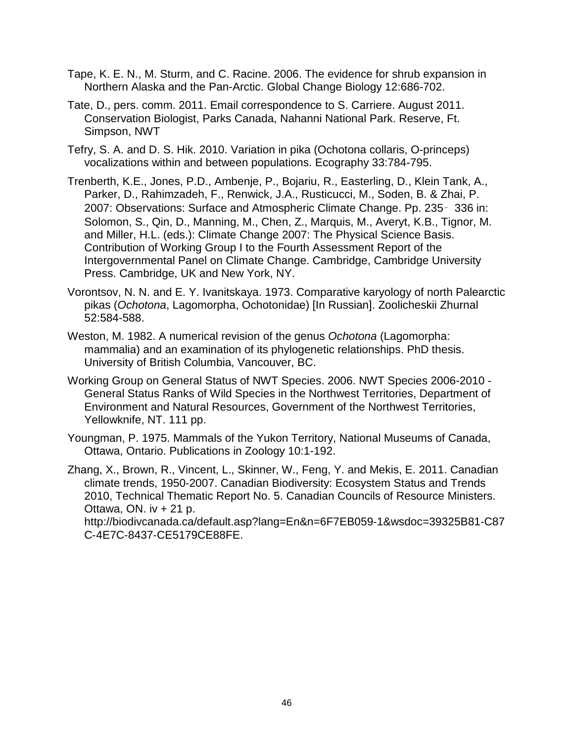Tape, K. E. N., M. Sturm, and C. Racine. 2006. The evidence for shrub expansion in Northern Alaska and the Pan-Arctic. Global Change Biology 12:686-702.

Tate, D., pers. comm. 2011. Email correspondence to S. Carriere. August 2011. Conservation Biologist, Parks Canada, Nahanni National Park. Reserve, Ft. Simpson, NWT

Tefry, S. A. and D. S. Hik. 2010. Variation in pika (Ochotona collaris, O-princeps) vocalizations within and between populations. Ecography 33:784-795.

Trenberth, K.E., Jones, P.D., Ambenje, P., Bojariu, R., Easterling, D., Klein Tank, A., Parker, D., Rahimzadeh, F., Renwick, J.A., Rusticucci, M., Soden, B. & Zhai, P. 2007: Observations: Surface and Atmospheric Climate Change. Pp. 235‐336 in: Solomon, S., Qin, D., Manning, M., Chen, Z., Marquis, M., Averyt, K.B., Tignor, M. and Miller, H.L. (eds.): Climate Change 2007: The Physical Science Basis. Contribution of Working Group I to the Fourth Assessment Report of the Intergovernmental Panel on Climate Change. Cambridge, Cambridge University Press. Cambridge, UK and New York, NY.

Vorontsov, N. N. and E. Y. Ivanitskaya. 1973. Comparative karyology of north Palearctic pikas (*Ochotona*, Lagomorpha, Ochotonidae) [In Russian]. Zoolicheskii Zhurnal 52:584-588.

Weston, M. 1982. A numerical revision of the genus *Ochotona* (Lagomorpha: mammalia) and an examination of its phylogenetic relationships. PhD thesis. University of British Columbia, Vancouver, BC.

Working Group on General Status of NWT Species. 2006. NWT Species 2006-2010 - General Status Ranks of Wild Species in the Northwest Territories, Department of Environment and Natural Resources, Government of the Northwest Territories, Yellowknife, NT. 111 pp.

Youngman, P. 1975. Mammals of the Yukon Territory, National Museums of Canada, Ottawa, Ontario. Publications in Zoology 10:1-192.

Zhang, X., Brown, R., Vincent, L., Skinner, W., Feng, Y. and Mekis, E. 2011. Canadian climate trends, 1950-2007. Canadian Biodiversity: Ecosystem Status and Trends 2010, Technical Thematic Report No. 5. Canadian Councils of Resource Ministers. Ottawa, ON. iv + 21 p. http://biodivcanada.ca/default.asp?lang=En&n=6F7EB059-1&wsdoc=39325B81-C87C-4E7C-8437-CE5179CE88FE.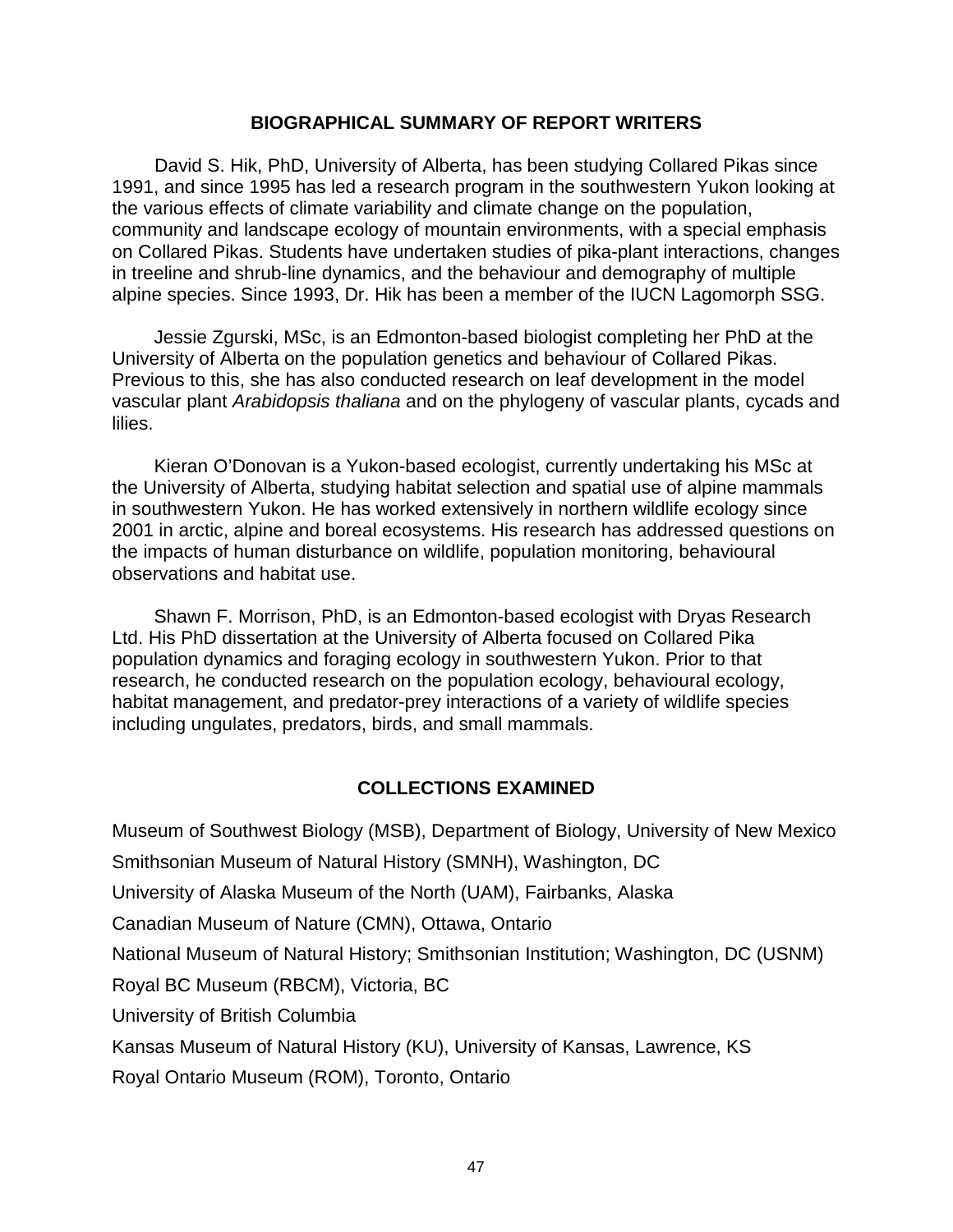## BIOGRAPHICAL SUMMARY OF REPORT WRITERS

David S. Hik, PhD, University of Alberta, has been studying Collared Pikas since 1991, and since 1995 has led a research program in the southwestern Yukon looking at the various effects of climate variability and climate change on the population, community and landscape ecology of mountain environments, with a special emphasis on Collared Pikas. Students have undertaken studies of pika-plant interactions, changes in treeline and shrub-line dynamics, and the behaviour and demography of multiple alpine species. Since 1993, Dr. Hik has been a member of the IUCN Lagomorph SSG.

Jessie Zgurski, MSc, is an Edmonton-based biologist completing her PhD at the University of Alberta on the population genetics and behaviour of Collared Pikas. Previous to this, she has also conducted research on leaf development in the model vascular plant *Arabidopsis thaliana* and on the phylogeny of vascular plants, cycads and lilies.

Kieran O'Donovan is a Yukon-based ecologist, currently undertaking his MSc at the University of Alberta, studying habitat selection and spatial use of alpine mammals in southwestern Yukon. He has worked extensively in northern wildlife ecology since 2001 in arctic, alpine and boreal ecosystems. His research has addressed questions on the impacts of human disturbance on wildlife, population monitoring, behavioural observations and habitat use.

Shawn F. Morrison, PhD, is an Edmonton-based ecologist with Dryas Research Ltd. His PhD dissertation at the University of Alberta focused on Collared Pika population dynamics and foraging ecology in southwestern Yukon. Prior to that research, he conducted research on the population ecology, behavioural ecology, habitat management, and predator-prey interactions of a variety of wildlife species including ungulates, predators, birds, and small mammals.

## COLLECTIONS EXAMINED

Museum of Southwest Biology (MSB), Department of Biology, University of New Mexico

Smithsonian Museum of Natural History (SMNH), Washington, DC

University of Alaska Museum of the North (UAM), Fairbanks, Alaska

Canadian Museum of Nature (CMN), Ottawa, Ontario

National Museum of Natural History; Smithsonian Institution; Washington, DC (USNM)

Royal BC Museum (RBCM), Victoria, BC

University of British Columbia

Kansas Museum of Natural History (KU), University of Kansas, Lawrence, KS

Royal Ontario Museum (ROM), Toronto, Ontario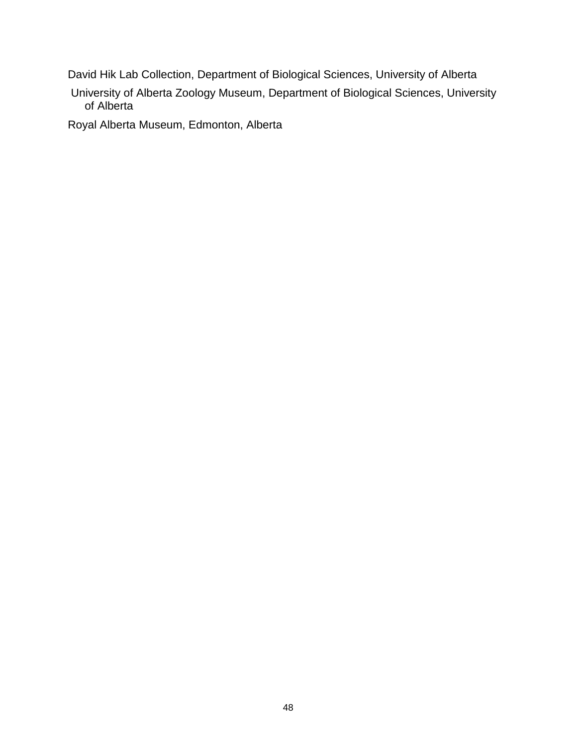David Hik Lab Collection, Department of Biological Sciences, University of Alberta

University of Alberta Zoology Museum, Department of Biological Sciences, University of Alberta

Royal Alberta Museum, Edmonton, Alberta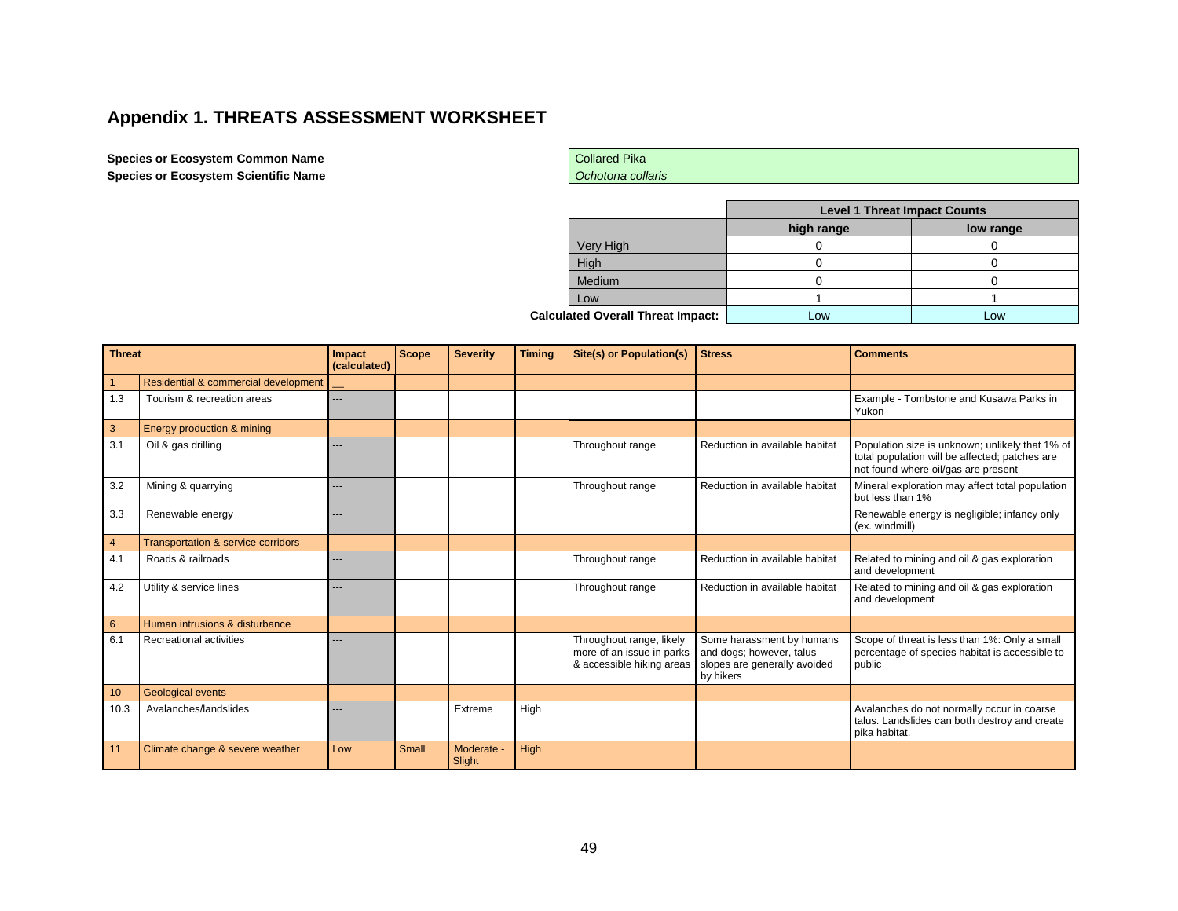## Appendix 1. THREATS ASSESSMENT WORKSHEET

| | |
|---|---|
| **Species or Ecosystem Common Name** | Collared Pika |
| **Species or Ecosystem Scientific Name** | *Ochotona collaris* |

| | Level 1 Threat Impact Counts | |
|---|---|---|
| | **high range** | **low range** |
| Very High | 0 | 0 |
| High | 0 | 0 |
| Medium | 0 | 0 |
| Low | 1 | 1 |
| **Calculated Overall Threat Impact:** | Low | Low |

| Threat | | Impact (calculated) | Scope | Severity | Timing | Site(s) or Population(s) | Stress | Comments |
|---|---|---|---|---|---|---|---|---|
| 1 | Residential & commercial development | __ | | | | | | |
| 1.3 | Tourism & recreation areas | --- | | | | | | Example - Tombstone and Kusawa Parks in Yukon |
| 3 | Energy production & mining | | | | | | | |
| 3.1 | Oil & gas drilling | --- | | | | Throughout range | Reduction in available habitat | Population size is unknown; unlikely that 1% of total population will be affected; patches are not found where oil/gas are present |
| 3.2 | Mining & quarrying | --- | | | | Throughout range | Reduction in available habitat | Mineral exploration may affect total population but less than 1% |
| 3.3 | Renewable energy | --- | | | | | | Renewable energy is negligible; infancy only (ex. windmill) |
| 4 | Transportation & service corridors | | | | | | | |
| 4.1 | Roads & railroads | --- | | | | Throughout range | Reduction in available habitat | Related to mining and oil & gas exploration and development |
| 4.2 | Utility & service lines | --- | | | | Throughout range | Reduction in available habitat | Related to mining and oil & gas exploration and development |
| 6 | Human intrusions & disturbance | | | | | | | |
| 6.1 | Recreational activities | --- | | | | Throughout range, likely more of an issue in parks & accessible hiking areas | Some harassment by humans and dogs; however, talus slopes are generally avoided by hikers | Scope of threat is less than 1%: Only a small percentage of species habitat is accessible to public |
| 10 | Geological events | | | | | | | |
| 10.3 | Avalanches/landslides | --- | | Extreme | High | | | Avalanches do not normally occur in coarse talus. Landslides can both destroy and create pika habitat. |
| 11 | Climate change & severe weather | Low | Small | Moderate - Slight | High | | | |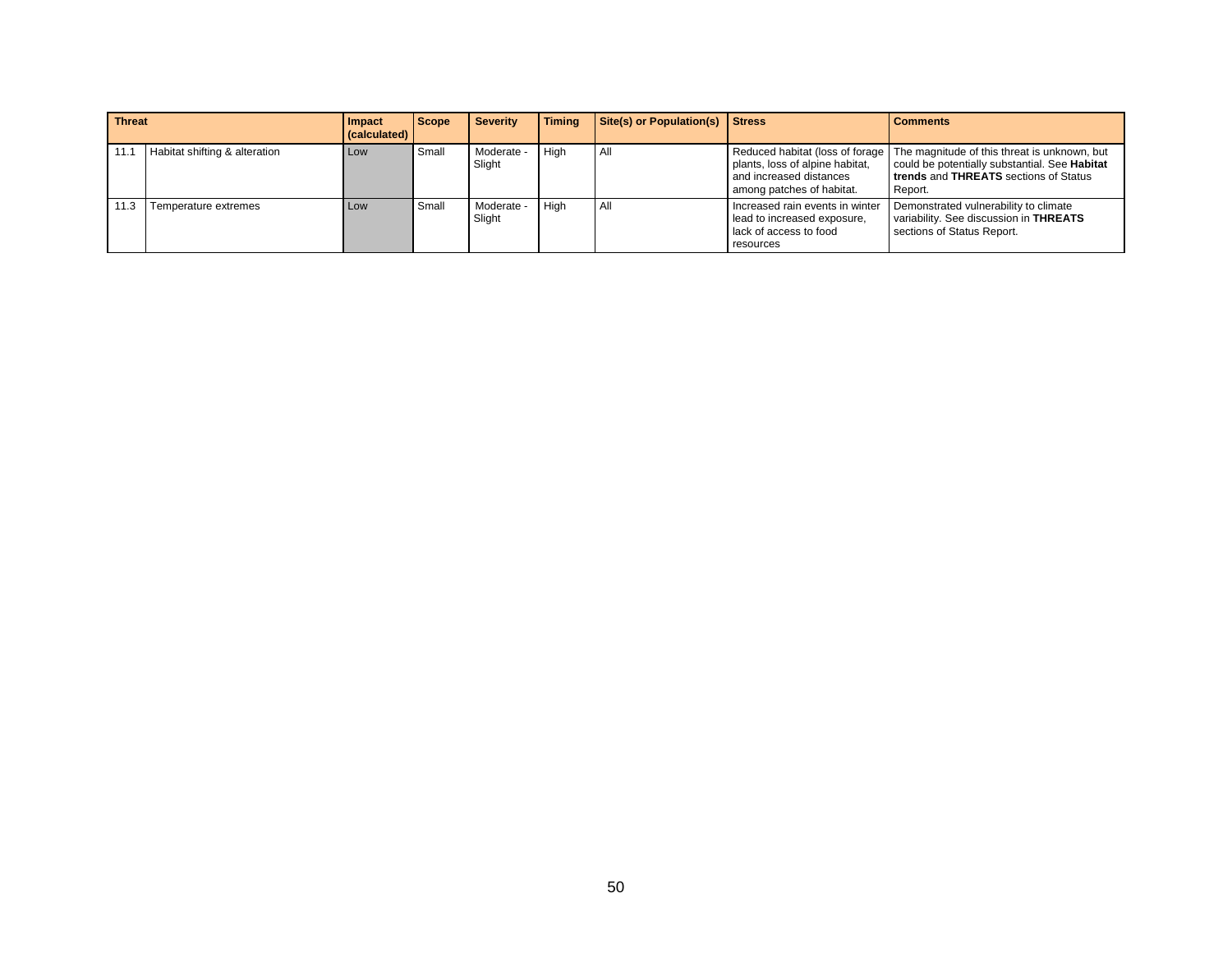| Threat | | Impact (calculated) | Scope | Severity | Timing | Site(s) or Population(s) | Stress | Comments |
|---|---|---|---|---|---|---|---|---|
| 11.1 | Habitat shifting & alteration | Low | Small | Moderate - Slight | High | All | Reduced habitat (loss of forage plants, loss of alpine habitat, and increased distances among patches of habitat. | The magnitude of this threat is unknown, but could be potentially substantial. See **Habitat trends** and **THREATS** sections of Status Report. |
| 11.3 | Temperature extremes | Low | Small | Moderate - Slight | High | All | Increased rain events in winter lead to increased exposure, lack of access to food resources | Demonstrated vulnerability to climate variability. See discussion in **THREATS** sections of Status Report. |